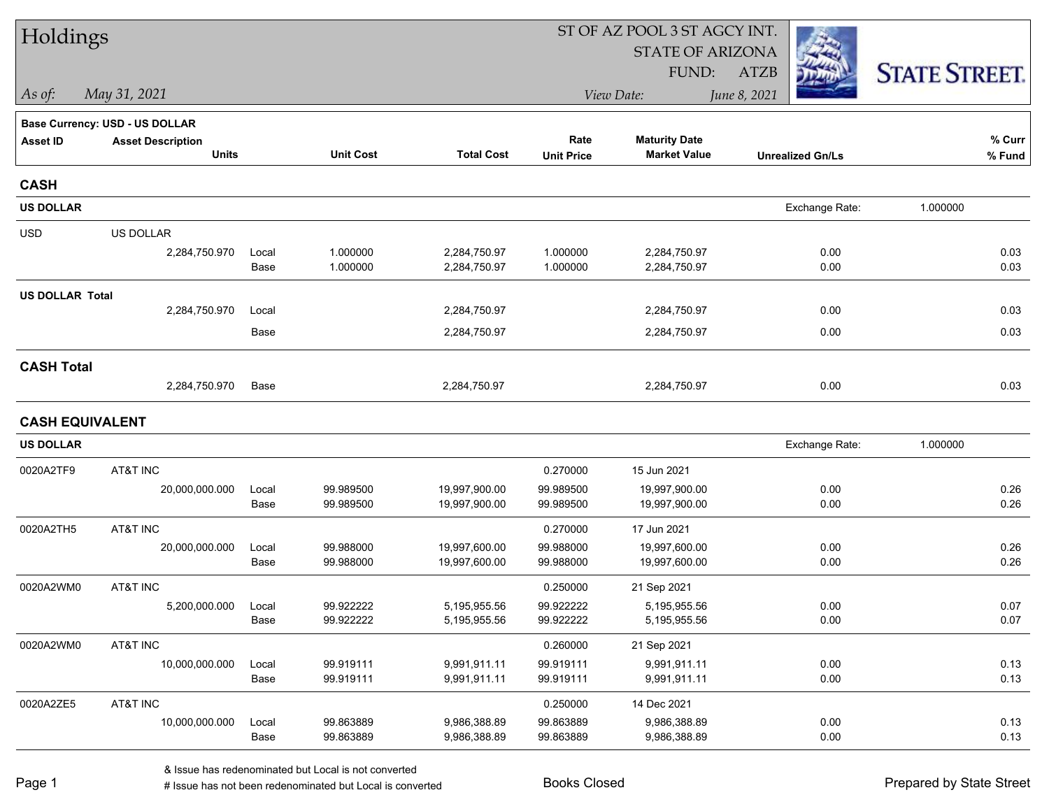# Holdings

ST OF AZ POOL 3 ST AGCY INT.
STATE OF ARIZONA
FUND: ATZB

*As of:* *May 31, 2021*

*View Date:* *June 8, 2021*

STATE STREET.

**Base Currency: USD - US DOLLAR**

| Asset ID | Asset Description / Units | | Unit Cost | Total Cost | Rate / Unit Price | Maturity Date / Market Value | Unrealized Gn/Ls | % Curr / % Fund |
|---|---|---|---|---|---|---|---|---|

## CASH

**US DOLLAR** — Exchange Rate: 1.000000

| Asset ID | Asset Description / Units | | Unit Cost | Total Cost | Rate / Unit Price | Maturity Date / Market Value | Unrealized Gn/Ls | % Curr / % Fund |
|---|---|---|---|---|---|---|---|---|
| USD | US DOLLAR | | | | | | | |
| | 2,284,750.970 | Local | 1.000000 | 2,284,750.97 | 1.000000 | 2,284,750.97 | 0.00 | 0.03 |
| | | Base | 1.000000 | 2,284,750.97 | 1.000000 | 2,284,750.97 | 0.00 | 0.03 |
| **US DOLLAR Total** | | | | | | | | |
| | 2,284,750.970 | Local | | 2,284,750.97 | | 2,284,750.97 | 0.00 | 0.03 |
| | | Base | | 2,284,750.97 | | 2,284,750.97 | 0.00 | 0.03 |
| **CASH Total** | | | | | | | | |
| | 2,284,750.970 | Base | | 2,284,750.97 | | 2,284,750.97 | 0.00 | 0.03 |

## CASH EQUIVALENT

**US DOLLAR** — Exchange Rate: 1.000000

| Asset ID | Asset Description / Units | | Unit Cost | Total Cost | Rate / Unit Price | Maturity Date / Market Value | Unrealized Gn/Ls | % Curr / % Fund |
|---|---|---|---|---|---|---|---|---|
| 0020A2TF9 | AT&T INC | | | | 0.270000 | 15 Jun 2021 | | |
| | 20,000,000.000 | Local | 99.989500 | 19,997,900.00 | 99.989500 | 19,997,900.00 | 0.00 | 0.26 |
| | | Base | 99.989500 | 19,997,900.00 | 99.989500 | 19,997,900.00 | 0.00 | 0.26 |
| 0020A2TH5 | AT&T INC | | | | 0.270000 | 17 Jun 2021 | | |
| | 20,000,000.000 | Local | 99.988000 | 19,997,600.00 | 99.988000 | 19,997,600.00 | 0.00 | 0.26 |
| | | Base | 99.988000 | 19,997,600.00 | 99.988000 | 19,997,600.00 | 0.00 | 0.26 |
| 0020A2WM0 | AT&T INC | | | | 0.250000 | 21 Sep 2021 | | |
| | 5,200,000.000 | Local | 99.922222 | 5,195,955.56 | 99.922222 | 5,195,955.56 | 0.00 | 0.07 |
| | | Base | 99.922222 | 5,195,955.56 | 99.922222 | 5,195,955.56 | 0.00 | 0.07 |
| 0020A2WM0 | AT&T INC | | | | 0.260000 | 21 Sep 2021 | | |
| | 10,000,000.000 | Local | 99.919111 | 9,991,911.11 | 99.919111 | 9,991,911.11 | 0.00 | 0.13 |
| | | Base | 99.919111 | 9,991,911.11 | 99.919111 | 9,991,911.11 | 0.00 | 0.13 |
| 0020A2ZE5 | AT&T INC | | | | 0.250000 | 14 Dec 2021 | | |
| | 10,000,000.000 | Local | 99.863889 | 9,986,388.89 | 99.863889 | 9,986,388.89 | 0.00 | 0.13 |
| | | Base | 99.863889 | 9,986,388.89 | 99.863889 | 9,986,388.89 | 0.00 | 0.13 |

& Issue has redenominated but Local is not converted
# Issue has not been redenominated but Local is converted

Books Closed

Prepared by State Street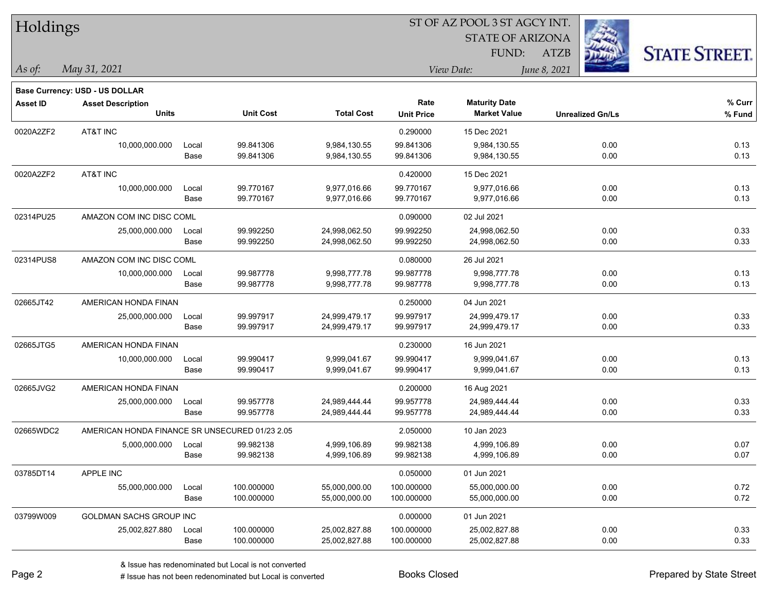# Holdings

ST OF AZ POOL 3 ST AGCY INT.
STATE OF ARIZONA
FUND: ATZB

*As of:* *May 31, 2021*

*View Date:* *June 8, 2021*

**Base Currency: USD - US DOLLAR**

| Asset ID | Asset Description / Units | | Unit Cost | Total Cost | Rate / Unit Price | Maturity Date / Market Value | Unrealized Gn/Ls | % Curr / % Fund |
|---|---|---|---|---|---|---|---|---|
| 0020A2ZF2 | AT&T INC | | | | 0.290000 | 15 Dec 2021 | | |
| | 10,000,000.000 | Local | 99.841306 | 9,984,130.55 | 99.841306 | 9,984,130.55 | 0.00 | 0.13 |
| | | Base | 99.841306 | 9,984,130.55 | 99.841306 | 9,984,130.55 | 0.00 | 0.13 |
| 0020A2ZF2 | AT&T INC | | | | 0.420000 | 15 Dec 2021 | | |
| | 10,000,000.000 | Local | 99.770167 | 9,977,016.66 | 99.770167 | 9,977,016.66 | 0.00 | 0.13 |
| | | Base | 99.770167 | 9,977,016.66 | 99.770167 | 9,977,016.66 | 0.00 | 0.13 |
| 02314PU25 | AMAZON COM INC DISC COML | | | | 0.090000 | 02 Jul 2021 | | |
| | 25,000,000.000 | Local | 99.992250 | 24,998,062.50 | 99.992250 | 24,998,062.50 | 0.00 | 0.33 |
| | | Base | 99.992250 | 24,998,062.50 | 99.992250 | 24,998,062.50 | 0.00 | 0.33 |
| 02314PUS8 | AMAZON COM INC DISC COML | | | | 0.080000 | 26 Jul 2021 | | |
| | 10,000,000.000 | Local | 99.987778 | 9,998,777.78 | 99.987778 | 9,998,777.78 | 0.00 | 0.13 |
| | | Base | 99.987778 | 9,998,777.78 | 99.987778 | 9,998,777.78 | 0.00 | 0.13 |
| 02665JT42 | AMERICAN HONDA FINAN | | | | 0.250000 | 04 Jun 2021 | | |
| | 25,000,000.000 | Local | 99.997917 | 24,999,479.17 | 99.997917 | 24,999,479.17 | 0.00 | 0.33 |
| | | Base | 99.997917 | 24,999,479.17 | 99.997917 | 24,999,479.17 | 0.00 | 0.33 |
| 02665JTG5 | AMERICAN HONDA FINAN | | | | 0.230000 | 16 Jun 2021 | | |
| | 10,000,000.000 | Local | 99.990417 | 9,999,041.67 | 99.990417 | 9,999,041.67 | 0.00 | 0.13 |
| | | Base | 99.990417 | 9,999,041.67 | 99.990417 | 9,999,041.67 | 0.00 | 0.13 |
| 02665JVG2 | AMERICAN HONDA FINAN | | | | 0.200000 | 16 Aug 2021 | | |
| | 25,000,000.000 | Local | 99.957778 | 24,989,444.44 | 99.957778 | 24,989,444.44 | 0.00 | 0.33 |
| | | Base | 99.957778 | 24,989,444.44 | 99.957778 | 24,989,444.44 | 0.00 | 0.33 |
| 02665WDC2 | AMERICAN HONDA FINANCE SR UNSECURED 01/23 2.05 | | | | 2.050000 | 10 Jan 2023 | | |
| | 5,000,000.000 | Local | 99.982138 | 4,999,106.89 | 99.982138 | 4,999,106.89 | 0.00 | 0.07 |
| | | Base | 99.982138 | 4,999,106.89 | 99.982138 | 4,999,106.89 | 0.00 | 0.07 |
| 03785DT14 | APPLE INC | | | | 0.050000 | 01 Jun 2021 | | |
| | 55,000,000.000 | Local | 100.000000 | 55,000,000.00 | 100.000000 | 55,000,000.00 | 0.00 | 0.72 |
| | | Base | 100.000000 | 55,000,000.00 | 100.000000 | 55,000,000.00 | 0.00 | 0.72 |
| 03799W009 | GOLDMAN SACHS GROUP INC | | | | 0.000000 | 01 Jun 2021 | | |
| | 25,002,827.880 | Local | 100.000000 | 25,002,827.88 | 100.000000 | 25,002,827.88 | 0.00 | 0.33 |
| | | Base | 100.000000 | 25,002,827.88 | 100.000000 | 25,002,827.88 | 0.00 | 0.33 |

& Issue has redenominated but Local is not converted
# Issue has not been redenominated but Local is converted

Books Closed

Prepared by State Street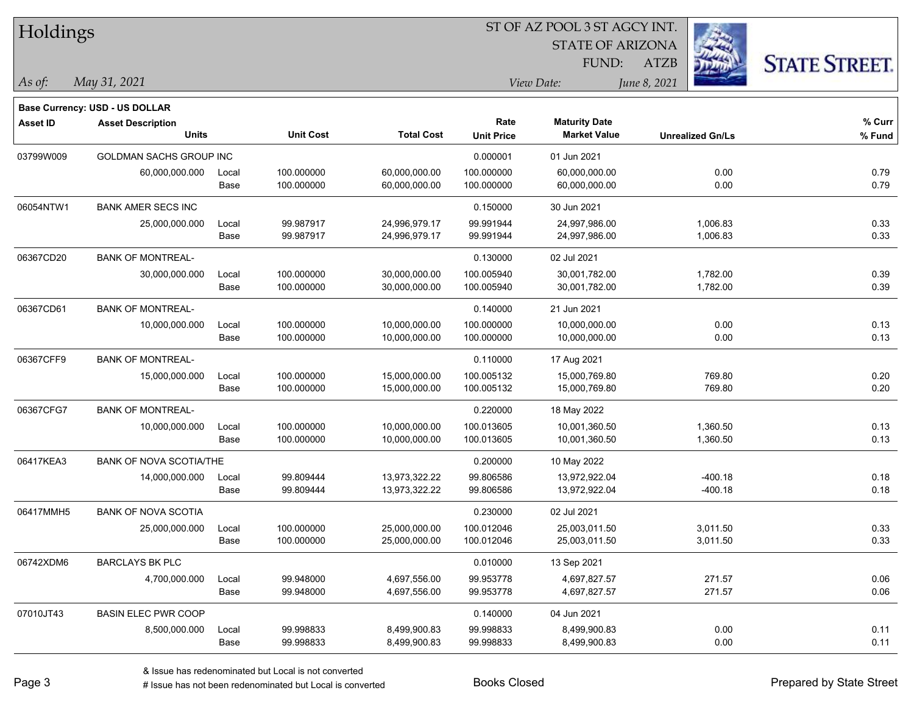# Holdings

ST OF AZ POOL 3 ST AGCY INT.
STATE OF ARIZONA
FUND: ATZB

*As of:* *May 31, 2021*
*View Date:* *June 8, 2021*

**Base Currency: USD - US DOLLAR**

| Asset ID | Asset Description / Units | | Unit Cost | Total Cost | Rate / Unit Price | Maturity Date / Market Value | Unrealized Gn/Ls | % Curr / % Fund |
|---|---|---|---|---|---|---|---|---|
| 03799W009 | GOLDMAN SACHS GROUP INC | | | | 0.000001 | 01 Jun 2021 | | |
| | 60,000,000.000 | Local | 100.000000 | 60,000,000.00 | 100.000000 | 60,000,000.00 | 0.00 | 0.79 |
| | | Base | 100.000000 | 60,000,000.00 | 100.000000 | 60,000,000.00 | 0.00 | 0.79 |
| 06054NTW1 | BANK AMER SECS INC | | | | 0.150000 | 30 Jun 2021 | | |
| | 25,000,000.000 | Local | 99.987917 | 24,996,979.17 | 99.991944 | 24,997,986.00 | 1,006.83 | 0.33 |
| | | Base | 99.987917 | 24,996,979.17 | 99.991944 | 24,997,986.00 | 1,006.83 | 0.33 |
| 06367CD20 | BANK OF MONTREAL- | | | | 0.130000 | 02 Jul 2021 | | |
| | 30,000,000.000 | Local | 100.000000 | 30,000,000.00 | 100.005940 | 30,001,782.00 | 1,782.00 | 0.39 |
| | | Base | 100.000000 | 30,000,000.00 | 100.005940 | 30,001,782.00 | 1,782.00 | 0.39 |
| 06367CD61 | BANK OF MONTREAL- | | | | 0.140000 | 21 Jun 2021 | | |
| | 10,000,000.000 | Local | 100.000000 | 10,000,000.00 | 100.000000 | 10,000,000.00 | 0.00 | 0.13 |
| | | Base | 100.000000 | 10,000,000.00 | 100.000000 | 10,000,000.00 | 0.00 | 0.13 |
| 06367CFF9 | BANK OF MONTREAL- | | | | 0.110000 | 17 Aug 2021 | | |
| | 15,000,000.000 | Local | 100.000000 | 15,000,000.00 | 100.005132 | 15,000,769.80 | 769.80 | 0.20 |
| | | Base | 100.000000 | 15,000,000.00 | 100.005132 | 15,000,769.80 | 769.80 | 0.20 |
| 06367CFG7 | BANK OF MONTREAL- | | | | 0.220000 | 18 May 2022 | | |
| | 10,000,000.000 | Local | 100.000000 | 10,000,000.00 | 100.013605 | 10,001,360.50 | 1,360.50 | 0.13 |
| | | Base | 100.000000 | 10,000,000.00 | 100.013605 | 10,001,360.50 | 1,360.50 | 0.13 |
| 06417KEA3 | BANK OF NOVA SCOTIA/THE | | | | 0.200000 | 10 May 2022 | | |
| | 14,000,000.000 | Local | 99.809444 | 13,973,322.22 | 99.806586 | 13,972,922.04 | -400.18 | 0.18 |
| | | Base | 99.809444 | 13,973,322.22 | 99.806586 | 13,972,922.04 | -400.18 | 0.18 |
| 06417MMH5 | BANK OF NOVA SCOTIA | | | | 0.230000 | 02 Jul 2021 | | |
| | 25,000,000.000 | Local | 100.000000 | 25,000,000.00 | 100.012046 | 25,003,011.50 | 3,011.50 | 0.33 |
| | | Base | 100.000000 | 25,000,000.00 | 100.012046 | 25,003,011.50 | 3,011.50 | 0.33 |
| 06742XDM6 | BARCLAYS BK PLC | | | | 0.010000 | 13 Sep 2021 | | |
| | 4,700,000.000 | Local | 99.948000 | 4,697,556.00 | 99.953778 | 4,697,827.57 | 271.57 | 0.06 |
| | | Base | 99.948000 | 4,697,556.00 | 99.953778 | 4,697,827.57 | 271.57 | 0.06 |
| 07010JT43 | BASIN ELEC PWR COOP | | | | 0.140000 | 04 Jun 2021 | | |
| | 8,500,000.000 | Local | 99.998833 | 8,499,900.83 | 99.998833 | 8,499,900.83 | 0.00 | 0.11 |
| | | Base | 99.998833 | 8,499,900.83 | 99.998833 | 8,499,900.83 | 0.00 | 0.11 |

& Issue has redenominated but Local is not converted
# Issue has not been redenominated but Local is converted

Books Closed

Prepared by State Street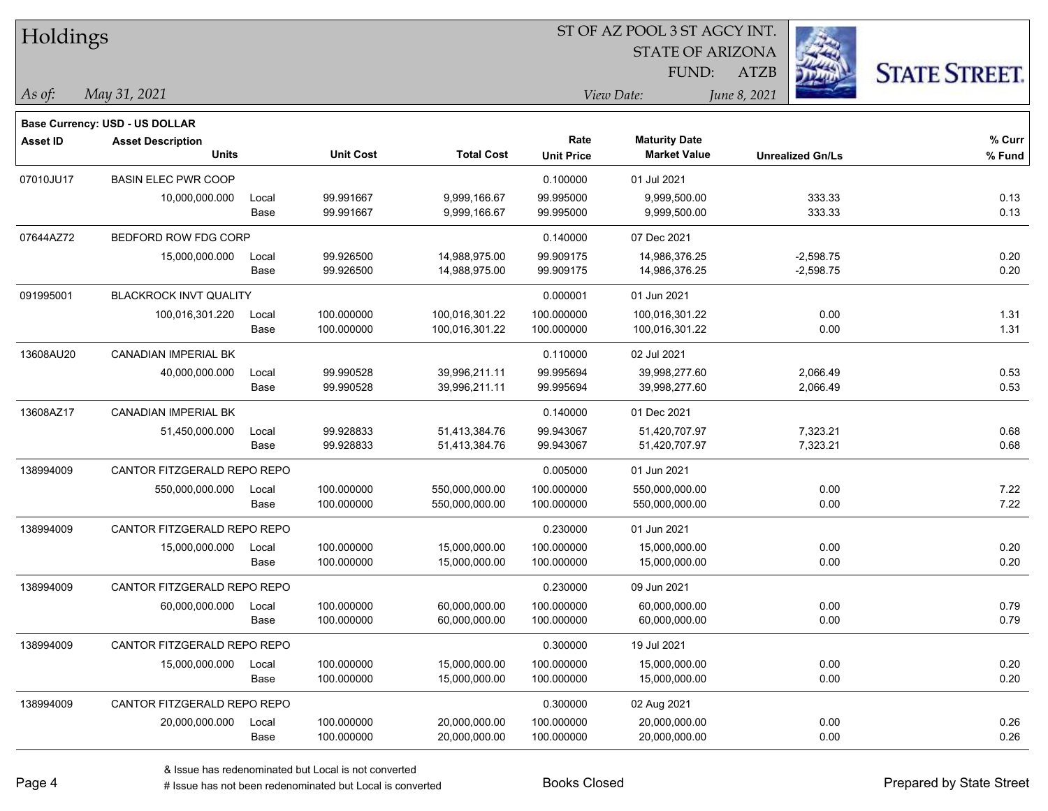# Holdings

ST OF AZ POOL 3 ST AGCY INT.
STATE OF ARIZONA
FUND: ATZB

*As of:* *May 31, 2021*

*View Date:* *June 8, 2021*

**Base Currency: USD - US DOLLAR**

| Asset ID | Asset Description / Units | | Unit Cost | Total Cost | Rate / Unit Price | Maturity Date / Market Value | Unrealized Gn/Ls | % Curr / % Fund |
|---|---|---|---|---|---|---|---|---|
| 07010JU17 | BASIN ELEC PWR COOP | | | | 0.100000 | 01 Jul 2021 | | |
| | 10,000,000.000 | Local | 99.991667 | 9,999,166.67 | 99.995000 | 9,999,500.00 | 333.33 | 0.13 |
| | | Base | 99.991667 | 9,999,166.67 | 99.995000 | 9,999,500.00 | 333.33 | 0.13 |
| 07644AZ72 | BEDFORD ROW FDG CORP | | | | 0.140000 | 07 Dec 2021 | | |
| | 15,000,000.000 | Local | 99.926500 | 14,988,975.00 | 99.909175 | 14,986,376.25 | -2,598.75 | 0.20 |
| | | Base | 99.926500 | 14,988,975.00 | 99.909175 | 14,986,376.25 | -2,598.75 | 0.20 |
| 091995001 | BLACKROCK INVT QUALITY | | | | 0.000001 | 01 Jun 2021 | | |
| | 100,016,301.220 | Local | 100.000000 | 100,016,301.22 | 100.000000 | 100,016,301.22 | 0.00 | 1.31 |
| | | Base | 100.000000 | 100,016,301.22 | 100.000000 | 100,016,301.22 | 0.00 | 1.31 |
| 13608AU20 | CANADIAN IMPERIAL BK | | | | 0.110000 | 02 Jul 2021 | | |
| | 40,000,000.000 | Local | 99.990528 | 39,996,211.11 | 99.995694 | 39,998,277.60 | 2,066.49 | 0.53 |
| | | Base | 99.990528 | 39,996,211.11 | 99.995694 | 39,998,277.60 | 2,066.49 | 0.53 |
| 13608AZ17 | CANADIAN IMPERIAL BK | | | | 0.140000 | 01 Dec 2021 | | |
| | 51,450,000.000 | Local | 99.928833 | 51,413,384.76 | 99.943067 | 51,420,707.97 | 7,323.21 | 0.68 |
| | | Base | 99.928833 | 51,413,384.76 | 99.943067 | 51,420,707.97 | 7,323.21 | 0.68 |
| 138994009 | CANTOR FITZGERALD REPO REPO | | | | 0.005000 | 01 Jun 2021 | | |
| | 550,000,000.000 | Local | 100.000000 | 550,000,000.00 | 100.000000 | 550,000,000.00 | 0.00 | 7.22 |
| | | Base | 100.000000 | 550,000,000.00 | 100.000000 | 550,000,000.00 | 0.00 | 7.22 |
| 138994009 | CANTOR FITZGERALD REPO REPO | | | | 0.230000 | 01 Jun 2021 | | |
| | 15,000,000.000 | Local | 100.000000 | 15,000,000.00 | 100.000000 | 15,000,000.00 | 0.00 | 0.20 |
| | | Base | 100.000000 | 15,000,000.00 | 100.000000 | 15,000,000.00 | 0.00 | 0.20 |
| 138994009 | CANTOR FITZGERALD REPO REPO | | | | 0.230000 | 09 Jun 2021 | | |
| | 60,000,000.000 | Local | 100.000000 | 60,000,000.00 | 100.000000 | 60,000,000.00 | 0.00 | 0.79 |
| | | Base | 100.000000 | 60,000,000.00 | 100.000000 | 60,000,000.00 | 0.00 | 0.79 |
| 138994009 | CANTOR FITZGERALD REPO REPO | | | | 0.300000 | 19 Jul 2021 | | |
| | 15,000,000.000 | Local | 100.000000 | 15,000,000.00 | 100.000000 | 15,000,000.00 | 0.00 | 0.20 |
| | | Base | 100.000000 | 15,000,000.00 | 100.000000 | 15,000,000.00 | 0.00 | 0.20 |
| 138994009 | CANTOR FITZGERALD REPO REPO | | | | 0.300000 | 02 Aug 2021 | | |
| | 20,000,000.000 | Local | 100.000000 | 20,000,000.00 | 100.000000 | 20,000,000.00 | 0.00 | 0.26 |
| | | Base | 100.000000 | 20,000,000.00 | 100.000000 | 20,000,000.00 | 0.00 | 0.26 |

& Issue has redenominated but Local is not converted
# Issue has not been redenominated but Local is converted

Books Closed

Prepared by State Street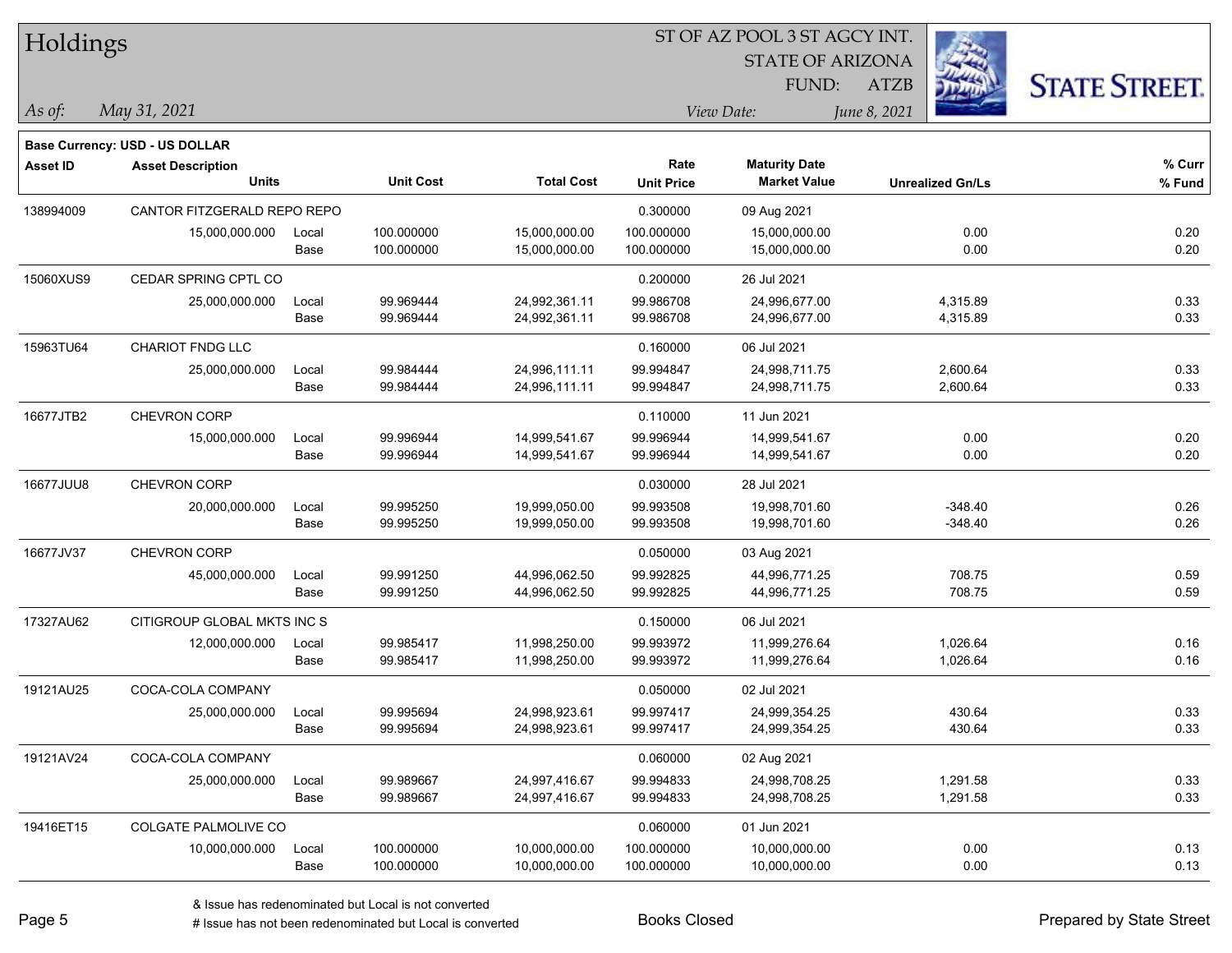# Holdings

ST OF AZ POOL 3 ST AGCY INT.
STATE OF ARIZONA
FUND: ATZB

*As of:* *May 31, 2021*
*View Date:* *June 8, 2021*

**Base Currency: USD - US DOLLAR**

| Asset ID | Asset Description / Units | | Unit Cost | Total Cost | Rate / Unit Price | Maturity Date / Market Value | Unrealized Gn/Ls | % Curr / % Fund |
|---|---|---|---|---|---|---|---|---|
| 138994009 | CANTOR FITZGERALD REPO REPO | | | | 0.300000 | 09 Aug 2021 | | |
| | 15,000,000.000 | Local | 100.000000 | 15,000,000.00 | 100.000000 | 15,000,000.00 | 0.00 | 0.20 |
| | | Base | 100.000000 | 15,000,000.00 | 100.000000 | 15,000,000.00 | 0.00 | 0.20 |
| 15060XUS9 | CEDAR SPRING CPTL CO | | | | 0.200000 | 26 Jul 2021 | | |
| | 25,000,000.000 | Local | 99.969444 | 24,992,361.11 | 99.986708 | 24,996,677.00 | 4,315.89 | 0.33 |
| | | Base | 99.969444 | 24,992,361.11 | 99.986708 | 24,996,677.00 | 4,315.89 | 0.33 |
| 15963TU64 | CHARIOT FNDG LLC | | | | 0.160000 | 06 Jul 2021 | | |
| | 25,000,000.000 | Local | 99.984444 | 24,996,111.11 | 99.994847 | 24,998,711.75 | 2,600.64 | 0.33 |
| | | Base | 99.984444 | 24,996,111.11 | 99.994847 | 24,998,711.75 | 2,600.64 | 0.33 |
| 16677JTB2 | CHEVRON CORP | | | | 0.110000 | 11 Jun 2021 | | |
| | 15,000,000.000 | Local | 99.996944 | 14,999,541.67 | 99.996944 | 14,999,541.67 | 0.00 | 0.20 |
| | | Base | 99.996944 | 14,999,541.67 | 99.996944 | 14,999,541.67 | 0.00 | 0.20 |
| 16677JUU8 | CHEVRON CORP | | | | 0.030000 | 28 Jul 2021 | | |
| | 20,000,000.000 | Local | 99.995250 | 19,999,050.00 | 99.993508 | 19,998,701.60 | -348.40 | 0.26 |
| | | Base | 99.995250 | 19,999,050.00 | 99.993508 | 19,998,701.60 | -348.40 | 0.26 |
| 16677JV37 | CHEVRON CORP | | | | 0.050000 | 03 Aug 2021 | | |
| | 45,000,000.000 | Local | 99.991250 | 44,996,062.50 | 99.992825 | 44,996,771.25 | 708.75 | 0.59 |
| | | Base | 99.991250 | 44,996,062.50 | 99.992825 | 44,996,771.25 | 708.75 | 0.59 |
| 17327AU62 | CITIGROUP GLOBAL MKTS INC S | | | | 0.150000 | 06 Jul 2021 | | |
| | 12,000,000.000 | Local | 99.985417 | 11,998,250.00 | 99.993972 | 11,999,276.64 | 1,026.64 | 0.16 |
| | | Base | 99.985417 | 11,998,250.00 | 99.993972 | 11,999,276.64 | 1,026.64 | 0.16 |
| 19121AU25 | COCA-COLA COMPANY | | | | 0.050000 | 02 Jul 2021 | | |
| | 25,000,000.000 | Local | 99.995694 | 24,998,923.61 | 99.997417 | 24,999,354.25 | 430.64 | 0.33 |
| | | Base | 99.995694 | 24,998,923.61 | 99.997417 | 24,999,354.25 | 430.64 | 0.33 |
| 19121AV24 | COCA-COLA COMPANY | | | | 0.060000 | 02 Aug 2021 | | |
| | 25,000,000.000 | Local | 99.989667 | 24,997,416.67 | 99.994833 | 24,998,708.25 | 1,291.58 | 0.33 |
| | | Base | 99.989667 | 24,997,416.67 | 99.994833 | 24,998,708.25 | 1,291.58 | 0.33 |
| 19416ET15 | COLGATE PALMOLIVE CO | | | | 0.060000 | 01 Jun 2021 | | |
| | 10,000,000.000 | Local | 100.000000 | 10,000,000.00 | 100.000000 | 10,000,000.00 | 0.00 | 0.13 |
| | | Base | 100.000000 | 10,000,000.00 | 100.000000 | 10,000,000.00 | 0.00 | 0.13 |

& Issue has redenominated but Local is not converted
# Issue has not been redenominated but Local is converted

Books Closed

Prepared by State Street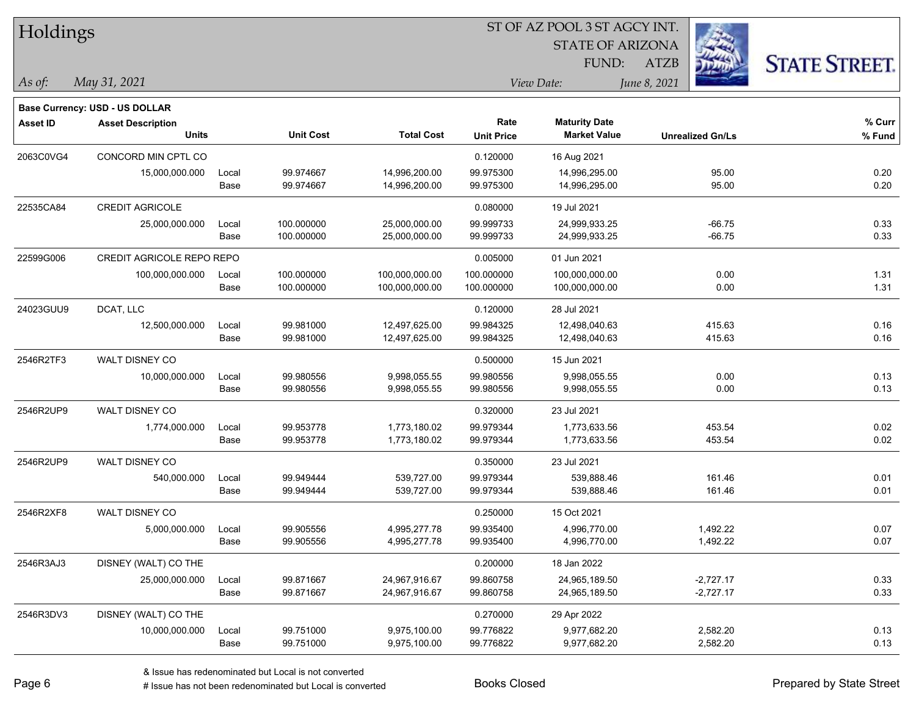# Holdings

ST OF AZ POOL 3 ST AGCY INT.
STATE OF ARIZONA
FUND: ATZB

*As of:* *May 31, 2021*

*View Date:* *June 8, 2021*

**Base Currency: USD - US DOLLAR**

| Asset ID | Asset Description / Units | | Unit Cost | Total Cost | Rate / Unit Price | Maturity Date / Market Value | Unrealized Gn/Ls | % Curr / % Fund |
|---|---|---|---|---|---|---|---|---|
| 2063C0VG4 | CONCORD MIN CPTL CO | | | | 0.120000 | 16 Aug 2021 | | |
| | 15,000,000.000 | Local | 99.974667 | 14,996,200.00 | 99.975300 | 14,996,295.00 | 95.00 | 0.20 |
| | | Base | 99.974667 | 14,996,200.00 | 99.975300 | 14,996,295.00 | 95.00 | 0.20 |
| 22535CA84 | CREDIT AGRICOLE | | | | 0.080000 | 19 Jul 2021 | | |
| | 25,000,000.000 | Local | 100.000000 | 25,000,000.00 | 99.999733 | 24,999,933.25 | -66.75 | 0.33 |
| | | Base | 100.000000 | 25,000,000.00 | 99.999733 | 24,999,933.25 | -66.75 | 0.33 |
| 22599G006 | CREDIT AGRICOLE REPO REPO | | | | 0.005000 | 01 Jun 2021 | | |
| | 100,000,000.000 | Local | 100.000000 | 100,000,000.00 | 100.000000 | 100,000,000.00 | 0.00 | 1.31 |
| | | Base | 100.000000 | 100,000,000.00 | 100.000000 | 100,000,000.00 | 0.00 | 1.31 |
| 24023GUU9 | DCAT, LLC | | | | 0.120000 | 28 Jul 2021 | | |
| | 12,500,000.000 | Local | 99.981000 | 12,497,625.00 | 99.984325 | 12,498,040.63 | 415.63 | 0.16 |
| | | Base | 99.981000 | 12,497,625.00 | 99.984325 | 12,498,040.63 | 415.63 | 0.16 |
| 2546R2TF3 | WALT DISNEY CO | | | | 0.500000 | 15 Jun 2021 | | |
| | 10,000,000.000 | Local | 99.980556 | 9,998,055.55 | 99.980556 | 9,998,055.55 | 0.00 | 0.13 |
| | | Base | 99.980556 | 9,998,055.55 | 99.980556 | 9,998,055.55 | 0.00 | 0.13 |
| 2546R2UP9 | WALT DISNEY CO | | | | 0.320000 | 23 Jul 2021 | | |
| | 1,774,000.000 | Local | 99.953778 | 1,773,180.02 | 99.979344 | 1,773,633.56 | 453.54 | 0.02 |
| | | Base | 99.953778 | 1,773,180.02 | 99.979344 | 1,773,633.56 | 453.54 | 0.02 |
| 2546R2UP9 | WALT DISNEY CO | | | | 0.350000 | 23 Jul 2021 | | |
| | 540,000.000 | Local | 99.949444 | 539,727.00 | 99.979344 | 539,888.46 | 161.46 | 0.01 |
| | | Base | 99.949444 | 539,727.00 | 99.979344 | 539,888.46 | 161.46 | 0.01 |
| 2546R2XF8 | WALT DISNEY CO | | | | 0.250000 | 15 Oct 2021 | | |
| | 5,000,000.000 | Local | 99.905556 | 4,995,277.78 | 99.935400 | 4,996,770.00 | 1,492.22 | 0.07 |
| | | Base | 99.905556 | 4,995,277.78 | 99.935400 | 4,996,770.00 | 1,492.22 | 0.07 |
| 2546R3AJ3 | DISNEY (WALT) CO THE | | | | 0.200000 | 18 Jan 2022 | | |
| | 25,000,000.000 | Local | 99.871667 | 24,967,916.67 | 99.860758 | 24,965,189.50 | -2,727.17 | 0.33 |
| | | Base | 99.871667 | 24,967,916.67 | 99.860758 | 24,965,189.50 | -2,727.17 | 0.33 |
| 2546R3DV3 | DISNEY (WALT) CO THE | | | | 0.270000 | 29 Apr 2022 | | |
| | 10,000,000.000 | Local | 99.751000 | 9,975,100.00 | 99.776822 | 9,977,682.20 | 2,582.20 | 0.13 |
| | | Base | 99.751000 | 9,975,100.00 | 99.776822 | 9,977,682.20 | 2,582.20 | 0.13 |

& Issue has redenominated but Local is not converted
# Issue has not been redenominated but Local is converted

Books Closed

Prepared by State Street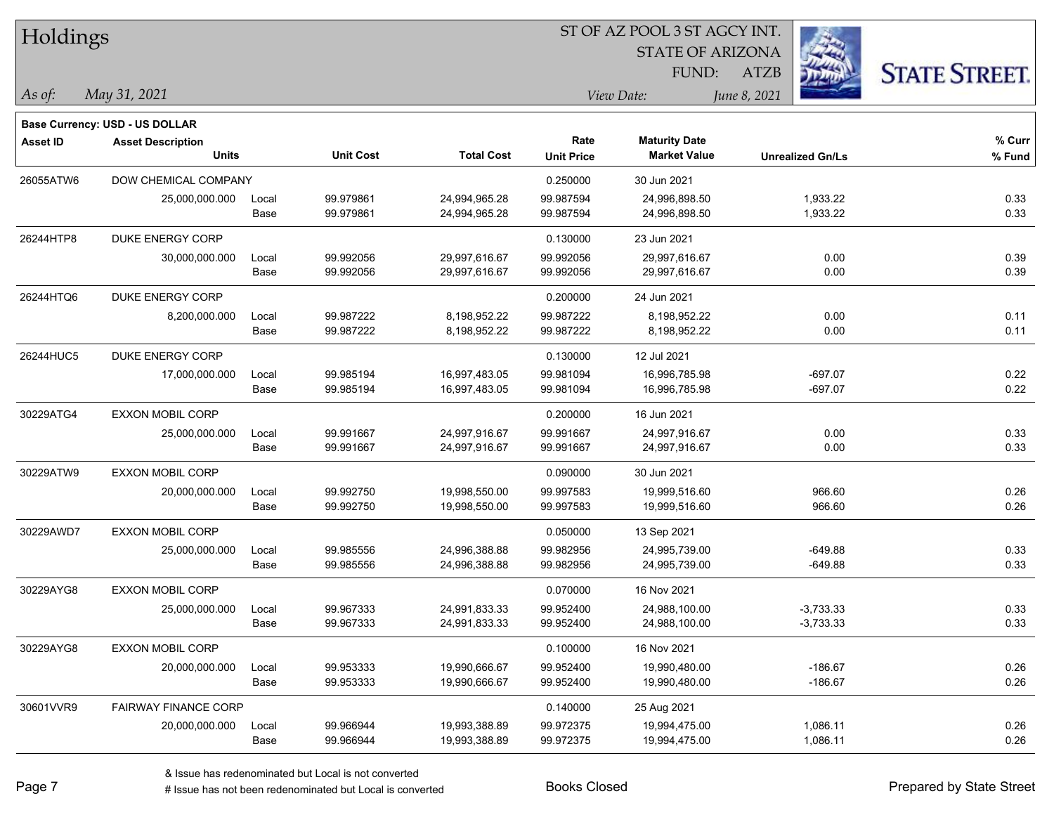# Holdings

ST OF AZ POOL 3 ST AGCY INT.
STATE OF ARIZONA
FUND: ATZB

*As of:* *May 31, 2021*

*View Date:* *June 8, 2021*

**Base Currency: USD - US DOLLAR**

| Asset ID | Asset Description / Units | | Unit Cost | Total Cost | Rate / Unit Price | Maturity Date / Market Value | Unrealized Gn/Ls | % Curr / % Fund |
|---|---|---|---|---|---|---|---|---|
| 26055ATW6 | DOW CHEMICAL COMPANY | | | | 0.250000 | 30 Jun 2021 | | |
| | 25,000,000.000 | Local | 99.979861 | 24,994,965.28 | 99.987594 | 24,996,898.50 | 1,933.22 | 0.33 |
| | | Base | 99.979861 | 24,994,965.28 | 99.987594 | 24,996,898.50 | 1,933.22 | 0.33 |
| 26244HTP8 | DUKE ENERGY CORP | | | | 0.130000 | 23 Jun 2021 | | |
| | 30,000,000.000 | Local | 99.992056 | 29,997,616.67 | 99.992056 | 29,997,616.67 | 0.00 | 0.39 |
| | | Base | 99.992056 | 29,997,616.67 | 99.992056 | 29,997,616.67 | 0.00 | 0.39 |
| 26244HTQ6 | DUKE ENERGY CORP | | | | 0.200000 | 24 Jun 2021 | | |
| | 8,200,000.000 | Local | 99.987222 | 8,198,952.22 | 99.987222 | 8,198,952.22 | 0.00 | 0.11 |
| | | Base | 99.987222 | 8,198,952.22 | 99.987222 | 8,198,952.22 | 0.00 | 0.11 |
| 26244HUC5 | DUKE ENERGY CORP | | | | 0.130000 | 12 Jul 2021 | | |
| | 17,000,000.000 | Local | 99.985194 | 16,997,483.05 | 99.981094 | 16,996,785.98 | -697.07 | 0.22 |
| | | Base | 99.985194 | 16,997,483.05 | 99.981094 | 16,996,785.98 | -697.07 | 0.22 |
| 30229ATG4 | EXXON MOBIL CORP | | | | 0.200000 | 16 Jun 2021 | | |
| | 25,000,000.000 | Local | 99.991667 | 24,997,916.67 | 99.991667 | 24,997,916.67 | 0.00 | 0.33 |
| | | Base | 99.991667 | 24,997,916.67 | 99.991667 | 24,997,916.67 | 0.00 | 0.33 |
| 30229ATW9 | EXXON MOBIL CORP | | | | 0.090000 | 30 Jun 2021 | | |
| | 20,000,000.000 | Local | 99.992750 | 19,998,550.00 | 99.997583 | 19,999,516.60 | 966.60 | 0.26 |
| | | Base | 99.992750 | 19,998,550.00 | 99.997583 | 19,999,516.60 | 966.60 | 0.26 |
| 30229AWD7 | EXXON MOBIL CORP | | | | 0.050000 | 13 Sep 2021 | | |
| | 25,000,000.000 | Local | 99.985556 | 24,996,388.88 | 99.982956 | 24,995,739.00 | -649.88 | 0.33 |
| | | Base | 99.985556 | 24,996,388.88 | 99.982956 | 24,995,739.00 | -649.88 | 0.33 |
| 30229AYG8 | EXXON MOBIL CORP | | | | 0.070000 | 16 Nov 2021 | | |
| | 25,000,000.000 | Local | 99.967333 | 24,991,833.33 | 99.952400 | 24,988,100.00 | -3,733.33 | 0.33 |
| | | Base | 99.967333 | 24,991,833.33 | 99.952400 | 24,988,100.00 | -3,733.33 | 0.33 |
| 30229AYG8 | EXXON MOBIL CORP | | | | 0.100000 | 16 Nov 2021 | | |
| | 20,000,000.000 | Local | 99.953333 | 19,990,666.67 | 99.952400 | 19,990,480.00 | -186.67 | 0.26 |
| | | Base | 99.953333 | 19,990,666.67 | 99.952400 | 19,990,480.00 | -186.67 | 0.26 |
| 30601VVR9 | FAIRWAY FINANCE CORP | | | | 0.140000 | 25 Aug 2021 | | |
| | 20,000,000.000 | Local | 99.966944 | 19,993,388.89 | 99.972375 | 19,994,475.00 | 1,086.11 | 0.26 |
| | | Base | 99.966944 | 19,993,388.89 | 99.972375 | 19,994,475.00 | 1,086.11 | 0.26 |

& Issue has redenominated but Local is not converted
# Issue has not been redenominated but Local is converted

Books Closed

Prepared by State Street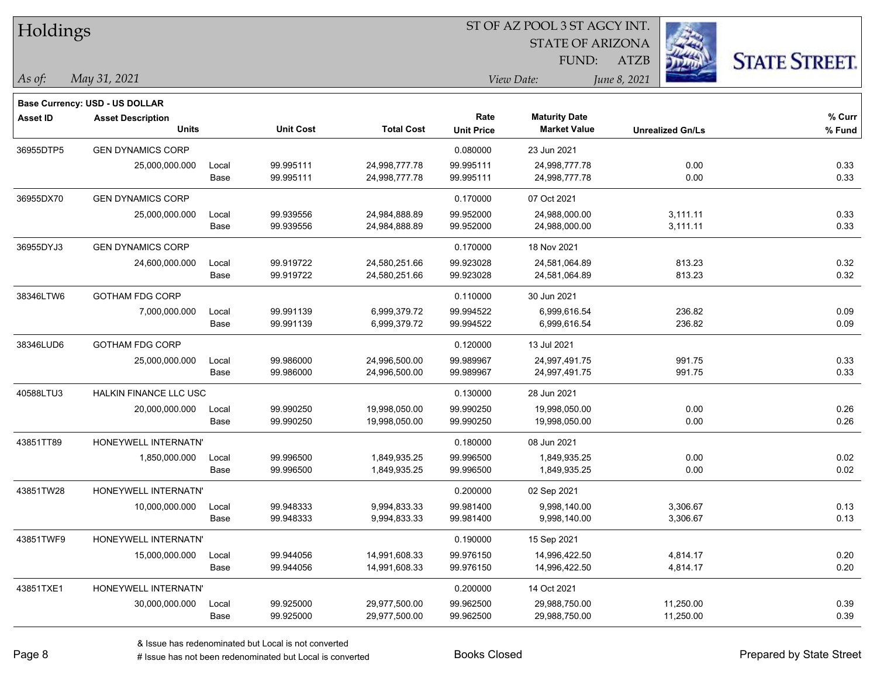# Holdings

ST OF AZ POOL 3 ST AGCY INT.
STATE OF ARIZONA
FUND: ATZB

*As of:* *May 31, 2021*

*View Date:* *June 8, 2021*

**Base Currency: USD - US DOLLAR**

| Asset ID | Asset Description / Units | | Unit Cost | Total Cost | Rate / Unit Price | Maturity Date / Market Value | Unrealized Gn/Ls | % Curr / % Fund |
|---|---|---|---|---|---|---|---|---|
| 36955DTP5 | GEN DYNAMICS CORP | | | | 0.080000 | 23 Jun 2021 | | |
| | 25,000,000.000 | Local | 99.995111 | 24,998,777.78 | 99.995111 | 24,998,777.78 | 0.00 | 0.33 |
| | | Base | 99.995111 | 24,998,777.78 | 99.995111 | 24,998,777.78 | 0.00 | 0.33 |
| 36955DX70 | GEN DYNAMICS CORP | | | | 0.170000 | 07 Oct 2021 | | |
| | 25,000,000.000 | Local | 99.939556 | 24,984,888.89 | 99.952000 | 24,988,000.00 | 3,111.11 | 0.33 |
| | | Base | 99.939556 | 24,984,888.89 | 99.952000 | 24,988,000.00 | 3,111.11 | 0.33 |
| 36955DYJ3 | GEN DYNAMICS CORP | | | | 0.170000 | 18 Nov 2021 | | |
| | 24,600,000.000 | Local | 99.919722 | 24,580,251.66 | 99.923028 | 24,581,064.89 | 813.23 | 0.32 |
| | | Base | 99.919722 | 24,580,251.66 | 99.923028 | 24,581,064.89 | 813.23 | 0.32 |
| 38346LTW6 | GOTHAM FDG CORP | | | | 0.110000 | 30 Jun 2021 | | |
| | 7,000,000.000 | Local | 99.991139 | 6,999,379.72 | 99.994522 | 6,999,616.54 | 236.82 | 0.09 |
| | | Base | 99.991139 | 6,999,379.72 | 99.994522 | 6,999,616.54 | 236.82 | 0.09 |
| 38346LUD6 | GOTHAM FDG CORP | | | | 0.120000 | 13 Jul 2021 | | |
| | 25,000,000.000 | Local | 99.986000 | 24,996,500.00 | 99.989967 | 24,997,491.75 | 991.75 | 0.33 |
| | | Base | 99.986000 | 24,996,500.00 | 99.989967 | 24,997,491.75 | 991.75 | 0.33 |
| 40588LTU3 | HALKIN FINANCE LLC USC | | | | 0.130000 | 28 Jun 2021 | | |
| | 20,000,000.000 | Local | 99.990250 | 19,998,050.00 | 99.990250 | 19,998,050.00 | 0.00 | 0.26 |
| | | Base | 99.990250 | 19,998,050.00 | 99.990250 | 19,998,050.00 | 0.00 | 0.26 |
| 43851TT89 | HONEYWELL INTERNATN' | | | | 0.180000 | 08 Jun 2021 | | |
| | 1,850,000.000 | Local | 99.996500 | 1,849,935.25 | 99.996500 | 1,849,935.25 | 0.00 | 0.02 |
| | | Base | 99.996500 | 1,849,935.25 | 99.996500 | 1,849,935.25 | 0.00 | 0.02 |
| 43851TW28 | HONEYWELL INTERNATN' | | | | 0.200000 | 02 Sep 2021 | | |
| | 10,000,000.000 | Local | 99.948333 | 9,994,833.33 | 99.981400 | 9,998,140.00 | 3,306.67 | 0.13 |
| | | Base | 99.948333 | 9,994,833.33 | 99.981400 | 9,998,140.00 | 3,306.67 | 0.13 |
| 43851TWF9 | HONEYWELL INTERNATN' | | | | 0.190000 | 15 Sep 2021 | | |
| | 15,000,000.000 | Local | 99.944056 | 14,991,608.33 | 99.976150 | 14,996,422.50 | 4,814.17 | 0.20 |
| | | Base | 99.944056 | 14,991,608.33 | 99.976150 | 14,996,422.50 | 4,814.17 | 0.20 |
| 43851TXE1 | HONEYWELL INTERNATN' | | | | 0.200000 | 14 Oct 2021 | | |
| | 30,000,000.000 | Local | 99.925000 | 29,977,500.00 | 99.962500 | 29,988,750.00 | 11,250.00 | 0.39 |
| | | Base | 99.925000 | 29,977,500.00 | 99.962500 | 29,988,750.00 | 11,250.00 | 0.39 |

& Issue has redenominated but Local is not converted
# Issue has not been redenominated but Local is converted

Books Closed

Prepared by State Street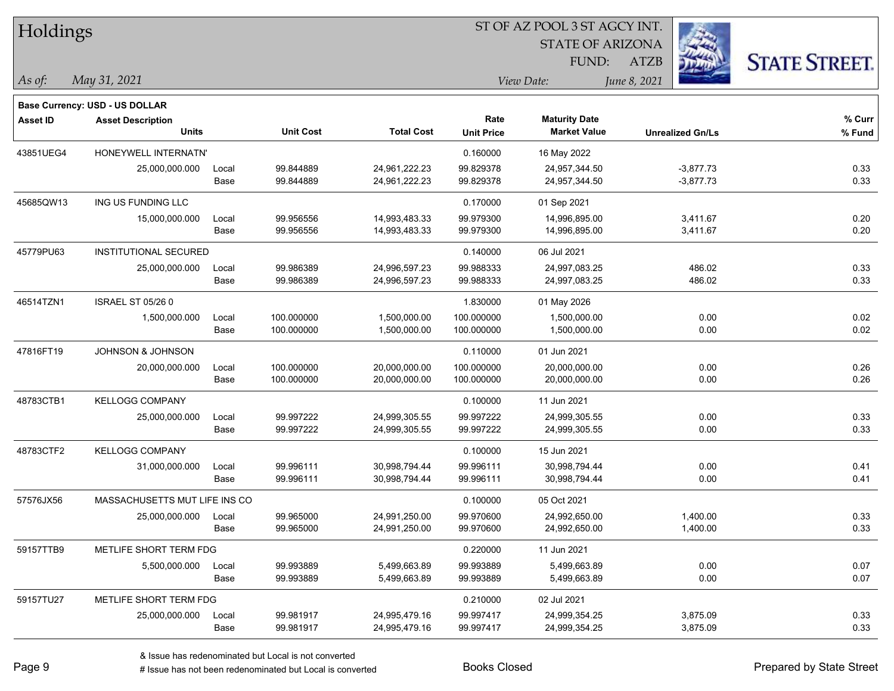# Holdings

ST OF AZ POOL 3 ST AGCY INT.
STATE OF ARIZONA
FUND: ATZB

*As of:* *May 31, 2021*

*View Date:* *June 8, 2021*

**Base Currency: USD - US DOLLAR**

| Asset ID | Asset Description / Units | | Unit Cost | Total Cost | Rate / Unit Price | Maturity Date / Market Value | Unrealized Gn/Ls | % Curr / % Fund |
|---|---|---|---|---|---|---|---|---|
| 43851UEG4 | HONEYWELL INTERNATN' | | | | 0.160000 | 16 May 2022 | | |
| | 25,000,000.000 | Local | 99.844889 | 24,961,222.23 | 99.829378 | 24,957,344.50 | -3,877.73 | 0.33 |
| | | Base | 99.844889 | 24,961,222.23 | 99.829378 | 24,957,344.50 | -3,877.73 | 0.33 |
| 45685QW13 | ING US FUNDING LLC | | | | 0.170000 | 01 Sep 2021 | | |
| | 15,000,000.000 | Local | 99.956556 | 14,993,483.33 | 99.979300 | 14,996,895.00 | 3,411.67 | 0.20 |
| | | Base | 99.956556 | 14,993,483.33 | 99.979300 | 14,996,895.00 | 3,411.67 | 0.20 |
| 45779PU63 | INSTITUTIONAL SECURED | | | | 0.140000 | 06 Jul 2021 | | |
| | 25,000,000.000 | Local | 99.986389 | 24,996,597.23 | 99.988333 | 24,997,083.25 | 486.02 | 0.33 |
| | | Base | 99.986389 | 24,996,597.23 | 99.988333 | 24,997,083.25 | 486.02 | 0.33 |
| 46514TZN1 | ISRAEL ST 05/26 0 | | | | 1.830000 | 01 May 2026 | | |
| | 1,500,000.000 | Local | 100.000000 | 1,500,000.00 | 100.000000 | 1,500,000.00 | 0.00 | 0.02 |
| | | Base | 100.000000 | 1,500,000.00 | 100.000000 | 1,500,000.00 | 0.00 | 0.02 |
| 47816FT19 | JOHNSON & JOHNSON | | | | 0.110000 | 01 Jun 2021 | | |
| | 20,000,000.000 | Local | 100.000000 | 20,000,000.00 | 100.000000 | 20,000,000.00 | 0.00 | 0.26 |
| | | Base | 100.000000 | 20,000,000.00 | 100.000000 | 20,000,000.00 | 0.00 | 0.26 |
| 48783CTB1 | KELLOGG COMPANY | | | | 0.100000 | 11 Jun 2021 | | |
| | 25,000,000.000 | Local | 99.997222 | 24,999,305.55 | 99.997222 | 24,999,305.55 | 0.00 | 0.33 |
| | | Base | 99.997222 | 24,999,305.55 | 99.997222 | 24,999,305.55 | 0.00 | 0.33 |
| 48783CTF2 | KELLOGG COMPANY | | | | 0.100000 | 15 Jun 2021 | | |
| | 31,000,000.000 | Local | 99.996111 | 30,998,794.44 | 99.996111 | 30,998,794.44 | 0.00 | 0.41 |
| | | Base | 99.996111 | 30,998,794.44 | 99.996111 | 30,998,794.44 | 0.00 | 0.41 |
| 57576JX56 | MASSACHUSETTS MUT LIFE INS CO | | | | 0.100000 | 05 Oct 2021 | | |
| | 25,000,000.000 | Local | 99.965000 | 24,991,250.00 | 99.970600 | 24,992,650.00 | 1,400.00 | 0.33 |
| | | Base | 99.965000 | 24,991,250.00 | 99.970600 | 24,992,650.00 | 1,400.00 | 0.33 |
| 59157TTB9 | METLIFE SHORT TERM FDG | | | | 0.220000 | 11 Jun 2021 | | |
| | 5,500,000.000 | Local | 99.993889 | 5,499,663.89 | 99.993889 | 5,499,663.89 | 0.00 | 0.07 |
| | | Base | 99.993889 | 5,499,663.89 | 99.993889 | 5,499,663.89 | 0.00 | 0.07 |
| 59157TU27 | METLIFE SHORT TERM FDG | | | | 0.210000 | 02 Jul 2021 | | |
| | 25,000,000.000 | Local | 99.981917 | 24,995,479.16 | 99.997417 | 24,999,354.25 | 3,875.09 | 0.33 |
| | | Base | 99.981917 | 24,995,479.16 | 99.997417 | 24,999,354.25 | 3,875.09 | 0.33 |

& Issue has redenominated but Local is not converted
# Issue has not been redenominated but Local is converted

Books Closed

Prepared by State Street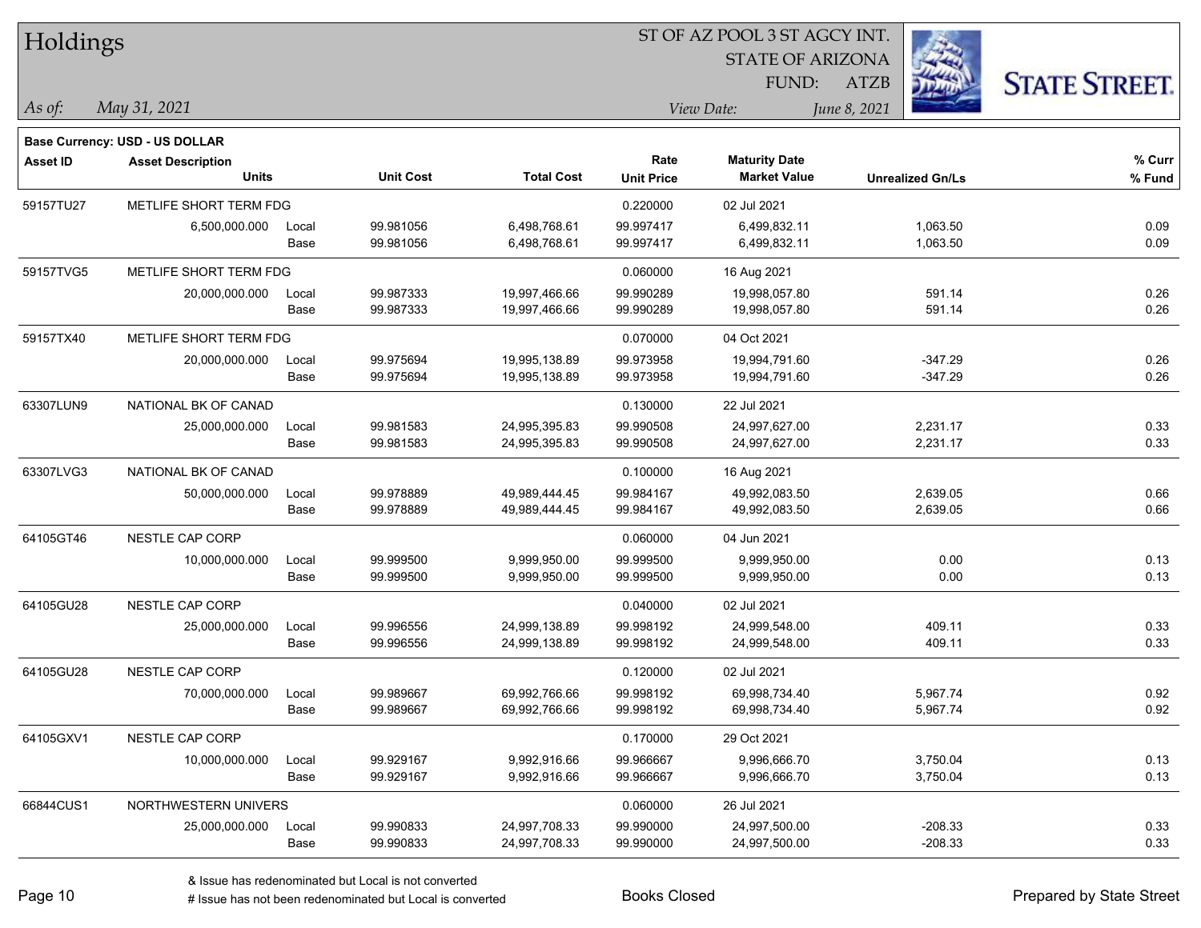# Holdings

ST OF AZ POOL 3 ST AGCY INT.
STATE OF ARIZONA
FUND: ATZB

*As of:* *May 31, 2021*

*View Date:* *June 8, 2021*

**Base Currency: USD - US DOLLAR**

| Asset ID | Asset Description / Units | | Unit Cost | Total Cost | Rate / Unit Price | Maturity Date / Market Value | Unrealized Gn/Ls | % Curr / % Fund |
|---|---|---|---|---|---|---|---|---|
| 59157TU27 | METLIFE SHORT TERM FDG | | | | 0.220000 | 02 Jul 2021 | | |
| | 6,500,000.000 | Local | 99.981056 | 6,498,768.61 | 99.997417 | 6,499,832.11 | 1,063.50 | 0.09 |
| | | Base | 99.981056 | 6,498,768.61 | 99.997417 | 6,499,832.11 | 1,063.50 | 0.09 |
| 59157TVG5 | METLIFE SHORT TERM FDG | | | | 0.060000 | 16 Aug 2021 | | |
| | 20,000,000.000 | Local | 99.987333 | 19,997,466.66 | 99.990289 | 19,998,057.80 | 591.14 | 0.26 |
| | | Base | 99.987333 | 19,997,466.66 | 99.990289 | 19,998,057.80 | 591.14 | 0.26 |
| 59157TX40 | METLIFE SHORT TERM FDG | | | | 0.070000 | 04 Oct 2021 | | |
| | 20,000,000.000 | Local | 99.975694 | 19,995,138.89 | 99.973958 | 19,994,791.60 | -347.29 | 0.26 |
| | | Base | 99.975694 | 19,995,138.89 | 99.973958 | 19,994,791.60 | -347.29 | 0.26 |
| 63307LUN9 | NATIONAL BK OF CANAD | | | | 0.130000 | 22 Jul 2021 | | |
| | 25,000,000.000 | Local | 99.981583 | 24,995,395.83 | 99.990508 | 24,997,627.00 | 2,231.17 | 0.33 |
| | | Base | 99.981583 | 24,995,395.83 | 99.990508 | 24,997,627.00 | 2,231.17 | 0.33 |
| 63307LVG3 | NATIONAL BK OF CANAD | | | | 0.100000 | 16 Aug 2021 | | |
| | 50,000,000.000 | Local | 99.978889 | 49,989,444.45 | 99.984167 | 49,992,083.50 | 2,639.05 | 0.66 |
| | | Base | 99.978889 | 49,989,444.45 | 99.984167 | 49,992,083.50 | 2,639.05 | 0.66 |
| 64105GT46 | NESTLE CAP CORP | | | | 0.060000 | 04 Jun 2021 | | |
| | 10,000,000.000 | Local | 99.999500 | 9,999,950.00 | 99.999500 | 9,999,950.00 | 0.00 | 0.13 |
| | | Base | 99.999500 | 9,999,950.00 | 99.999500 | 9,999,950.00 | 0.00 | 0.13 |
| 64105GU28 | NESTLE CAP CORP | | | | 0.040000 | 02 Jul 2021 | | |
| | 25,000,000.000 | Local | 99.996556 | 24,999,138.89 | 99.998192 | 24,999,548.00 | 409.11 | 0.33 |
| | | Base | 99.996556 | 24,999,138.89 | 99.998192 | 24,999,548.00 | 409.11 | 0.33 |
| 64105GU28 | NESTLE CAP CORP | | | | 0.120000 | 02 Jul 2021 | | |
| | 70,000,000.000 | Local | 99.989667 | 69,992,766.66 | 99.998192 | 69,998,734.40 | 5,967.74 | 0.92 |
| | | Base | 99.989667 | 69,992,766.66 | 99.998192 | 69,998,734.40 | 5,967.74 | 0.92 |
| 64105GXV1 | NESTLE CAP CORP | | | | 0.170000 | 29 Oct 2021 | | |
| | 10,000,000.000 | Local | 99.929167 | 9,992,916.66 | 99.966667 | 9,996,666.70 | 3,750.04 | 0.13 |
| | | Base | 99.929167 | 9,992,916.66 | 99.966667 | 9,996,666.70 | 3,750.04 | 0.13 |
| 66844CUS1 | NORTHWESTERN UNIVERS | | | | 0.060000 | 26 Jul 2021 | | |
| | 25,000,000.000 | Local | 99.990833 | 24,997,708.33 | 99.990000 | 24,997,500.00 | -208.33 | 0.33 |
| | | Base | 99.990833 | 24,997,708.33 | 99.990000 | 24,997,500.00 | -208.33 | 0.33 |

& Issue has redenominated but Local is not converted
# Issue has not been redenominated but Local is converted

Books Closed

Prepared by State Street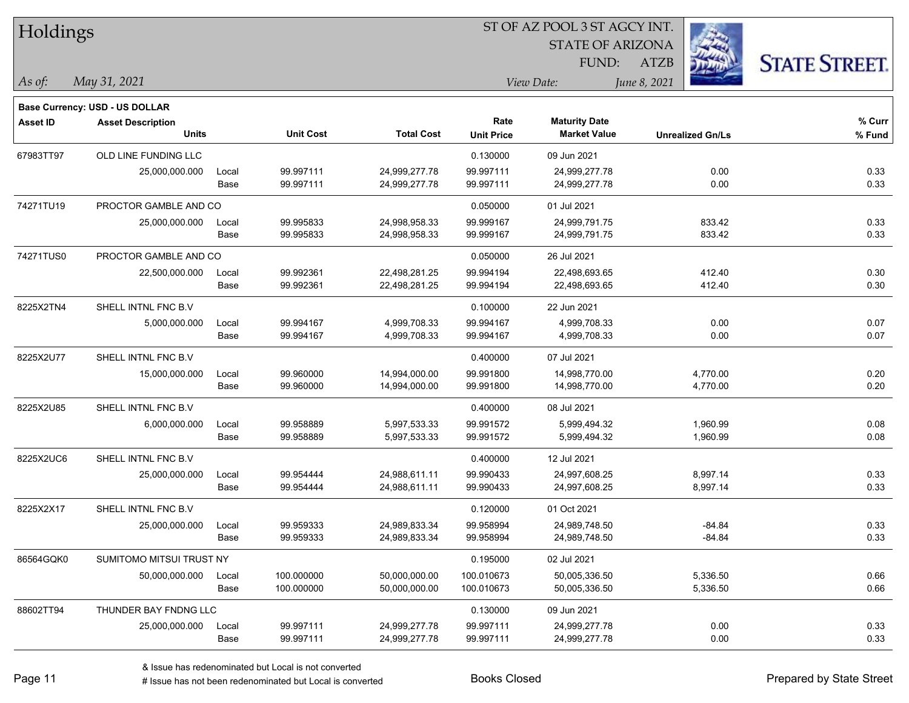# Holdings

ST OF AZ POOL 3 ST AGCY INT.
STATE OF ARIZONA
FUND: ATZB

*As of:* *May 31, 2021*

*View Date:* *June 8, 2021*

**Base Currency: USD - US DOLLAR**

| Asset ID | Asset Description / Units | | Unit Cost | Total Cost | Rate / Unit Price | Maturity Date / Market Value | Unrealized Gn/Ls | % Curr / % Fund |
|---|---|---|---|---|---|---|---|---|
| 67983TT97 | OLD LINE FUNDING LLC | | | | 0.130000 | 09 Jun 2021 | | |
| | 25,000,000.000 | Local | 99.997111 | 24,999,277.78 | 99.997111 | 24,999,277.78 | 0.00 | 0.33 |
| | | Base | 99.997111 | 24,999,277.78 | 99.997111 | 24,999,277.78 | 0.00 | 0.33 |
| 74271TU19 | PROCTOR GAMBLE AND CO | | | | 0.050000 | 01 Jul 2021 | | |
| | 25,000,000.000 | Local | 99.995833 | 24,998,958.33 | 99.999167 | 24,999,791.75 | 833.42 | 0.33 |
| | | Base | 99.995833 | 24,998,958.33 | 99.999167 | 24,999,791.75 | 833.42 | 0.33 |
| 74271TUS0 | PROCTOR GAMBLE AND CO | | | | 0.050000 | 26 Jul 2021 | | |
| | 22,500,000.000 | Local | 99.992361 | 22,498,281.25 | 99.994194 | 22,498,693.65 | 412.40 | 0.30 |
| | | Base | 99.992361 | 22,498,281.25 | 99.994194 | 22,498,693.65 | 412.40 | 0.30 |
| 8225X2TN4 | SHELL INTNL FNC B.V | | | | 0.100000 | 22 Jun 2021 | | |
| | 5,000,000.000 | Local | 99.994167 | 4,999,708.33 | 99.994167 | 4,999,708.33 | 0.00 | 0.07 |
| | | Base | 99.994167 | 4,999,708.33 | 99.994167 | 4,999,708.33 | 0.00 | 0.07 |
| 8225X2U77 | SHELL INTNL FNC B.V | | | | 0.400000 | 07 Jul 2021 | | |
| | 15,000,000.000 | Local | 99.960000 | 14,994,000.00 | 99.991800 | 14,998,770.00 | 4,770.00 | 0.20 |
| | | Base | 99.960000 | 14,994,000.00 | 99.991800 | 14,998,770.00 | 4,770.00 | 0.20 |
| 8225X2U85 | SHELL INTNL FNC B.V | | | | 0.400000 | 08 Jul 2021 | | |
| | 6,000,000.000 | Local | 99.958889 | 5,997,533.33 | 99.991572 | 5,999,494.32 | 1,960.99 | 0.08 |
| | | Base | 99.958889 | 5,997,533.33 | 99.991572 | 5,999,494.32 | 1,960.99 | 0.08 |
| 8225X2UC6 | SHELL INTNL FNC B.V | | | | 0.400000 | 12 Jul 2021 | | |
| | 25,000,000.000 | Local | 99.954444 | 24,988,611.11 | 99.990433 | 24,997,608.25 | 8,997.14 | 0.33 |
| | | Base | 99.954444 | 24,988,611.11 | 99.990433 | 24,997,608.25 | 8,997.14 | 0.33 |
| 8225X2X17 | SHELL INTNL FNC B.V | | | | 0.120000 | 01 Oct 2021 | | |
| | 25,000,000.000 | Local | 99.959333 | 24,989,833.34 | 99.958994 | 24,989,748.50 | -84.84 | 0.33 |
| | | Base | 99.959333 | 24,989,833.34 | 99.958994 | 24,989,748.50 | -84.84 | 0.33 |
| 86564GQK0 | SUMITOMO MITSUI TRUST NY | | | | 0.195000 | 02 Jul 2021 | | |
| | 50,000,000.000 | Local | 100.000000 | 50,000,000.00 | 100.010673 | 50,005,336.50 | 5,336.50 | 0.66 |
| | | Base | 100.000000 | 50,000,000.00 | 100.010673 | 50,005,336.50 | 5,336.50 | 0.66 |
| 88602TT94 | THUNDER BAY FNDNG LLC | | | | 0.130000 | 09 Jun 2021 | | |
| | 25,000,000.000 | Local | 99.997111 | 24,999,277.78 | 99.997111 | 24,999,277.78 | 0.00 | 0.33 |
| | | Base | 99.997111 | 24,999,277.78 | 99.997111 | 24,999,277.78 | 0.00 | 0.33 |

& Issue has redenominated but Local is not converted
# Issue has not been redenominated but Local is converted

Books Closed

Prepared by State Street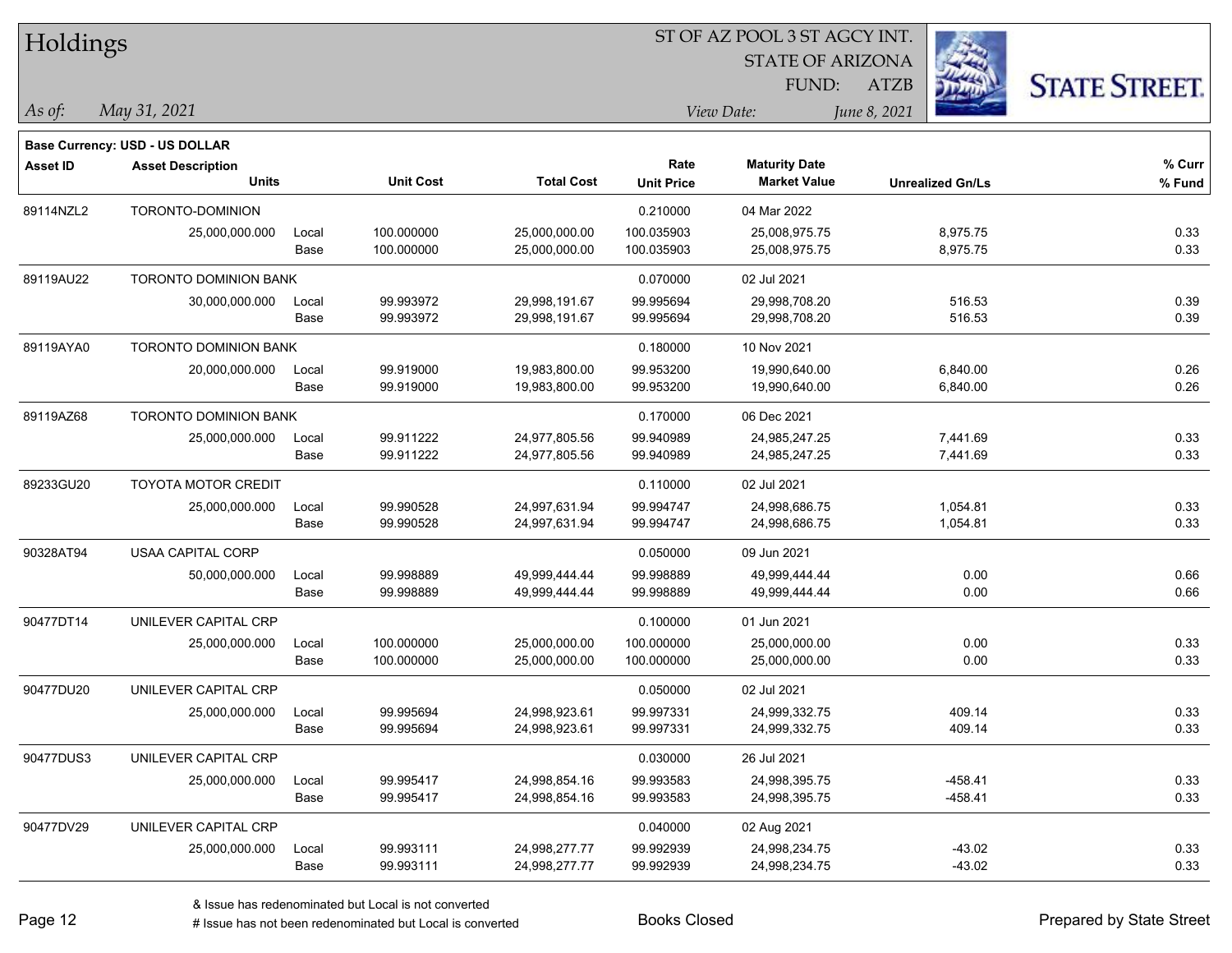# Holdings

ST OF AZ POOL 3 ST AGCY INT.
STATE OF ARIZONA
FUND: ATZB

*As of:* *May 31, 2021*

*View Date:* *June 8, 2021*

**Base Currency: USD - US DOLLAR**

| Asset ID | Asset Description / Units | | Unit Cost | Total Cost | Rate / Unit Price | Maturity Date / Market Value | Unrealized Gn/Ls | % Curr / % Fund |
|---|---|---|---|---|---|---|---|---|
| 89114NZL2 | TORONTO-DOMINION | | | | 0.210000 | 04 Mar 2022 | | |
| | 25,000,000.000 | Local | 100.000000 | 25,000,000.00 | 100.035903 | 25,008,975.75 | 8,975.75 | 0.33 |
| | | Base | 100.000000 | 25,000,000.00 | 100.035903 | 25,008,975.75 | 8,975.75 | 0.33 |
| 89119AU22 | TORONTO DOMINION BANK | | | | 0.070000 | 02 Jul 2021 | | |
| | 30,000,000.000 | Local | 99.993972 | 29,998,191.67 | 99.995694 | 29,998,708.20 | 516.53 | 0.39 |
| | | Base | 99.993972 | 29,998,191.67 | 99.995694 | 29,998,708.20 | 516.53 | 0.39 |
| 89119AYA0 | TORONTO DOMINION BANK | | | | 0.180000 | 10 Nov 2021 | | |
| | 20,000,000.000 | Local | 99.919000 | 19,983,800.00 | 99.953200 | 19,990,640.00 | 6,840.00 | 0.26 |
| | | Base | 99.919000 | 19,983,800.00 | 99.953200 | 19,990,640.00 | 6,840.00 | 0.26 |
| 89119AZ68 | TORONTO DOMINION BANK | | | | 0.170000 | 06 Dec 2021 | | |
| | 25,000,000.000 | Local | 99.911222 | 24,977,805.56 | 99.940989 | 24,985,247.25 | 7,441.69 | 0.33 |
| | | Base | 99.911222 | 24,977,805.56 | 99.940989 | 24,985,247.25 | 7,441.69 | 0.33 |
| 89233GU20 | TOYOTA MOTOR CREDIT | | | | 0.110000 | 02 Jul 2021 | | |
| | 25,000,000.000 | Local | 99.990528 | 24,997,631.94 | 99.994747 | 24,998,686.75 | 1,054.81 | 0.33 |
| | | Base | 99.990528 | 24,997,631.94 | 99.994747 | 24,998,686.75 | 1,054.81 | 0.33 |
| 90328AT94 | USAA CAPITAL CORP | | | | 0.050000 | 09 Jun 2021 | | |
| | 50,000,000.000 | Local | 99.998889 | 49,999,444.44 | 99.998889 | 49,999,444.44 | 0.00 | 0.66 |
| | | Base | 99.998889 | 49,999,444.44 | 99.998889 | 49,999,444.44 | 0.00 | 0.66 |
| 90477DT14 | UNILEVER CAPITAL CRP | | | | 0.100000 | 01 Jun 2021 | | |
| | 25,000,000.000 | Local | 100.000000 | 25,000,000.00 | 100.000000 | 25,000,000.00 | 0.00 | 0.33 |
| | | Base | 100.000000 | 25,000,000.00 | 100.000000 | 25,000,000.00 | 0.00 | 0.33 |
| 90477DU20 | UNILEVER CAPITAL CRP | | | | 0.050000 | 02 Jul 2021 | | |
| | 25,000,000.000 | Local | 99.995694 | 24,998,923.61 | 99.997331 | 24,999,332.75 | 409.14 | 0.33 |
| | | Base | 99.995694 | 24,998,923.61 | 99.997331 | 24,999,332.75 | 409.14 | 0.33 |
| 90477DUS3 | UNILEVER CAPITAL CRP | | | | 0.030000 | 26 Jul 2021 | | |
| | 25,000,000.000 | Local | 99.995417 | 24,998,854.16 | 99.993583 | 24,998,395.75 | -458.41 | 0.33 |
| | | Base | 99.995417 | 24,998,854.16 | 99.993583 | 24,998,395.75 | -458.41 | 0.33 |
| 90477DV29 | UNILEVER CAPITAL CRP | | | | 0.040000 | 02 Aug 2021 | | |
| | 25,000,000.000 | Local | 99.993111 | 24,998,277.77 | 99.992939 | 24,998,234.75 | -43.02 | 0.33 |
| | | Base | 99.993111 | 24,998,277.77 | 99.992939 | 24,998,234.75 | -43.02 | 0.33 |

& Issue has redenominated but Local is not converted
# Issue has not been redenominated but Local is converted

Books Closed

Prepared by State Street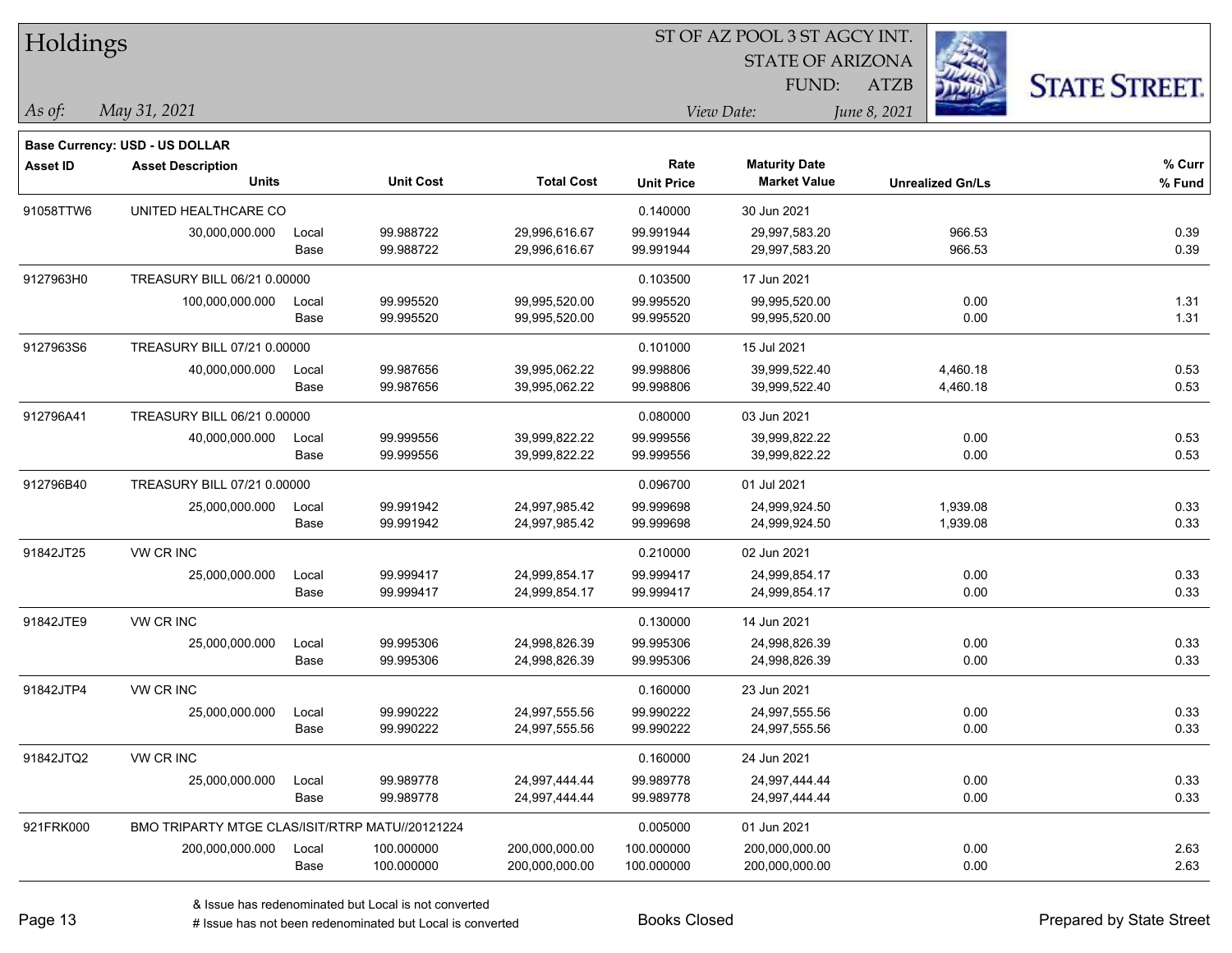# Holdings

ST OF AZ POOL 3 ST AGCY INT.
STATE OF ARIZONA
FUND: ATZB

*As of:* *May 31, 2021*

*View Date:* *June 8, 2021*

**Base Currency: USD - US DOLLAR**

| Asset ID | Asset Description / Units | | Unit Cost | Total Cost | Rate / Unit Price | Maturity Date / Market Value | Unrealized Gn/Ls | % Curr / % Fund |
|---|---|---|---|---|---|---|---|---|
| 91058TTW6 | UNITED HEALTHCARE CO | | | | 0.140000 | 30 Jun 2021 | | |
| | 30,000,000.000 | Local | 99.988722 | 29,996,616.67 | 99.991944 | 29,997,583.20 | 966.53 | 0.39 |
| | | Base | 99.988722 | 29,996,616.67 | 99.991944 | 29,997,583.20 | 966.53 | 0.39 |
| 9127963H0 | TREASURY BILL 06/21 0.00000 | | | | 0.103500 | 17 Jun 2021 | | |
| | 100,000,000.000 | Local | 99.995520 | 99,995,520.00 | 99.995520 | 99,995,520.00 | 0.00 | 1.31 |
| | | Base | 99.995520 | 99,995,520.00 | 99.995520 | 99,995,520.00 | 0.00 | 1.31 |
| 9127963S6 | TREASURY BILL 07/21 0.00000 | | | | 0.101000 | 15 Jul 2021 | | |
| | 40,000,000.000 | Local | 99.987656 | 39,995,062.22 | 99.998806 | 39,999,522.40 | 4,460.18 | 0.53 |
| | | Base | 99.987656 | 39,995,062.22 | 99.998806 | 39,999,522.40 | 4,460.18 | 0.53 |
| 912796A41 | TREASURY BILL 06/21 0.00000 | | | | 0.080000 | 03 Jun 2021 | | |
| | 40,000,000.000 | Local | 99.999556 | 39,999,822.22 | 99.999556 | 39,999,822.22 | 0.00 | 0.53 |
| | | Base | 99.999556 | 39,999,822.22 | 99.999556 | 39,999,822.22 | 0.00 | 0.53 |
| 912796B40 | TREASURY BILL 07/21 0.00000 | | | | 0.096700 | 01 Jul 2021 | | |
| | 25,000,000.000 | Local | 99.991942 | 24,997,985.42 | 99.999698 | 24,999,924.50 | 1,939.08 | 0.33 |
| | | Base | 99.991942 | 24,997,985.42 | 99.999698 | 24,999,924.50 | 1,939.08 | 0.33 |
| 91842JT25 | VW CR INC | | | | 0.210000 | 02 Jun 2021 | | |
| | 25,000,000.000 | Local | 99.999417 | 24,999,854.17 | 99.999417 | 24,999,854.17 | 0.00 | 0.33 |
| | | Base | 99.999417 | 24,999,854.17 | 99.999417 | 24,999,854.17 | 0.00 | 0.33 |
| 91842JTE9 | VW CR INC | | | | 0.130000 | 14 Jun 2021 | | |
| | 25,000,000.000 | Local | 99.995306 | 24,998,826.39 | 99.995306 | 24,998,826.39 | 0.00 | 0.33 |
| | | Base | 99.995306 | 24,998,826.39 | 99.995306 | 24,998,826.39 | 0.00 | 0.33 |
| 91842JTP4 | VW CR INC | | | | 0.160000 | 23 Jun 2021 | | |
| | 25,000,000.000 | Local | 99.990222 | 24,997,555.56 | 99.990222 | 24,997,555.56 | 0.00 | 0.33 |
| | | Base | 99.990222 | 24,997,555.56 | 99.990222 | 24,997,555.56 | 0.00 | 0.33 |
| 91842JTQ2 | VW CR INC | | | | 0.160000 | 24 Jun 2021 | | |
| | 25,000,000.000 | Local | 99.989778 | 24,997,444.44 | 99.989778 | 24,997,444.44 | 0.00 | 0.33 |
| | | Base | 99.989778 | 24,997,444.44 | 99.989778 | 24,997,444.44 | 0.00 | 0.33 |
| 921FRK000 | BMO TRIPARTY MTGE CLAS/ISIT/RTRP MATU//20121224 | | | | 0.005000 | 01 Jun 2021 | | |
| | 200,000,000.000 | Local | 100.000000 | 200,000,000.00 | 100.000000 | 200,000,000.00 | 0.00 | 2.63 |
| | | Base | 100.000000 | 200,000,000.00 | 100.000000 | 200,000,000.00 | 0.00 | 2.63 |

& Issue has redenominated but Local is not converted
# Issue has not been redenominated but Local is converted

Books Closed

Prepared by State Street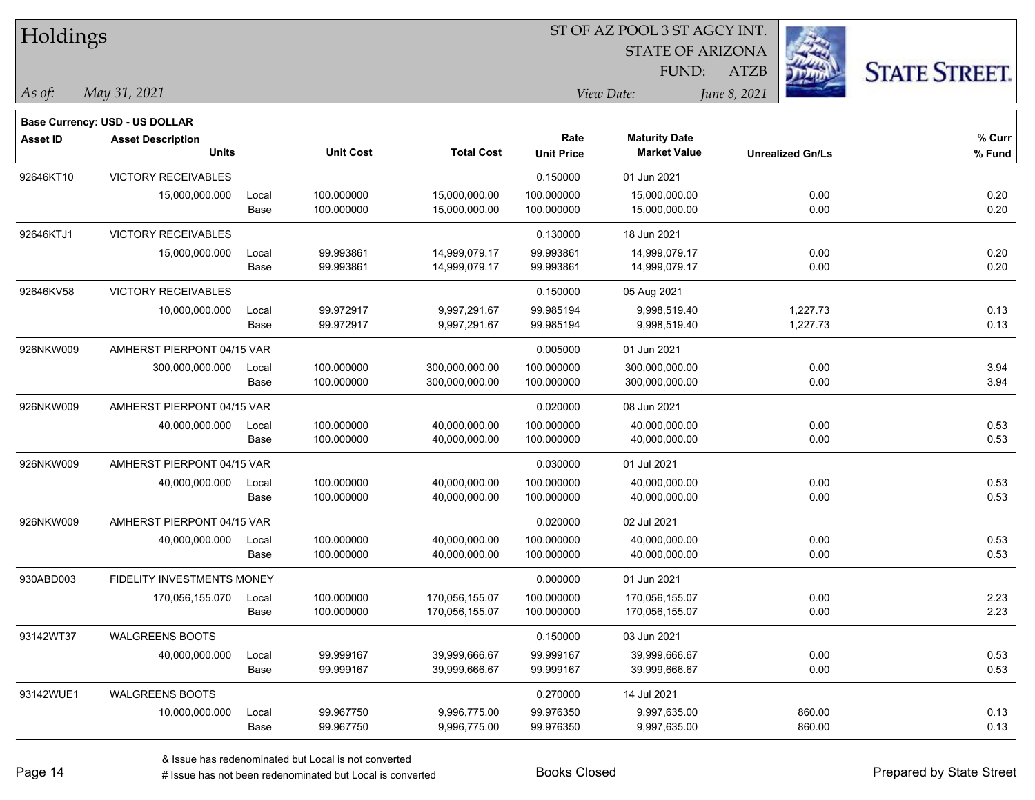# Holdings

ST OF AZ POOL 3 ST AGCY INT.
STATE OF ARIZONA
FUND: ATZB

*As of:* *May 31, 2021*

*View Date:* *June 8, 2021*

**Base Currency: USD - US DOLLAR**

| Asset ID | Asset Description / Units | | Unit Cost | Total Cost | Rate / Unit Price | Maturity Date / Market Value | Unrealized Gn/Ls | % Curr / % Fund |
|---|---|---|---|---|---|---|---|---|
| 92646KT10 | VICTORY RECEIVABLES | | | | 0.150000 | 01 Jun 2021 | | |
| | 15,000,000.000 | Local | 100.000000 | 15,000,000.00 | 100.000000 | 15,000,000.00 | 0.00 | 0.20 |
| | | Base | 100.000000 | 15,000,000.00 | 100.000000 | 15,000,000.00 | 0.00 | 0.20 |
| 92646KTJ1 | VICTORY RECEIVABLES | | | | 0.130000 | 18 Jun 2021 | | |
| | 15,000,000.000 | Local | 99.993861 | 14,999,079.17 | 99.993861 | 14,999,079.17 | 0.00 | 0.20 |
| | | Base | 99.993861 | 14,999,079.17 | 99.993861 | 14,999,079.17 | 0.00 | 0.20 |
| 92646KV58 | VICTORY RECEIVABLES | | | | 0.150000 | 05 Aug 2021 | | |
| | 10,000,000.000 | Local | 99.972917 | 9,997,291.67 | 99.985194 | 9,998,519.40 | 1,227.73 | 0.13 |
| | | Base | 99.972917 | 9,997,291.67 | 99.985194 | 9,998,519.40 | 1,227.73 | 0.13 |
| 926NKW009 | AMHERST PIERPONT 04/15 VAR | | | | 0.005000 | 01 Jun 2021 | | |
| | 300,000,000.000 | Local | 100.000000 | 300,000,000.00 | 100.000000 | 300,000,000.00 | 0.00 | 3.94 |
| | | Base | 100.000000 | 300,000,000.00 | 100.000000 | 300,000,000.00 | 0.00 | 3.94 |
| 926NKW009 | AMHERST PIERPONT 04/15 VAR | | | | 0.020000 | 08 Jun 2021 | | |
| | 40,000,000.000 | Local | 100.000000 | 40,000,000.00 | 100.000000 | 40,000,000.00 | 0.00 | 0.53 |
| | | Base | 100.000000 | 40,000,000.00 | 100.000000 | 40,000,000.00 | 0.00 | 0.53 |
| 926NKW009 | AMHERST PIERPONT 04/15 VAR | | | | 0.030000 | 01 Jul 2021 | | |
| | 40,000,000.000 | Local | 100.000000 | 40,000,000.00 | 100.000000 | 40,000,000.00 | 0.00 | 0.53 |
| | | Base | 100.000000 | 40,000,000.00 | 100.000000 | 40,000,000.00 | 0.00 | 0.53 |
| 926NKW009 | AMHERST PIERPONT 04/15 VAR | | | | 0.020000 | 02 Jul 2021 | | |
| | 40,000,000.000 | Local | 100.000000 | 40,000,000.00 | 100.000000 | 40,000,000.00 | 0.00 | 0.53 |
| | | Base | 100.000000 | 40,000,000.00 | 100.000000 | 40,000,000.00 | 0.00 | 0.53 |
| 930ABD003 | FIDELITY INVESTMENTS MONEY | | | | 0.000000 | 01 Jun 2021 | | |
| | 170,056,155.070 | Local | 100.000000 | 170,056,155.07 | 100.000000 | 170,056,155.07 | 0.00 | 2.23 |
| | | Base | 100.000000 | 170,056,155.07 | 100.000000 | 170,056,155.07 | 0.00 | 2.23 |
| 93142WT37 | WALGREENS BOOTS | | | | 0.150000 | 03 Jun 2021 | | |
| | 40,000,000.000 | Local | 99.999167 | 39,999,666.67 | 99.999167 | 39,999,666.67 | 0.00 | 0.53 |
| | | Base | 99.999167 | 39,999,666.67 | 99.999167 | 39,999,666.67 | 0.00 | 0.53 |
| 93142WUE1 | WALGREENS BOOTS | | | | 0.270000 | 14 Jul 2021 | | |
| | 10,000,000.000 | Local | 99.967750 | 9,996,775.00 | 99.976350 | 9,997,635.00 | 860.00 | 0.13 |
| | | Base | 99.967750 | 9,996,775.00 | 99.976350 | 9,997,635.00 | 860.00 | 0.13 |

& Issue has redenominated but Local is not converted

# Issue has not been redenominated but Local is converted

Books Closed

Prepared by State Street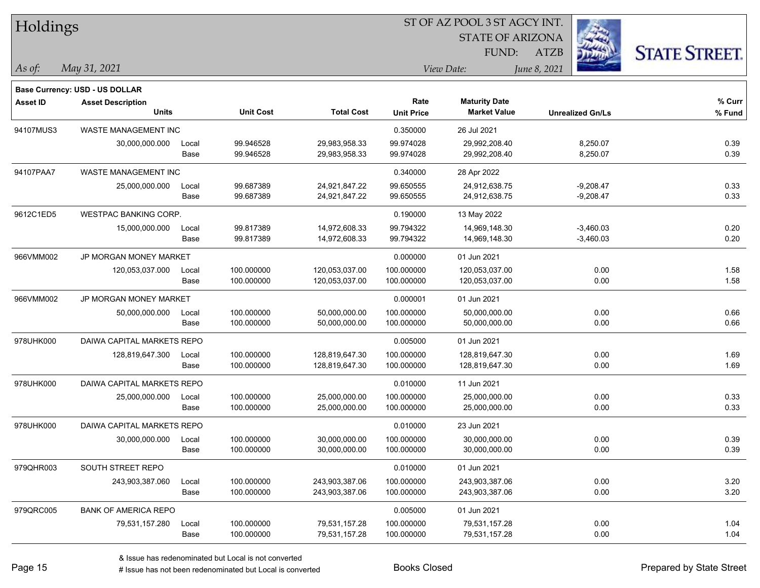# Holdings

ST OF AZ POOL 3 ST AGCY INT.
STATE OF ARIZONA
FUND: ATZB

*As of:* *May 31, 2021*
*View Date:* *June 8, 2021*

**Base Currency: USD - US DOLLAR**

| Asset ID | Asset Description / Units | | Unit Cost | Total Cost | Rate / Unit Price | Maturity Date / Market Value | Unrealized Gn/Ls | % Curr / % Fund |
|---|---|---|---|---|---|---|---|---|
| 94107MUS3 | WASTE MANAGEMENT INC | | | | 0.350000 | 26 Jul 2021 | | |
| | 30,000,000.000 | Local | 99.946528 | 29,983,958.33 | 99.974028 | 29,992,208.40 | 8,250.07 | 0.39 |
| | | Base | 99.946528 | 29,983,958.33 | 99.974028 | 29,992,208.40 | 8,250.07 | 0.39 |
| 94107PAA7 | WASTE MANAGEMENT INC | | | | 0.340000 | 28 Apr 2022 | | |
| | 25,000,000.000 | Local | 99.687389 | 24,921,847.22 | 99.650555 | 24,912,638.75 | -9,208.47 | 0.33 |
| | | Base | 99.687389 | 24,921,847.22 | 99.650555 | 24,912,638.75 | -9,208.47 | 0.33 |
| 9612C1ED5 | WESTPAC BANKING CORP. | | | | 0.190000 | 13 May 2022 | | |
| | 15,000,000.000 | Local | 99.817389 | 14,972,608.33 | 99.794322 | 14,969,148.30 | -3,460.03 | 0.20 |
| | | Base | 99.817389 | 14,972,608.33 | 99.794322 | 14,969,148.30 | -3,460.03 | 0.20 |
| 966VMM002 | JP MORGAN MONEY MARKET | | | | 0.000000 | 01 Jun 2021 | | |
| | 120,053,037.000 | Local | 100.000000 | 120,053,037.00 | 100.000000 | 120,053,037.00 | 0.00 | 1.58 |
| | | Base | 100.000000 | 120,053,037.00 | 100.000000 | 120,053,037.00 | 0.00 | 1.58 |
| 966VMM002 | JP MORGAN MONEY MARKET | | | | 0.000001 | 01 Jun 2021 | | |
| | 50,000,000.000 | Local | 100.000000 | 50,000,000.00 | 100.000000 | 50,000,000.00 | 0.00 | 0.66 |
| | | Base | 100.000000 | 50,000,000.00 | 100.000000 | 50,000,000.00 | 0.00 | 0.66 |
| 978UHK000 | DAIWA CAPITAL MARKETS REPO | | | | 0.005000 | 01 Jun 2021 | | |
| | 128,819,647.300 | Local | 100.000000 | 128,819,647.30 | 100.000000 | 128,819,647.30 | 0.00 | 1.69 |
| | | Base | 100.000000 | 128,819,647.30 | 100.000000 | 128,819,647.30 | 0.00 | 1.69 |
| 978UHK000 | DAIWA CAPITAL MARKETS REPO | | | | 0.010000 | 11 Jun 2021 | | |
| | 25,000,000.000 | Local | 100.000000 | 25,000,000.00 | 100.000000 | 25,000,000.00 | 0.00 | 0.33 |
| | | Base | 100.000000 | 25,000,000.00 | 100.000000 | 25,000,000.00 | 0.00 | 0.33 |
| 978UHK000 | DAIWA CAPITAL MARKETS REPO | | | | 0.010000 | 23 Jun 2021 | | |
| | 30,000,000.000 | Local | 100.000000 | 30,000,000.00 | 100.000000 | 30,000,000.00 | 0.00 | 0.39 |
| | | Base | 100.000000 | 30,000,000.00 | 100.000000 | 30,000,000.00 | 0.00 | 0.39 |
| 979QHR003 | SOUTH STREET REPO | | | | 0.010000 | 01 Jun 2021 | | |
| | 243,903,387.060 | Local | 100.000000 | 243,903,387.06 | 100.000000 | 243,903,387.06 | 0.00 | 3.20 |
| | | Base | 100.000000 | 243,903,387.06 | 100.000000 | 243,903,387.06 | 0.00 | 3.20 |
| 979QRC005 | BANK OF AMERICA REPO | | | | 0.005000 | 01 Jun 2021 | | |
| | 79,531,157.280 | Local | 100.000000 | 79,531,157.28 | 100.000000 | 79,531,157.28 | 0.00 | 1.04 |
| | | Base | 100.000000 | 79,531,157.28 | 100.000000 | 79,531,157.28 | 0.00 | 1.04 |

& Issue has redenominated but Local is not converted
# Issue has not been redenominated but Local is converted

Books Closed

Prepared by State Street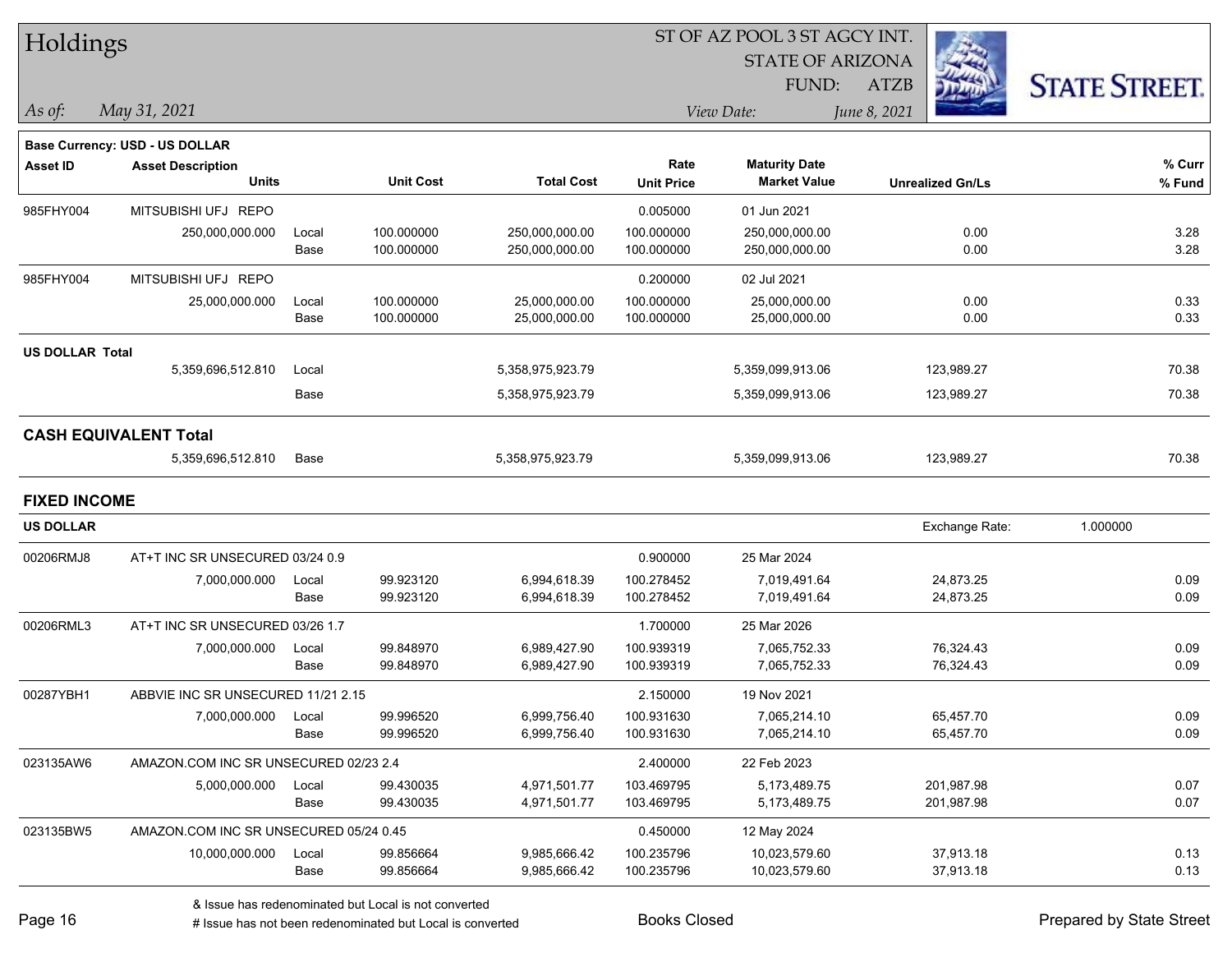# Holdings

ST OF AZ POOL 3 ST AGCY INT.
STATE OF ARIZONA
FUND: ATZB

*As of:* *May 31, 2021* | *View Date:* *June 8, 2021*

**Base Currency: USD - US DOLLAR**

| Asset ID | Asset Description / Units | | Unit Cost | Total Cost | Rate / Unit Price | Maturity Date / Market Value | Unrealized Gn/Ls | % Curr / % Fund |
|---|---|---|---|---|---|---|---|---|
| 985FHY004 | MITSUBISHI UFJ REPO | | | | 0.005000 | 01 Jun 2021 | | |
| | 250,000,000.000 | Local | 100.000000 | 250,000,000.00 | 100.000000 | 250,000,000.00 | 0.00 | 3.28 |
| | | Base | 100.000000 | 250,000,000.00 | 100.000000 | 250,000,000.00 | 0.00 | 3.28 |
| 985FHY004 | MITSUBISHI UFJ REPO | | | | 0.200000 | 02 Jul 2021 | | |
| | 25,000,000.000 | Local | 100.000000 | 25,000,000.00 | 100.000000 | 25,000,000.00 | 0.00 | 0.33 |
| | | Base | 100.000000 | 25,000,000.00 | 100.000000 | 25,000,000.00 | 0.00 | 0.33 |
| **US DOLLAR Total** | | | | | | | | |
| | 5,359,696,512.810 | Local | | 5,358,975,923.79 | | 5,359,099,913.06 | 123,989.27 | 70.38 |
| | | Base | | 5,358,975,923.79 | | 5,359,099,913.06 | 123,989.27 | 70.38 |
| **CASH EQUIVALENT Total** | | | | | | | | |
| | 5,359,696,512.810 | Base | | 5,358,975,923.79 | | 5,359,099,913.06 | 123,989.27 | 70.38 |

## FIXED INCOME

**US DOLLAR** — Exchange Rate: 1.000000

| Asset ID | Asset Description / Units | | Unit Cost | Total Cost | Rate / Unit Price | Maturity Date / Market Value | Unrealized Gn/Ls | % Curr / % Fund |
|---|---|---|---|---|---|---|---|---|
| 00206RMJ8 | AT+T INC SR UNSECURED 03/24 0.9 | | | | 0.900000 | 25 Mar 2024 | | |
| | 7,000,000.000 | Local | 99.923120 | 6,994,618.39 | 100.278452 | 7,019,491.64 | 24,873.25 | 0.09 |
| | | Base | 99.923120 | 6,994,618.39 | 100.278452 | 7,019,491.64 | 24,873.25 | 0.09 |
| 00206RML3 | AT+T INC SR UNSECURED 03/26 1.7 | | | | 1.700000 | 25 Mar 2026 | | |
| | 7,000,000.000 | Local | 99.848970 | 6,989,427.90 | 100.939319 | 7,065,752.33 | 76,324.43 | 0.09 |
| | | Base | 99.848970 | 6,989,427.90 | 100.939319 | 7,065,752.33 | 76,324.43 | 0.09 |
| 00287YBH1 | ABBVIE INC SR UNSECURED 11/21 2.15 | | | | 2.150000 | 19 Nov 2021 | | |
| | 7,000,000.000 | Local | 99.996520 | 6,999,756.40 | 100.931630 | 7,065,214.10 | 65,457.70 | 0.09 |
| | | Base | 99.996520 | 6,999,756.40 | 100.931630 | 7,065,214.10 | 65,457.70 | 0.09 |
| 023135AW6 | AMAZON.COM INC SR UNSECURED 02/23 2.4 | | | | 2.400000 | 22 Feb 2023 | | |
| | 5,000,000.000 | Local | 99.430035 | 4,971,501.77 | 103.469795 | 5,173,489.75 | 201,987.98 | 0.07 |
| | | Base | 99.430035 | 4,971,501.77 | 103.469795 | 5,173,489.75 | 201,987.98 | 0.07 |
| 023135BW5 | AMAZON.COM INC SR UNSECURED 05/24 0.45 | | | | 0.450000 | 12 May 2024 | | |
| | 10,000,000.000 | Local | 99.856664 | 9,985,666.42 | 100.235796 | 10,023,579.60 | 37,913.18 | 0.13 |
| | | Base | 99.856664 | 9,985,666.42 | 100.235796 | 10,023,579.60 | 37,913.18 | 0.13 |

& Issue has redenominated but Local is not converted
# Issue has not been redenominated but Local is converted

Books Closed

Prepared by State Street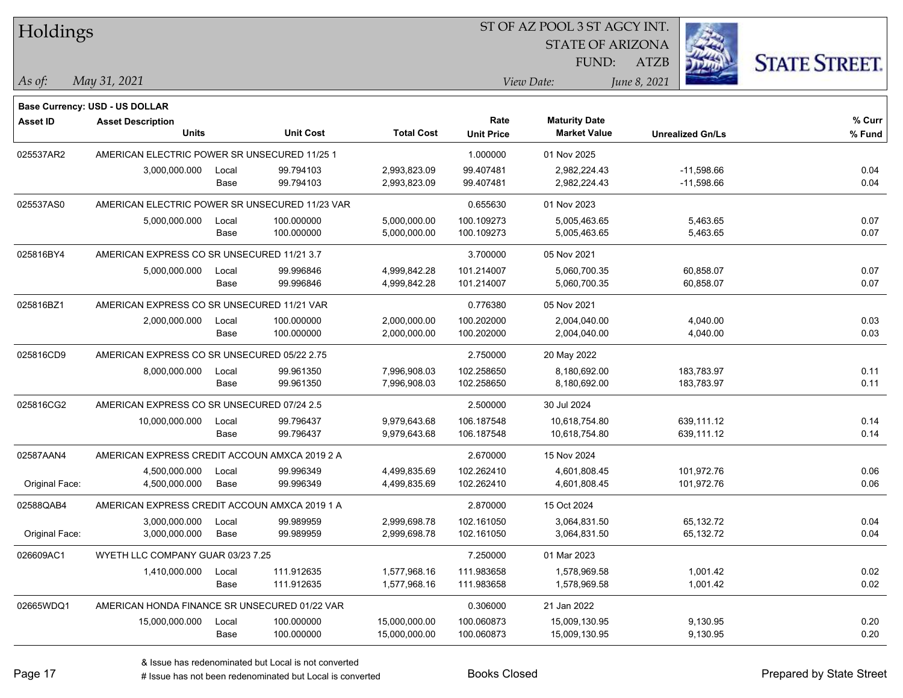# Holdings

ST OF AZ POOL 3 ST AGCY INT.
STATE OF ARIZONA
FUND: ATZB

*As of:* *May 31, 2021*

*View Date:* *June 8, 2021*

**Base Currency: USD - US DOLLAR**

| Asset ID | Asset Description / Units | | Unit Cost | Total Cost | Rate / Unit Price | Maturity Date / Market Value | Unrealized Gn/Ls | % Curr / % Fund |
|---|---|---|---|---|---|---|---|---|
| 025537AR2 | AMERICAN ELECTRIC POWER SR UNSECURED 11/25 1 | | | | 1.000000 | 01 Nov 2025 | | |
| | 3,000,000.000 | Local | 99.794103 | 2,993,823.09 | 99.407481 | 2,982,224.43 | -11,598.66 | 0.04 |
| | | Base | 99.794103 | 2,993,823.09 | 99.407481 | 2,982,224.43 | -11,598.66 | 0.04 |
| 025537AS0 | AMERICAN ELECTRIC POWER SR UNSECURED 11/23 VAR | | | | 0.655630 | 01 Nov 2023 | | |
| | 5,000,000.000 | Local | 100.000000 | 5,000,000.00 | 100.109273 | 5,005,463.65 | 5,463.65 | 0.07 |
| | | Base | 100.000000 | 5,000,000.00 | 100.109273 | 5,005,463.65 | 5,463.65 | 0.07 |
| 025816BY4 | AMERICAN EXPRESS CO SR UNSECURED 11/21 3.7 | | | | 3.700000 | 05 Nov 2021 | | |
| | 5,000,000.000 | Local | 99.996846 | 4,999,842.28 | 101.214007 | 5,060,700.35 | 60,858.07 | 0.07 |
| | | Base | 99.996846 | 4,999,842.28 | 101.214007 | 5,060,700.35 | 60,858.07 | 0.07 |
| 025816BZ1 | AMERICAN EXPRESS CO SR UNSECURED 11/21 VAR | | | | 0.776380 | 05 Nov 2021 | | |
| | 2,000,000.000 | Local | 100.000000 | 2,000,000.00 | 100.202000 | 2,004,040.00 | 4,040.00 | 0.03 |
| | | Base | 100.000000 | 2,000,000.00 | 100.202000 | 2,004,040.00 | 4,040.00 | 0.03 |
| 025816CD9 | AMERICAN EXPRESS CO SR UNSECURED 05/22 2.75 | | | | 2.750000 | 20 May 2022 | | |
| | 8,000,000.000 | Local | 99.961350 | 7,996,908.03 | 102.258650 | 8,180,692.00 | 183,783.97 | 0.11 |
| | | Base | 99.961350 | 7,996,908.03 | 102.258650 | 8,180,692.00 | 183,783.97 | 0.11 |
| 025816CG2 | AMERICAN EXPRESS CO SR UNSECURED 07/24 2.5 | | | | 2.500000 | 30 Jul 2024 | | |
| | 10,000,000.000 | Local | 99.796437 | 9,979,643.68 | 106.187548 | 10,618,754.80 | 639,111.12 | 0.14 |
| | | Base | 99.796437 | 9,979,643.68 | 106.187548 | 10,618,754.80 | 639,111.12 | 0.14 |
| 02587AAN4 | AMERICAN EXPRESS CREDIT ACCOUN AMXCA 2019 2 A | | | | 2.670000 | 15 Nov 2024 | | |
| | 4,500,000.000 | Local | 99.996349 | 4,499,835.69 | 102.262410 | 4,601,808.45 | 101,972.76 | 0.06 |
| Original Face: | 4,500,000.000 | Base | 99.996349 | 4,499,835.69 | 102.262410 | 4,601,808.45 | 101,972.76 | 0.06 |
| 02588QAB4 | AMERICAN EXPRESS CREDIT ACCOUN AMXCA 2019 1 A | | | | 2.870000 | 15 Oct 2024 | | |
| | 3,000,000.000 | Local | 99.989959 | 2,999,698.78 | 102.161050 | 3,064,831.50 | 65,132.72 | 0.04 |
| Original Face: | 3,000,000.000 | Base | 99.989959 | 2,999,698.78 | 102.161050 | 3,064,831.50 | 65,132.72 | 0.04 |
| 026609AC1 | WYETH LLC COMPANY GUAR 03/23 7.25 | | | | 7.250000 | 01 Mar 2023 | | |
| | 1,410,000.000 | Local | 111.912635 | 1,577,968.16 | 111.983658 | 1,578,969.58 | 1,001.42 | 0.02 |
| | | Base | 111.912635 | 1,577,968.16 | 111.983658 | 1,578,969.58 | 1,001.42 | 0.02 |
| 02665WDQ1 | AMERICAN HONDA FINANCE SR UNSECURED 01/22 VAR | | | | 0.306000 | 21 Jan 2022 | | |
| | 15,000,000.000 | Local | 100.000000 | 15,000,000.00 | 100.060873 | 15,009,130.95 | 9,130.95 | 0.20 |
| | | Base | 100.000000 | 15,000,000.00 | 100.060873 | 15,009,130.95 | 9,130.95 | 0.20 |

& Issue has redenominated but Local is not converted
# Issue has not been redenominated but Local is converted

Books Closed

Prepared by State Street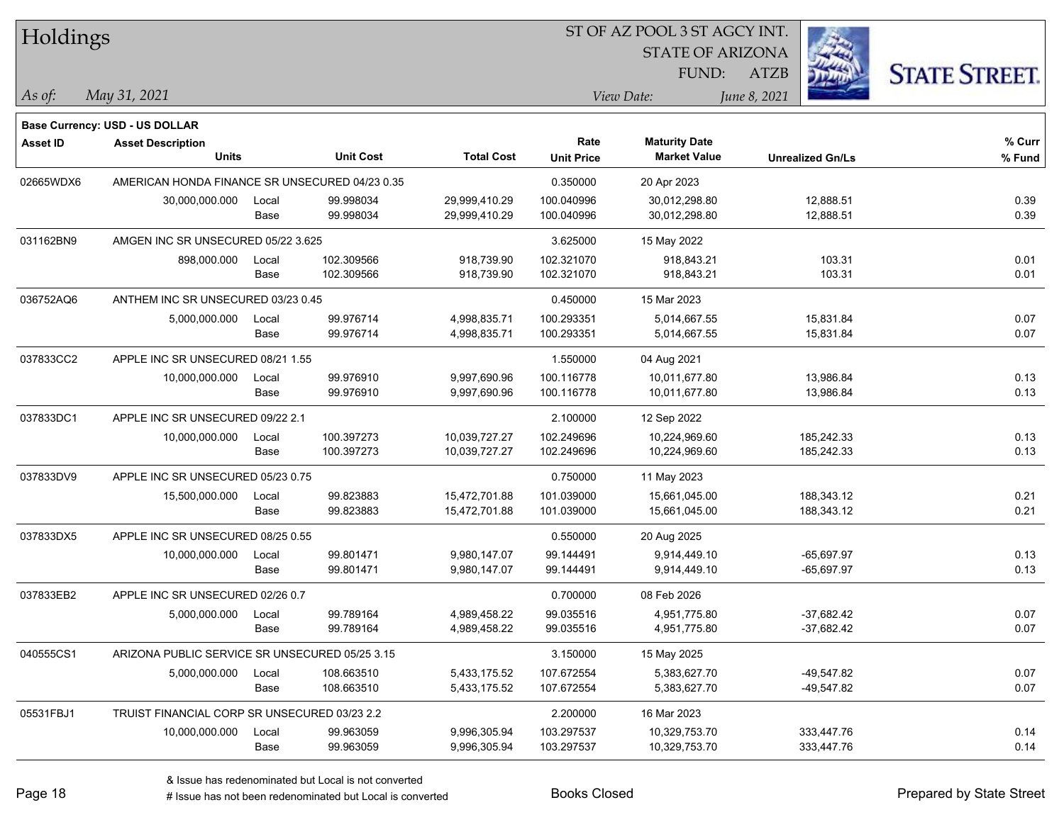# Holdings

ST OF AZ POOL 3 ST AGCY INT.
STATE OF ARIZONA
FUND: ATZB

*As of: May 31, 2021*

*View Date: June 8, 2021*

**Base Currency: USD - US DOLLAR**

| Asset ID | Asset Description / Units | | Unit Cost | Total Cost | Rate / Unit Price | Maturity Date / Market Value | Unrealized Gn/Ls | % Curr / % Fund |
|---|---|---|---|---|---|---|---|---|
| 02665WDX6 | AMERICAN HONDA FINANCE SR UNSECURED 04/23 0.35 | | | | 0.350000 | 20 Apr 2023 | | |
| | 30,000,000.000 | Local | 99.998034 | 29,999,410.29 | 100.040996 | 30,012,298.80 | 12,888.51 | 0.39 |
| | | Base | 99.998034 | 29,999,410.29 | 100.040996 | 30,012,298.80 | 12,888.51 | 0.39 |
| 031162BN9 | AMGEN INC SR UNSECURED 05/22 3.625 | | | | 3.625000 | 15 May 2022 | | |
| | 898,000.000 | Local | 102.309566 | 918,739.90 | 102.321070 | 918,843.21 | 103.31 | 0.01 |
| | | Base | 102.309566 | 918,739.90 | 102.321070 | 918,843.21 | 103.31 | 0.01 |
| 036752AQ6 | ANTHEM INC SR UNSECURED 03/23 0.45 | | | | 0.450000 | 15 Mar 2023 | | |
| | 5,000,000.000 | Local | 99.976714 | 4,998,835.71 | 100.293351 | 5,014,667.55 | 15,831.84 | 0.07 |
| | | Base | 99.976714 | 4,998,835.71 | 100.293351 | 5,014,667.55 | 15,831.84 | 0.07 |
| 037833CC2 | APPLE INC SR UNSECURED 08/21 1.55 | | | | 1.550000 | 04 Aug 2021 | | |
| | 10,000,000.000 | Local | 99.976910 | 9,997,690.96 | 100.116778 | 10,011,677.80 | 13,986.84 | 0.13 |
| | | Base | 99.976910 | 9,997,690.96 | 100.116778 | 10,011,677.80 | 13,986.84 | 0.13 |
| 037833DC1 | APPLE INC SR UNSECURED 09/22 2.1 | | | | 2.100000 | 12 Sep 2022 | | |
| | 10,000,000.000 | Local | 100.397273 | 10,039,727.27 | 102.249696 | 10,224,969.60 | 185,242.33 | 0.13 |
| | | Base | 100.397273 | 10,039,727.27 | 102.249696 | 10,224,969.60 | 185,242.33 | 0.13 |
| 037833DV9 | APPLE INC SR UNSECURED 05/23 0.75 | | | | 0.750000 | 11 May 2023 | | |
| | 15,500,000.000 | Local | 99.823883 | 15,472,701.88 | 101.039000 | 15,661,045.00 | 188,343.12 | 0.21 |
| | | Base | 99.823883 | 15,472,701.88 | 101.039000 | 15,661,045.00 | 188,343.12 | 0.21 |
| 037833DX5 | APPLE INC SR UNSECURED 08/25 0.55 | | | | 0.550000 | 20 Aug 2025 | | |
| | 10,000,000.000 | Local | 99.801471 | 9,980,147.07 | 99.144491 | 9,914,449.10 | -65,697.97 | 0.13 |
| | | Base | 99.801471 | 9,980,147.07 | 99.144491 | 9,914,449.10 | -65,697.97 | 0.13 |
| 037833EB2 | APPLE INC SR UNSECURED 02/26 0.7 | | | | 0.700000 | 08 Feb 2026 | | |
| | 5,000,000.000 | Local | 99.789164 | 4,989,458.22 | 99.035516 | 4,951,775.80 | -37,682.42 | 0.07 |
| | | Base | 99.789164 | 4,989,458.22 | 99.035516 | 4,951,775.80 | -37,682.42 | 0.07 |
| 040555CS1 | ARIZONA PUBLIC SERVICE SR UNSECURED 05/25 3.15 | | | | 3.150000 | 15 May 2025 | | |
| | 5,000,000.000 | Local | 108.663510 | 5,433,175.52 | 107.672554 | 5,383,627.70 | -49,547.82 | 0.07 |
| | | Base | 108.663510 | 5,433,175.52 | 107.672554 | 5,383,627.70 | -49,547.82 | 0.07 |
| 05531FBJ1 | TRUIST FINANCIAL CORP SR UNSECURED 03/23 2.2 | | | | 2.200000 | 16 Mar 2023 | | |
| | 10,000,000.000 | Local | 99.963059 | 9,996,305.94 | 103.297537 | 10,329,753.70 | 333,447.76 | 0.14 |
| | | Base | 99.963059 | 9,996,305.94 | 103.297537 | 10,329,753.70 | 333,447.76 | 0.14 |

& Issue has redenominated but Local is not converted

# Issue has not been redenominated but Local is converted

Books Closed

Prepared by State Street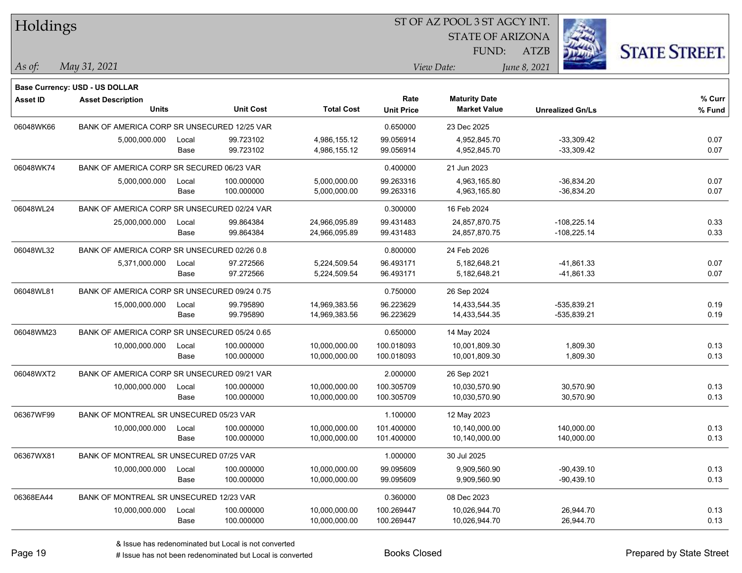# Holdings

ST OF AZ POOL 3 ST AGCY INT.
STATE OF ARIZONA
FUND: ATZB

*As of:* *May 31, 2021*

*View Date:* *June 8, 2021*

**Base Currency: USD - US DOLLAR**

| Asset ID | Asset Description / Units | | Unit Cost | Total Cost | Rate / Unit Price | Maturity Date / Market Value | Unrealized Gn/Ls | % Curr / % Fund |
|---|---|---|---|---|---|---|---|---|
| 06048WK66 | BANK OF AMERICA CORP SR UNSECURED 12/25 VAR | | | | 0.650000 | 23 Dec 2025 | | |
| | 5,000,000.000 | Local | 99.723102 | 4,986,155.12 | 99.056914 | 4,952,845.70 | -33,309.42 | 0.07 |
| | | Base | 99.723102 | 4,986,155.12 | 99.056914 | 4,952,845.70 | -33,309.42 | 0.07 |
| 06048WK74 | BANK OF AMERICA CORP SR SECURED 06/23 VAR | | | | 0.400000 | 21 Jun 2023 | | |
| | 5,000,000.000 | Local | 100.000000 | 5,000,000.00 | 99.263316 | 4,963,165.80 | -36,834.20 | 0.07 |
| | | Base | 100.000000 | 5,000,000.00 | 99.263316 | 4,963,165.80 | -36,834.20 | 0.07 |
| 06048WL24 | BANK OF AMERICA CORP SR UNSECURED 02/24 VAR | | | | 0.300000 | 16 Feb 2024 | | |
| | 25,000,000.000 | Local | 99.864384 | 24,966,095.89 | 99.431483 | 24,857,870.75 | -108,225.14 | 0.33 |
| | | Base | 99.864384 | 24,966,095.89 | 99.431483 | 24,857,870.75 | -108,225.14 | 0.33 |
| 06048WL32 | BANK OF AMERICA CORP SR UNSECURED 02/26 0.8 | | | | 0.800000 | 24 Feb 2026 | | |
| | 5,371,000.000 | Local | 97.272566 | 5,224,509.54 | 96.493171 | 5,182,648.21 | -41,861.33 | 0.07 |
| | | Base | 97.272566 | 5,224,509.54 | 96.493171 | 5,182,648.21 | -41,861.33 | 0.07 |
| 06048WL81 | BANK OF AMERICA CORP SR UNSECURED 09/24 0.75 | | | | 0.750000 | 26 Sep 2024 | | |
| | 15,000,000.000 | Local | 99.795890 | 14,969,383.56 | 96.223629 | 14,433,544.35 | -535,839.21 | 0.19 |
| | | Base | 99.795890 | 14,969,383.56 | 96.223629 | 14,433,544.35 | -535,839.21 | 0.19 |
| 06048WM23 | BANK OF AMERICA CORP SR UNSECURED 05/24 0.65 | | | | 0.650000 | 14 May 2024 | | |
| | 10,000,000.000 | Local | 100.000000 | 10,000,000.00 | 100.018093 | 10,001,809.30 | 1,809.30 | 0.13 |
| | | Base | 100.000000 | 10,000,000.00 | 100.018093 | 10,001,809.30 | 1,809.30 | 0.13 |
| 06048WXT2 | BANK OF AMERICA CORP SR UNSECURED 09/21 VAR | | | | 2.000000 | 26 Sep 2021 | | |
| | 10,000,000.000 | Local | 100.000000 | 10,000,000.00 | 100.305709 | 10,030,570.90 | 30,570.90 | 0.13 |
| | | Base | 100.000000 | 10,000,000.00 | 100.305709 | 10,030,570.90 | 30,570.90 | 0.13 |
| 06367WF99 | BANK OF MONTREAL SR UNSECURED 05/23 VAR | | | | 1.100000 | 12 May 2023 | | |
| | 10,000,000.000 | Local | 100.000000 | 10,000,000.00 | 101.400000 | 10,140,000.00 | 140,000.00 | 0.13 |
| | | Base | 100.000000 | 10,000,000.00 | 101.400000 | 10,140,000.00 | 140,000.00 | 0.13 |
| 06367WX81 | BANK OF MONTREAL SR UNSECURED 07/25 VAR | | | | 1.000000 | 30 Jul 2025 | | |
| | 10,000,000.000 | Local | 100.000000 | 10,000,000.00 | 99.095609 | 9,909,560.90 | -90,439.10 | 0.13 |
| | | Base | 100.000000 | 10,000,000.00 | 99.095609 | 9,909,560.90 | -90,439.10 | 0.13 |
| 06368EA44 | BANK OF MONTREAL SR UNSECURED 12/23 VAR | | | | 0.360000 | 08 Dec 2023 | | |
| | 10,000,000.000 | Local | 100.000000 | 10,000,000.00 | 100.269447 | 10,026,944.70 | 26,944.70 | 0.13 |
| | | Base | 100.000000 | 10,000,000.00 | 100.269447 | 10,026,944.70 | 26,944.70 | 0.13 |

& Issue has redenominated but Local is not converted
# Issue has not been redenominated but Local is converted

Books Closed

Prepared by State Street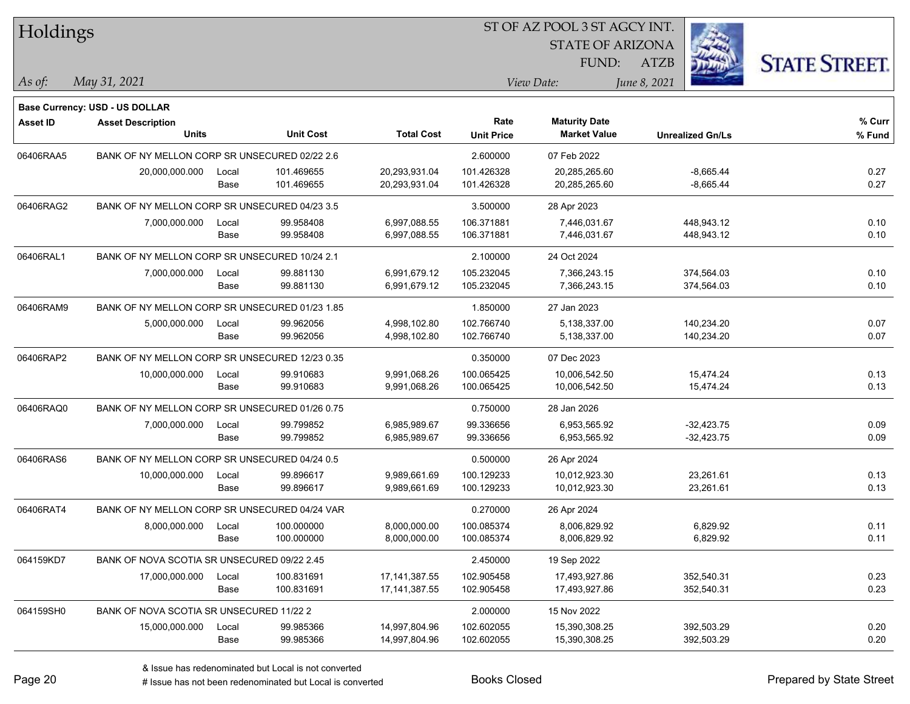# Holdings

ST OF AZ POOL 3 ST AGCY INT.
STATE OF ARIZONA
FUND: ATZB

*As of:* *May 31, 2021*

*View Date:* *June 8, 2021*

**STATE STREET.**

**Base Currency: USD - US DOLLAR**

| Asset ID | Asset Description / Units | | Unit Cost | Total Cost | Rate / Unit Price | Maturity Date / Market Value | Unrealized Gn/Ls | % Curr / % Fund |
|---|---|---|---|---|---|---|---|---|
| 06406RAA5 | BANK OF NY MELLON CORP SR UNSECURED 02/22 2.6 | | | | 2.600000 | 07 Feb 2022 | | |
| | 20,000,000.000 | Local | 101.469655 | 20,293,931.04 | 101.426328 | 20,285,265.60 | -8,665.44 | 0.27 |
| | | Base | 101.469655 | 20,293,931.04 | 101.426328 | 20,285,265.60 | -8,665.44 | 0.27 |
| 06406RAG2 | BANK OF NY MELLON CORP SR UNSECURED 04/23 3.5 | | | | 3.500000 | 28 Apr 2023 | | |
| | 7,000,000.000 | Local | 99.958408 | 6,997,088.55 | 106.371881 | 7,446,031.67 | 448,943.12 | 0.10 |
| | | Base | 99.958408 | 6,997,088.55 | 106.371881 | 7,446,031.67 | 448,943.12 | 0.10 |
| 06406RAL1 | BANK OF NY MELLON CORP SR UNSECURED 10/24 2.1 | | | | 2.100000 | 24 Oct 2024 | | |
| | 7,000,000.000 | Local | 99.881130 | 6,991,679.12 | 105.232045 | 7,366,243.15 | 374,564.03 | 0.10 |
| | | Base | 99.881130 | 6,991,679.12 | 105.232045 | 7,366,243.15 | 374,564.03 | 0.10 |
| 06406RAM9 | BANK OF NY MELLON CORP SR UNSECURED 01/23 1.85 | | | | 1.850000 | 27 Jan 2023 | | |
| | 5,000,000.000 | Local | 99.962056 | 4,998,102.80 | 102.766740 | 5,138,337.00 | 140,234.20 | 0.07 |
| | | Base | 99.962056 | 4,998,102.80 | 102.766740 | 5,138,337.00 | 140,234.20 | 0.07 |
| 06406RAP2 | BANK OF NY MELLON CORP SR UNSECURED 12/23 0.35 | | | | 0.350000 | 07 Dec 2023 | | |
| | 10,000,000.000 | Local | 99.910683 | 9,991,068.26 | 100.065425 | 10,006,542.50 | 15,474.24 | 0.13 |
| | | Base | 99.910683 | 9,991,068.26 | 100.065425 | 10,006,542.50 | 15,474.24 | 0.13 |
| 06406RAQ0 | BANK OF NY MELLON CORP SR UNSECURED 01/26 0.75 | | | | 0.750000 | 28 Jan 2026 | | |
| | 7,000,000.000 | Local | 99.799852 | 6,985,989.67 | 99.336656 | 6,953,565.92 | -32,423.75 | 0.09 |
| | | Base | 99.799852 | 6,985,989.67 | 99.336656 | 6,953,565.92 | -32,423.75 | 0.09 |
| 06406RAS6 | BANK OF NY MELLON CORP SR UNSECURED 04/24 0.5 | | | | 0.500000 | 26 Apr 2024 | | |
| | 10,000,000.000 | Local | 99.896617 | 9,989,661.69 | 100.129233 | 10,012,923.30 | 23,261.61 | 0.13 |
| | | Base | 99.896617 | 9,989,661.69 | 100.129233 | 10,012,923.30 | 23,261.61 | 0.13 |
| 06406RAT4 | BANK OF NY MELLON CORP SR UNSECURED 04/24 VAR | | | | 0.270000 | 26 Apr 2024 | | |
| | 8,000,000.000 | Local | 100.000000 | 8,000,000.00 | 100.085374 | 8,006,829.92 | 6,829.92 | 0.11 |
| | | Base | 100.000000 | 8,000,000.00 | 100.085374 | 8,006,829.92 | 6,829.92 | 0.11 |
| 064159KD7 | BANK OF NOVA SCOTIA SR UNSECURED 09/22 2.45 | | | | 2.450000 | 19 Sep 2022 | | |
| | 17,000,000.000 | Local | 100.831691 | 17,141,387.55 | 102.905458 | 17,493,927.86 | 352,540.31 | 0.23 |
| | | Base | 100.831691 | 17,141,387.55 | 102.905458 | 17,493,927.86 | 352,540.31 | 0.23 |
| 064159SH0 | BANK OF NOVA SCOTIA SR UNSECURED 11/22 2 | | | | 2.000000 | 15 Nov 2022 | | |
| | 15,000,000.000 | Local | 99.985366 | 14,997,804.96 | 102.602055 | 15,390,308.25 | 392,503.29 | 0.20 |
| | | Base | 99.985366 | 14,997,804.96 | 102.602055 | 15,390,308.25 | 392,503.29 | 0.20 |

& Issue has redenominated but Local is not converted
# Issue has not been redenominated but Local is converted

Books Closed

Prepared by State Street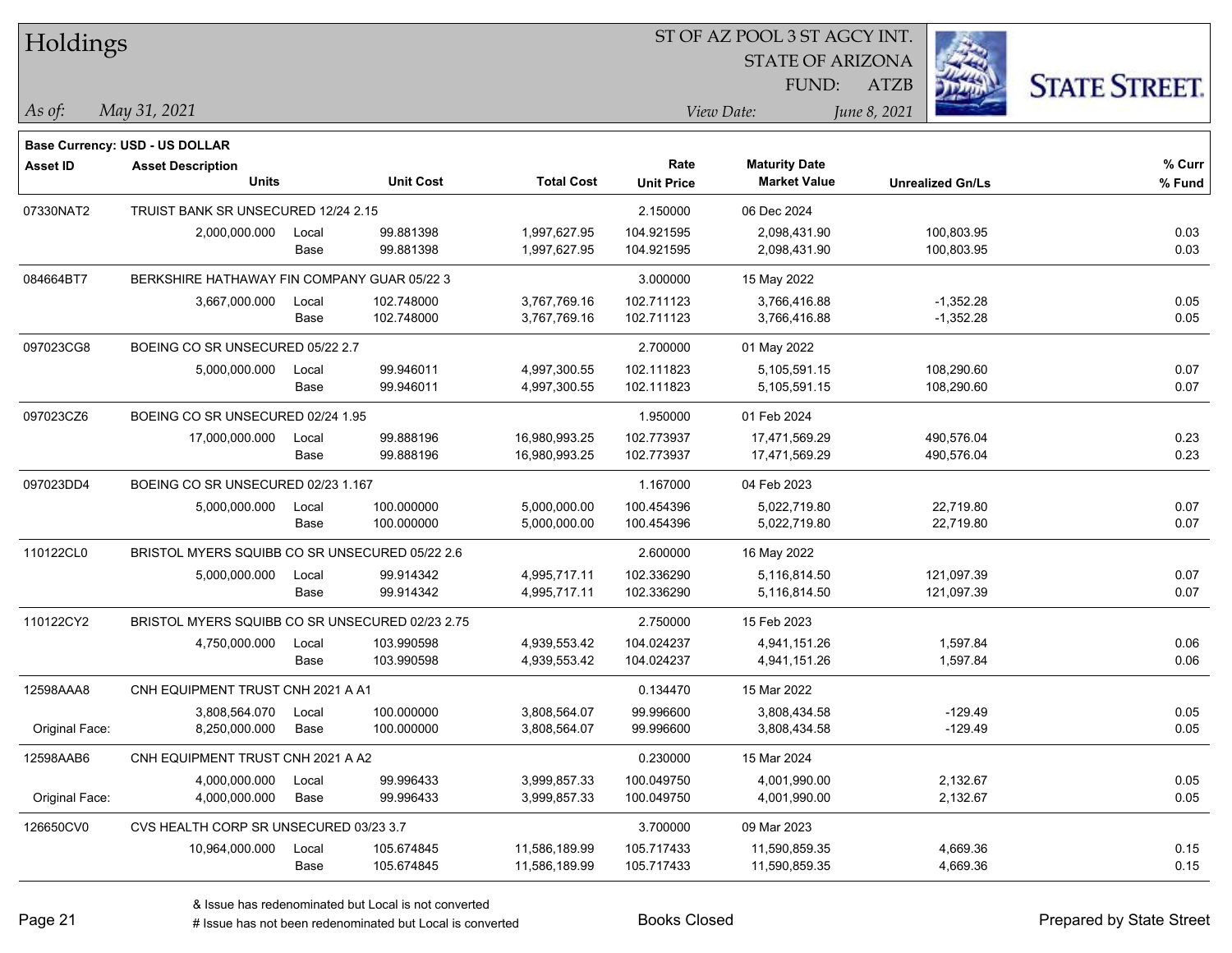# Holdings

ST OF AZ POOL 3 ST AGCY INT.
STATE OF ARIZONA
FUND: ATZB

*As of:* *May 31, 2021*  *View Date:* *June 8, 2021*

**Base Currency: USD - US DOLLAR**

| Asset ID | Asset Description / Units | | Unit Cost | Total Cost | Rate / Unit Price | Maturity Date / Market Value | Unrealized Gn/Ls | % Curr / % Fund |
|---|---|---|---|---|---|---|---|---|
| 07330NAT2 | TRUIST BANK SR UNSECURED 12/24 2.15 | | | | 2.150000 | 06 Dec 2024 | | |
| | 2,000,000.000 | Local | 99.881398 | 1,997,627.95 | 104.921595 | 2,098,431.90 | 100,803.95 | 0.03 |
| | | Base | 99.881398 | 1,997,627.95 | 104.921595 | 2,098,431.90 | 100,803.95 | 0.03 |
| 084664BT7 | BERKSHIRE HATHAWAY FIN COMPANY GUAR 05/22 3 | | | | 3.000000 | 15 May 2022 | | |
| | 3,667,000.000 | Local | 102.748000 | 3,767,769.16 | 102.711123 | 3,766,416.88 | -1,352.28 | 0.05 |
| | | Base | 102.748000 | 3,767,769.16 | 102.711123 | 3,766,416.88 | -1,352.28 | 0.05 |
| 097023CG8 | BOEING CO SR UNSECURED 05/22 2.7 | | | | 2.700000 | 01 May 2022 | | |
| | 5,000,000.000 | Local | 99.946011 | 4,997,300.55 | 102.111823 | 5,105,591.15 | 108,290.60 | 0.07 |
| | | Base | 99.946011 | 4,997,300.55 | 102.111823 | 5,105,591.15 | 108,290.60 | 0.07 |
| 097023CZ6 | BOEING CO SR UNSECURED 02/24 1.95 | | | | 1.950000 | 01 Feb 2024 | | |
| | 17,000,000.000 | Local | 99.888196 | 16,980,993.25 | 102.773937 | 17,471,569.29 | 490,576.04 | 0.23 |
| | | Base | 99.888196 | 16,980,993.25 | 102.773937 | 17,471,569.29 | 490,576.04 | 0.23 |
| 097023DD4 | BOEING CO SR UNSECURED 02/23 1.167 | | | | 1.167000 | 04 Feb 2023 | | |
| | 5,000,000.000 | Local | 100.000000 | 5,000,000.00 | 100.454396 | 5,022,719.80 | 22,719.80 | 0.07 |
| | | Base | 100.000000 | 5,000,000.00 | 100.454396 | 5,022,719.80 | 22,719.80 | 0.07 |
| 110122CL0 | BRISTOL MYERS SQUIBB CO SR UNSECURED 05/22 2.6 | | | | 2.600000 | 16 May 2022 | | |
| | 5,000,000.000 | Local | 99.914342 | 4,995,717.11 | 102.336290 | 5,116,814.50 | 121,097.39 | 0.07 |
| | | Base | 99.914342 | 4,995,717.11 | 102.336290 | 5,116,814.50 | 121,097.39 | 0.07 |
| 110122CY2 | BRISTOL MYERS SQUIBB CO SR UNSECURED 02/23 2.75 | | | | 2.750000 | 15 Feb 2023 | | |
| | 4,750,000.000 | Local | 103.990598 | 4,939,553.42 | 104.024237 | 4,941,151.26 | 1,597.84 | 0.06 |
| | | Base | 103.990598 | 4,939,553.42 | 104.024237 | 4,941,151.26 | 1,597.84 | 0.06 |
| 12598AAA8 | CNH EQUIPMENT TRUST CNH 2021 A A1 | | | | 0.134470 | 15 Mar 2022 | | |
| | 3,808,564.070 | Local | 100.000000 | 3,808,564.07 | 99.996600 | 3,808,434.58 | -129.49 | 0.05 |
| Original Face: | 8,250,000.000 | Base | 100.000000 | 3,808,564.07 | 99.996600 | 3,808,434.58 | -129.49 | 0.05 |
| 12598AAB6 | CNH EQUIPMENT TRUST CNH 2021 A A2 | | | | 0.230000 | 15 Mar 2024 | | |
| | 4,000,000.000 | Local | 99.996433 | 3,999,857.33 | 100.049750 | 4,001,990.00 | 2,132.67 | 0.05 |
| Original Face: | 4,000,000.000 | Base | 99.996433 | 3,999,857.33 | 100.049750 | 4,001,990.00 | 2,132.67 | 0.05 |
| 126650CV0 | CVS HEALTH CORP SR UNSECURED 03/23 3.7 | | | | 3.700000 | 09 Mar 2023 | | |
| | 10,964,000.000 | Local | 105.674845 | 11,586,189.99 | 105.717433 | 11,590,859.35 | 4,669.36 | 0.15 |
| | | Base | 105.674845 | 11,586,189.99 | 105.717433 | 11,590,859.35 | 4,669.36 | 0.15 |

& Issue has redenominated but Local is not converted
# Issue has not been redenominated but Local is converted

Books Closed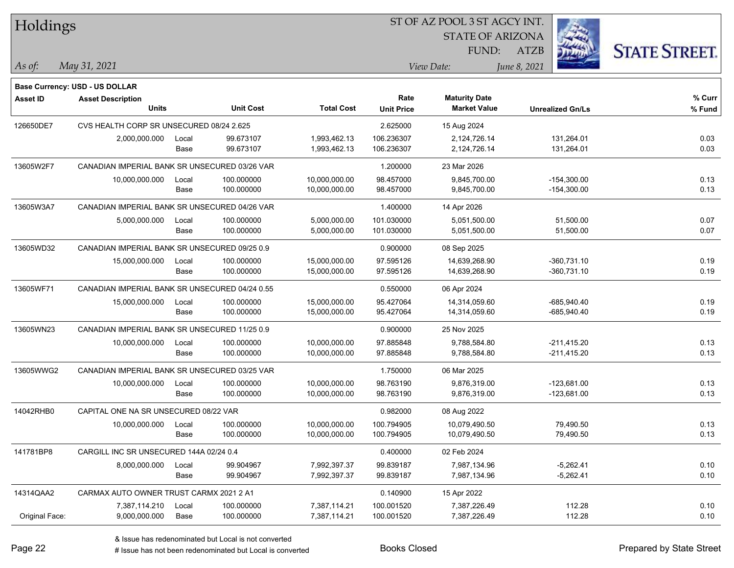# Holdings

ST OF AZ POOL 3 ST AGCY INT.
STATE OF ARIZONA
FUND: ATZB

*As of:* *May 31, 2021*
*View Date:* *June 8, 2021*

**Base Currency: USD - US DOLLAR**

| Asset ID | Asset Description / Units | | Unit Cost | Total Cost | Rate / Unit Price | Maturity Date / Market Value | Unrealized Gn/Ls | % Curr / % Fund |
|---|---|---|---|---|---|---|---|---|
| 126650DE7 | CVS HEALTH CORP SR UNSECURED 08/24 2.625 | | | | 2.625000 | 15 Aug 2024 | | |
| | 2,000,000.000 | Local | 99.673107 | 1,993,462.13 | 106.236307 | 2,124,726.14 | 131,264.01 | 0.03 |
| | | Base | 99.673107 | 1,993,462.13 | 106.236307 | 2,124,726.14 | 131,264.01 | 0.03 |
| 13605W2F7 | CANADIAN IMPERIAL BANK SR UNSECURED 03/26 VAR | | | | 1.200000 | 23 Mar 2026 | | |
| | 10,000,000.000 | Local | 100.000000 | 10,000,000.00 | 98.457000 | 9,845,700.00 | -154,300.00 | 0.13 |
| | | Base | 100.000000 | 10,000,000.00 | 98.457000 | 9,845,700.00 | -154,300.00 | 0.13 |
| 13605W3A7 | CANADIAN IMPERIAL BANK SR UNSECURED 04/26 VAR | | | | 1.400000 | 14 Apr 2026 | | |
| | 5,000,000.000 | Local | 100.000000 | 5,000,000.00 | 101.030000 | 5,051,500.00 | 51,500.00 | 0.07 |
| | | Base | 100.000000 | 5,000,000.00 | 101.030000 | 5,051,500.00 | 51,500.00 | 0.07 |
| 13605WD32 | CANADIAN IMPERIAL BANK SR UNSECURED 09/25 0.9 | | | | 0.900000 | 08 Sep 2025 | | |
| | 15,000,000.000 | Local | 100.000000 | 15,000,000.00 | 97.595126 | 14,639,268.90 | -360,731.10 | 0.19 |
| | | Base | 100.000000 | 15,000,000.00 | 97.595126 | 14,639,268.90 | -360,731.10 | 0.19 |
| 13605WF71 | CANADIAN IMPERIAL BANK SR UNSECURED 04/24 0.55 | | | | 0.550000 | 06 Apr 2024 | | |
| | 15,000,000.000 | Local | 100.000000 | 15,000,000.00 | 95.427064 | 14,314,059.60 | -685,940.40 | 0.19 |
| | | Base | 100.000000 | 15,000,000.00 | 95.427064 | 14,314,059.60 | -685,940.40 | 0.19 |
| 13605WN23 | CANADIAN IMPERIAL BANK SR UNSECURED 11/25 0.9 | | | | 0.900000 | 25 Nov 2025 | | |
| | 10,000,000.000 | Local | 100.000000 | 10,000,000.00 | 97.885848 | 9,788,584.80 | -211,415.20 | 0.13 |
| | | Base | 100.000000 | 10,000,000.00 | 97.885848 | 9,788,584.80 | -211,415.20 | 0.13 |
| 13605WWG2 | CANADIAN IMPERIAL BANK SR UNSECURED 03/25 VAR | | | | 1.750000 | 06 Mar 2025 | | |
| | 10,000,000.000 | Local | 100.000000 | 10,000,000.00 | 98.763190 | 9,876,319.00 | -123,681.00 | 0.13 |
| | | Base | 100.000000 | 10,000,000.00 | 98.763190 | 9,876,319.00 | -123,681.00 | 0.13 |
| 14042RHB0 | CAPITAL ONE NA SR UNSECURED 08/22 VAR | | | | 0.982000 | 08 Aug 2022 | | |
| | 10,000,000.000 | Local | 100.000000 | 10,000,000.00 | 100.794905 | 10,079,490.50 | 79,490.50 | 0.13 |
| | | Base | 100.000000 | 10,000,000.00 | 100.794905 | 10,079,490.50 | 79,490.50 | 0.13 |
| 141781BP8 | CARGILL INC SR UNSECURED 144A 02/24 0.4 | | | | 0.400000 | 02 Feb 2024 | | |
| | 8,000,000.000 | Local | 99.904967 | 7,992,397.37 | 99.839187 | 7,987,134.96 | -5,262.41 | 0.10 |
| | | Base | 99.904967 | 7,992,397.37 | 99.839187 | 7,987,134.96 | -5,262.41 | 0.10 |
| 14314QAA2 | CARMAX AUTO OWNER TRUST CARMX 2021 2 A1 | | | | 0.140900 | 15 Apr 2022 | | |
| | 7,387,114.210 | Local | 100.000000 | 7,387,114.21 | 100.001520 | 7,387,226.49 | 112.28 | 0.10 |
| Original Face: | 9,000,000.000 | Base | 100.000000 | 7,387,114.21 | 100.001520 | 7,387,226.49 | 112.28 | 0.10 |

& Issue has redenominated but Local is not converted
# Issue has not been redenominated but Local is converted

Books Closed

Prepared by State Street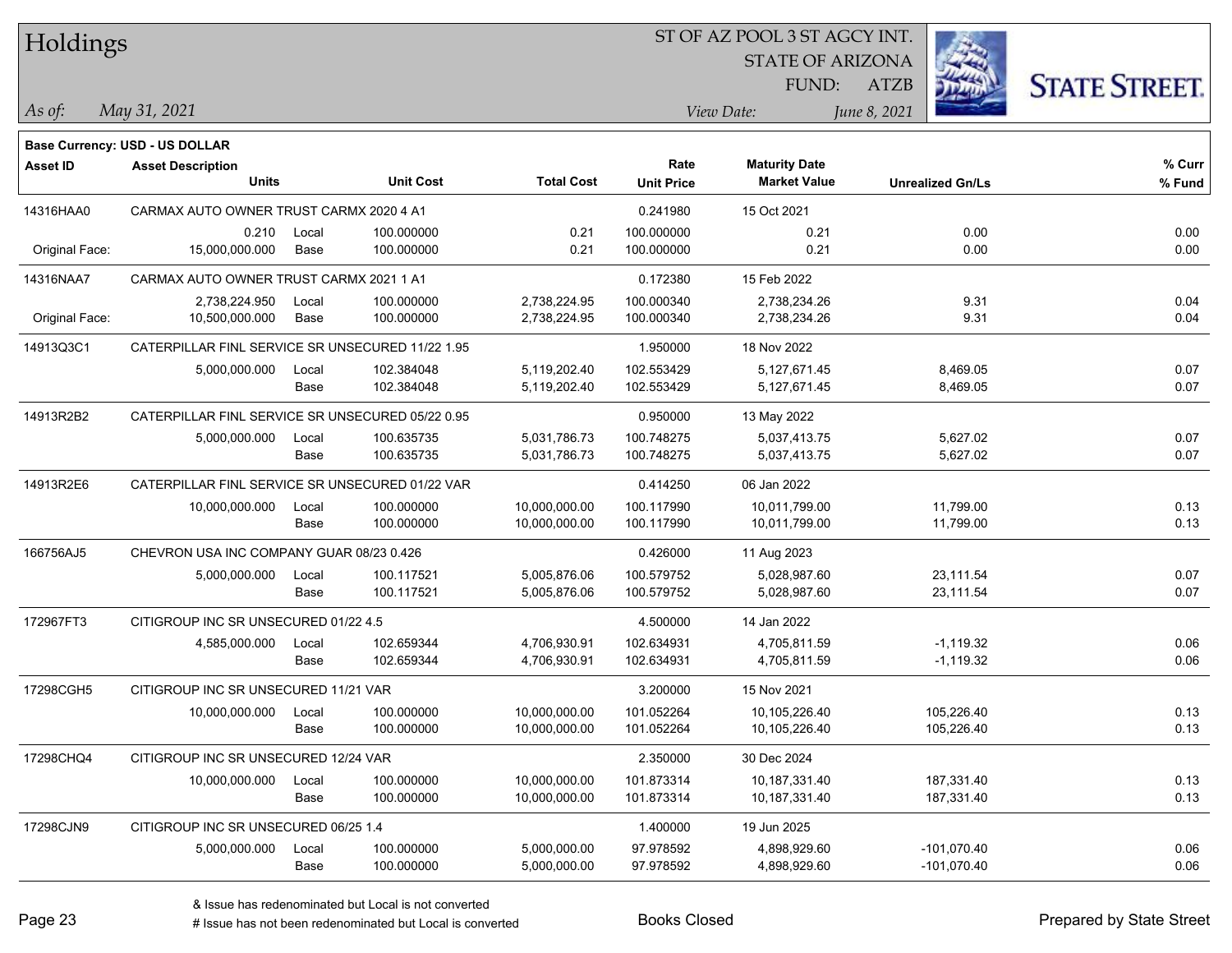# Holdings

ST OF AZ POOL 3 ST AGCY INT.
STATE OF ARIZONA
FUND: ATZB

*As of:* *May 31, 2021*
*View Date:* *June 8, 2021*

**Base Currency: USD - US DOLLAR**

| Asset ID | Asset Description / Units | | Unit Cost | Total Cost | Rate / Unit Price | Maturity Date / Market Value | Unrealized Gn/Ls | % Curr / % Fund |
|---|---|---|---|---|---|---|---|---|
| 14316HAA0 | CARMAX AUTO OWNER TRUST CARMX 2020 4 A1 | | | | 0.241980 | 15 Oct 2021 | | |
| | 0.210 | Local | 100.000000 | 0.21 | 100.000000 | 0.21 | 0.00 | 0.00 |
| Original Face: | 15,000,000.000 | Base | 100.000000 | 0.21 | 100.000000 | 0.21 | 0.00 | 0.00 |
| 14316NAA7 | CARMAX AUTO OWNER TRUST CARMX 2021 1 A1 | | | | 0.172380 | 15 Feb 2022 | | |
| | 2,738,224.950 | Local | 100.000000 | 2,738,224.95 | 100.000340 | 2,738,234.26 | 9.31 | 0.04 |
| Original Face: | 10,500,000.000 | Base | 100.000000 | 2,738,224.95 | 100.000340 | 2,738,234.26 | 9.31 | 0.04 |
| 14913Q3C1 | CATERPILLAR FINL SERVICE SR UNSECURED 11/22 1.95 | | | | 1.950000 | 18 Nov 2022 | | |
| | 5,000,000.000 | Local | 102.384048 | 5,119,202.40 | 102.553429 | 5,127,671.45 | 8,469.05 | 0.07 |
| | | Base | 102.384048 | 5,119,202.40 | 102.553429 | 5,127,671.45 | 8,469.05 | 0.07 |
| 14913R2B2 | CATERPILLAR FINL SERVICE SR UNSECURED 05/22 0.95 | | | | 0.950000 | 13 May 2022 | | |
| | 5,000,000.000 | Local | 100.635735 | 5,031,786.73 | 100.748275 | 5,037,413.75 | 5,627.02 | 0.07 |
| | | Base | 100.635735 | 5,031,786.73 | 100.748275 | 5,037,413.75 | 5,627.02 | 0.07 |
| 14913R2E6 | CATERPILLAR FINL SERVICE SR UNSECURED 01/22 VAR | | | | 0.414250 | 06 Jan 2022 | | |
| | 10,000,000.000 | Local | 100.000000 | 10,000,000.00 | 100.117990 | 10,011,799.00 | 11,799.00 | 0.13 |
| | | Base | 100.000000 | 10,000,000.00 | 100.117990 | 10,011,799.00 | 11,799.00 | 0.13 |
| 166756AJ5 | CHEVRON USA INC COMPANY GUAR 08/23 0.426 | | | | 0.426000 | 11 Aug 2023 | | |
| | 5,000,000.000 | Local | 100.117521 | 5,005,876.06 | 100.579752 | 5,028,987.60 | 23,111.54 | 0.07 |
| | | Base | 100.117521 | 5,005,876.06 | 100.579752 | 5,028,987.60 | 23,111.54 | 0.07 |
| 172967FT3 | CITIGROUP INC SR UNSECURED 01/22 4.5 | | | | 4.500000 | 14 Jan 2022 | | |
| | 4,585,000.000 | Local | 102.659344 | 4,706,930.91 | 102.634931 | 4,705,811.59 | -1,119.32 | 0.06 |
| | | Base | 102.659344 | 4,706,930.91 | 102.634931 | 4,705,811.59 | -1,119.32 | 0.06 |
| 17298CGH5 | CITIGROUP INC SR UNSECURED 11/21 VAR | | | | 3.200000 | 15 Nov 2021 | | |
| | 10,000,000.000 | Local | 100.000000 | 10,000,000.00 | 101.052264 | 10,105,226.40 | 105,226.40 | 0.13 |
| | | Base | 100.000000 | 10,000,000.00 | 101.052264 | 10,105,226.40 | 105,226.40 | 0.13 |
| 17298CHQ4 | CITIGROUP INC SR UNSECURED 12/24 VAR | | | | 2.350000 | 30 Dec 2024 | | |
| | 10,000,000.000 | Local | 100.000000 | 10,000,000.00 | 101.873314 | 10,187,331.40 | 187,331.40 | 0.13 |
| | | Base | 100.000000 | 10,000,000.00 | 101.873314 | 10,187,331.40 | 187,331.40 | 0.13 |
| 17298CJN9 | CITIGROUP INC SR UNSECURED 06/25 1.4 | | | | 1.400000 | 19 Jun 2025 | | |
| | 5,000,000.000 | Local | 100.000000 | 5,000,000.00 | 97.978592 | 4,898,929.60 | -101,070.40 | 0.06 |
| | | Base | 100.000000 | 5,000,000.00 | 97.978592 | 4,898,929.60 | -101,070.40 | 0.06 |

& Issue has redenominated but Local is not converted
# Issue has not been redenominated but Local is converted

Books Closed

Prepared by State Street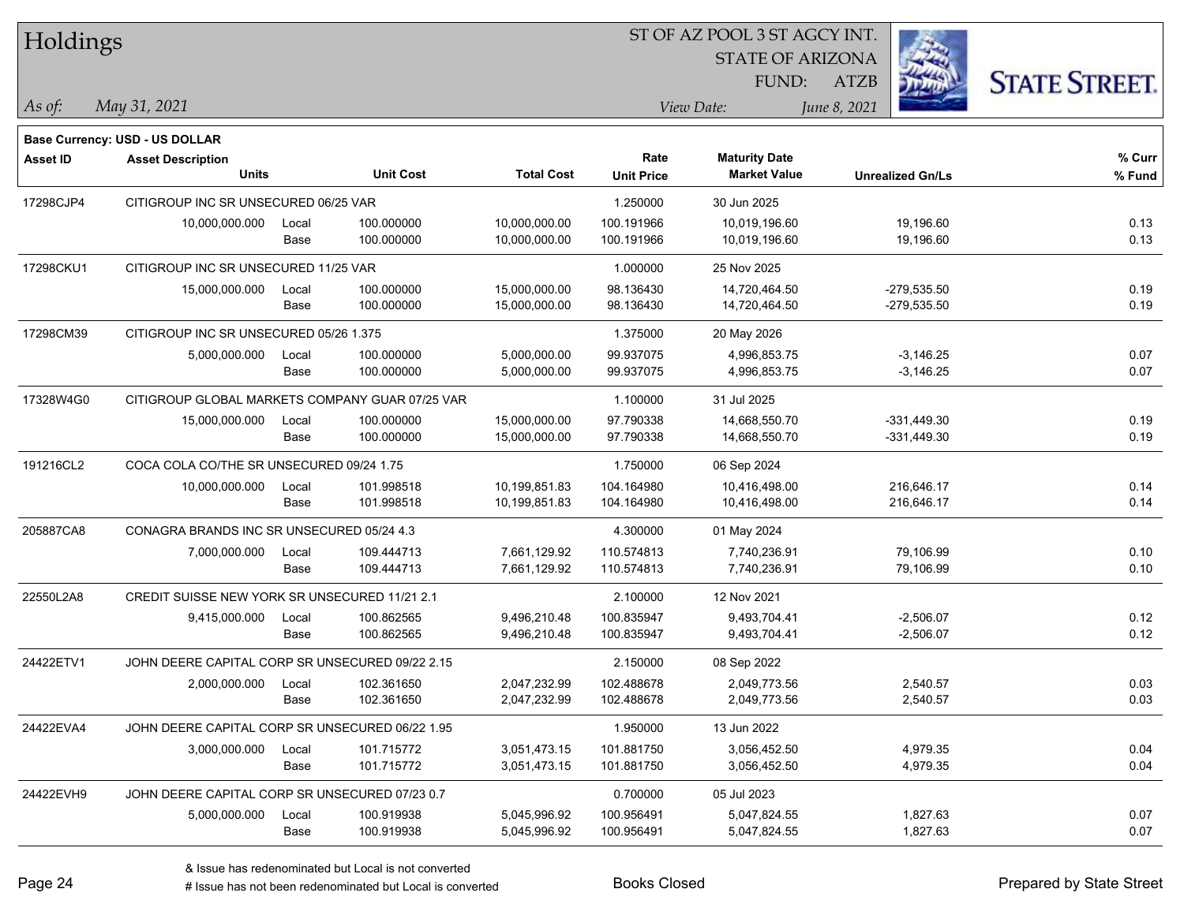# Holdings

ST OF AZ POOL 3 ST AGCY INT.
STATE OF ARIZONA
FUND: ATZB

*As of:* *May 31, 2021*

*View Date:* *June 8, 2021*

**Base Currency: USD - US DOLLAR**

| Asset ID | Asset Description / Units | | Unit Cost | Total Cost | Rate / Unit Price | Maturity Date / Market Value | Unrealized Gn/Ls | % Curr / % Fund |
|---|---|---|---|---|---|---|---|---|
| 17298CJP4 | CITIGROUP INC SR UNSECURED 06/25 VAR | | | | 1.250000 | 30 Jun 2025 | | |
| | 10,000,000.000 | Local | 100.000000 | 10,000,000.00 | 100.191966 | 10,019,196.60 | 19,196.60 | 0.13 |
| | | Base | 100.000000 | 10,000,000.00 | 100.191966 | 10,019,196.60 | 19,196.60 | 0.13 |
| 17298CKU1 | CITIGROUP INC SR UNSECURED 11/25 VAR | | | | 1.000000 | 25 Nov 2025 | | |
| | 15,000,000.000 | Local | 100.000000 | 15,000,000.00 | 98.136430 | 14,720,464.50 | -279,535.50 | 0.19 |
| | | Base | 100.000000 | 15,000,000.00 | 98.136430 | 14,720,464.50 | -279,535.50 | 0.19 |
| 17298CM39 | CITIGROUP INC SR UNSECURED 05/26 1.375 | | | | 1.375000 | 20 May 2026 | | |
| | 5,000,000.000 | Local | 100.000000 | 5,000,000.00 | 99.937075 | 4,996,853.75 | -3,146.25 | 0.07 |
| | | Base | 100.000000 | 5,000,000.00 | 99.937075 | 4,996,853.75 | -3,146.25 | 0.07 |
| 17328W4G0 | CITIGROUP GLOBAL MARKETS COMPANY GUAR 07/25 VAR | | | | 1.100000 | 31 Jul 2025 | | |
| | 15,000,000.000 | Local | 100.000000 | 15,000,000.00 | 97.790338 | 14,668,550.70 | -331,449.30 | 0.19 |
| | | Base | 100.000000 | 15,000,000.00 | 97.790338 | 14,668,550.70 | -331,449.30 | 0.19 |
| 191216CL2 | COCA COLA CO/THE SR UNSECURED 09/24 1.75 | | | | 1.750000 | 06 Sep 2024 | | |
| | 10,000,000.000 | Local | 101.998518 | 10,199,851.83 | 104.164980 | 10,416,498.00 | 216,646.17 | 0.14 |
| | | Base | 101.998518 | 10,199,851.83 | 104.164980 | 10,416,498.00 | 216,646.17 | 0.14 |
| 205887CA8 | CONAGRA BRANDS INC SR UNSECURED 05/24 4.3 | | | | 4.300000 | 01 May 2024 | | |
| | 7,000,000.000 | Local | 109.444713 | 7,661,129.92 | 110.574813 | 7,740,236.91 | 79,106.99 | 0.10 |
| | | Base | 109.444713 | 7,661,129.92 | 110.574813 | 7,740,236.91 | 79,106.99 | 0.10 |
| 22550L2A8 | CREDIT SUISSE NEW YORK SR UNSECURED 11/21 2.1 | | | | 2.100000 | 12 Nov 2021 | | |
| | 9,415,000.000 | Local | 100.862565 | 9,496,210.48 | 100.835947 | 9,493,704.41 | -2,506.07 | 0.12 |
| | | Base | 100.862565 | 9,496,210.48 | 100.835947 | 9,493,704.41 | -2,506.07 | 0.12 |
| 24422ETV1 | JOHN DEERE CAPITAL CORP SR UNSECURED 09/22 2.15 | | | | 2.150000 | 08 Sep 2022 | | |
| | 2,000,000.000 | Local | 102.361650 | 2,047,232.99 | 102.488678 | 2,049,773.56 | 2,540.57 | 0.03 |
| | | Base | 102.361650 | 2,047,232.99 | 102.488678 | 2,049,773.56 | 2,540.57 | 0.03 |
| 24422EVA4 | JOHN DEERE CAPITAL CORP SR UNSECURED 06/22 1.95 | | | | 1.950000 | 13 Jun 2022 | | |
| | 3,000,000.000 | Local | 101.715772 | 3,051,473.15 | 101.881750 | 3,056,452.50 | 4,979.35 | 0.04 |
| | | Base | 101.715772 | 3,051,473.15 | 101.881750 | 3,056,452.50 | 4,979.35 | 0.04 |
| 24422EVH9 | JOHN DEERE CAPITAL CORP SR UNSECURED 07/23 0.7 | | | | 0.700000 | 05 Jul 2023 | | |
| | 5,000,000.000 | Local | 100.919938 | 5,045,996.92 | 100.956491 | 5,047,824.55 | 1,827.63 | 0.07 |
| | | Base | 100.919938 | 5,045,996.92 | 100.956491 | 5,047,824.55 | 1,827.63 | 0.07 |

& Issue has redenominated but Local is not converted
# Issue has not been redenominated but Local is converted

Books Closed

Prepared by State Street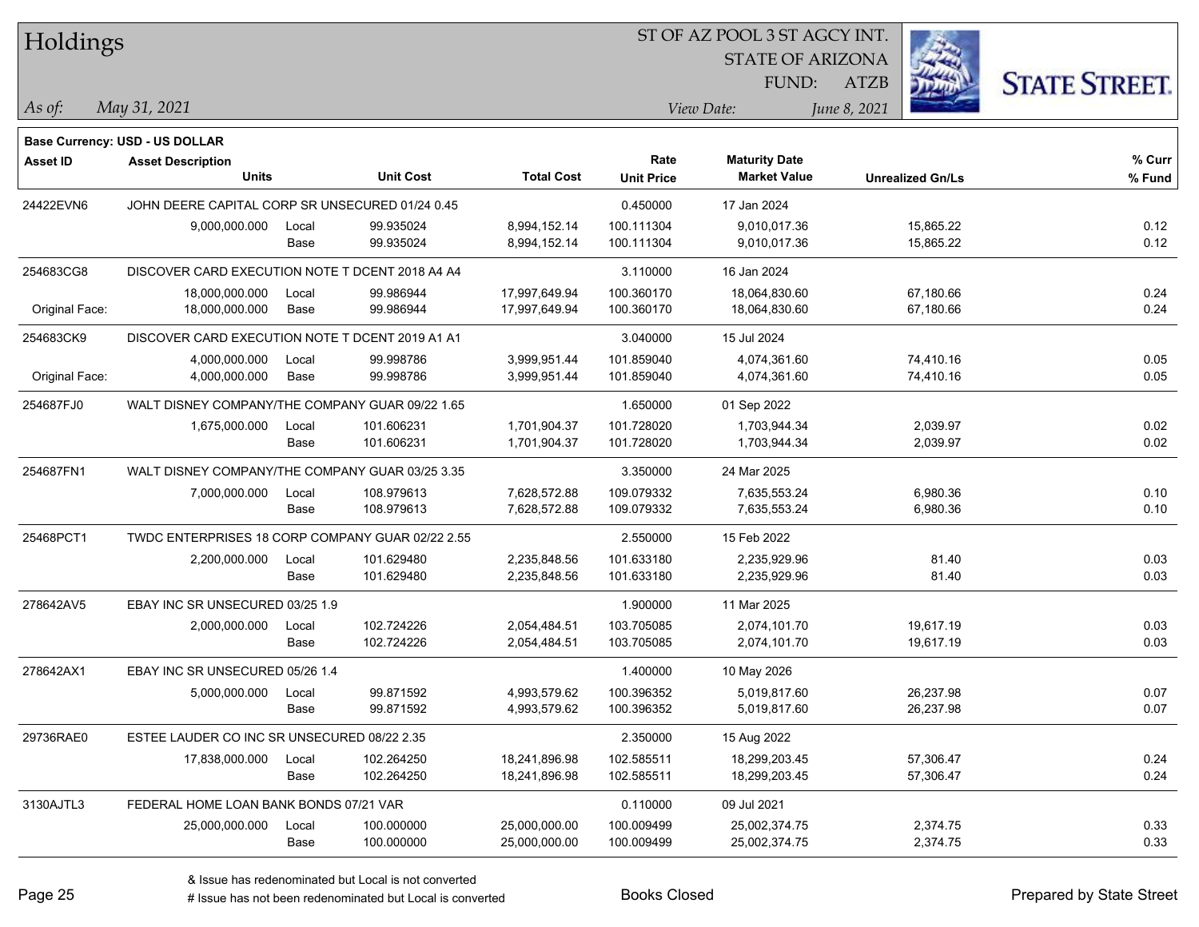# Holdings

ST OF AZ POOL 3 ST AGCY INT.
STATE OF ARIZONA
FUND: ATZB

*As of:* *May 31, 2021*
*View Date:* *June 8, 2021*

**Base Currency: USD - US DOLLAR**

| Asset ID | Asset Description / Units | | Unit Cost | Total Cost | Rate / Unit Price | Maturity Date / Market Value | Unrealized Gn/Ls | % Curr / % Fund |
|---|---|---|---|---|---|---|---|---|
| 24422EVN6 | JOHN DEERE CAPITAL CORP SR UNSECURED 01/24 0.45 | | | | 0.450000 | 17 Jan 2024 | | |
| | 9,000,000.000 | Local | 99.935024 | 8,994,152.14 | 100.111304 | 9,010,017.36 | 15,865.22 | 0.12 |
| | | Base | 99.935024 | 8,994,152.14 | 100.111304 | 9,010,017.36 | 15,865.22 | 0.12 |
| 254683CG8 | DISCOVER CARD EXECUTION NOTE T DCENT 2018 A4 A4 | | | | 3.110000 | 16 Jan 2024 | | |
| | 18,000,000.000 | Local | 99.986944 | 17,997,649.94 | 100.360170 | 18,064,830.60 | 67,180.66 | 0.24 |
| Original Face: | 18,000,000.000 | Base | 99.986944 | 17,997,649.94 | 100.360170 | 18,064,830.60 | 67,180.66 | 0.24 |
| 254683CK9 | DISCOVER CARD EXECUTION NOTE T DCENT 2019 A1 A1 | | | | 3.040000 | 15 Jul 2024 | | |
| | 4,000,000.000 | Local | 99.998786 | 3,999,951.44 | 101.859040 | 4,074,361.60 | 74,410.16 | 0.05 |
| Original Face: | 4,000,000.000 | Base | 99.998786 | 3,999,951.44 | 101.859040 | 4,074,361.60 | 74,410.16 | 0.05 |
| 254687FJ0 | WALT DISNEY COMPANY/THE COMPANY GUAR 09/22 1.65 | | | | 1.650000 | 01 Sep 2022 | | |
| | 1,675,000.000 | Local | 101.606231 | 1,701,904.37 | 101.728020 | 1,703,944.34 | 2,039.97 | 0.02 |
| | | Base | 101.606231 | 1,701,904.37 | 101.728020 | 1,703,944.34 | 2,039.97 | 0.02 |
| 254687FN1 | WALT DISNEY COMPANY/THE COMPANY GUAR 03/25 3.35 | | | | 3.350000 | 24 Mar 2025 | | |
| | 7,000,000.000 | Local | 108.979613 | 7,628,572.88 | 109.079332 | 7,635,553.24 | 6,980.36 | 0.10 |
| | | Base | 108.979613 | 7,628,572.88 | 109.079332 | 7,635,553.24 | 6,980.36 | 0.10 |
| 25468PCT1 | TWDC ENTERPRISES 18 CORP COMPANY GUAR 02/22 2.55 | | | | 2.550000 | 15 Feb 2022 | | |
| | 2,200,000.000 | Local | 101.629480 | 2,235,848.56 | 101.633180 | 2,235,929.96 | 81.40 | 0.03 |
| | | Base | 101.629480 | 2,235,848.56 | 101.633180 | 2,235,929.96 | 81.40 | 0.03 |
| 278642AV5 | EBAY INC SR UNSECURED 03/25 1.9 | | | | 1.900000 | 11 Mar 2025 | | |
| | 2,000,000.000 | Local | 102.724226 | 2,054,484.51 | 103.705085 | 2,074,101.70 | 19,617.19 | 0.03 |
| | | Base | 102.724226 | 2,054,484.51 | 103.705085 | 2,074,101.70 | 19,617.19 | 0.03 |
| 278642AX1 | EBAY INC SR UNSECURED 05/26 1.4 | | | | 1.400000 | 10 May 2026 | | |
| | 5,000,000.000 | Local | 99.871592 | 4,993,579.62 | 100.396352 | 5,019,817.60 | 26,237.98 | 0.07 |
| | | Base | 99.871592 | 4,993,579.62 | 100.396352 | 5,019,817.60 | 26,237.98 | 0.07 |
| 29736RAE0 | ESTEE LAUDER CO INC SR UNSECURED 08/22 2.35 | | | | 2.350000 | 15 Aug 2022 | | |
| | 17,838,000.000 | Local | 102.264250 | 18,241,896.98 | 102.585511 | 18,299,203.45 | 57,306.47 | 0.24 |
| | | Base | 102.264250 | 18,241,896.98 | 102.585511 | 18,299,203.45 | 57,306.47 | 0.24 |
| 3130AJTL3 | FEDERAL HOME LOAN BANK BONDS 07/21 VAR | | | | 0.110000 | 09 Jul 2021 | | |
| | 25,000,000.000 | Local | 100.000000 | 25,000,000.00 | 100.009499 | 25,002,374.75 | 2,374.75 | 0.33 |
| | | Base | 100.000000 | 25,000,000.00 | 100.009499 | 25,002,374.75 | 2,374.75 | 0.33 |

& Issue has redenominated but Local is not converted
# Issue has not been redenominated but Local is converted

Books Closed

Prepared by State Street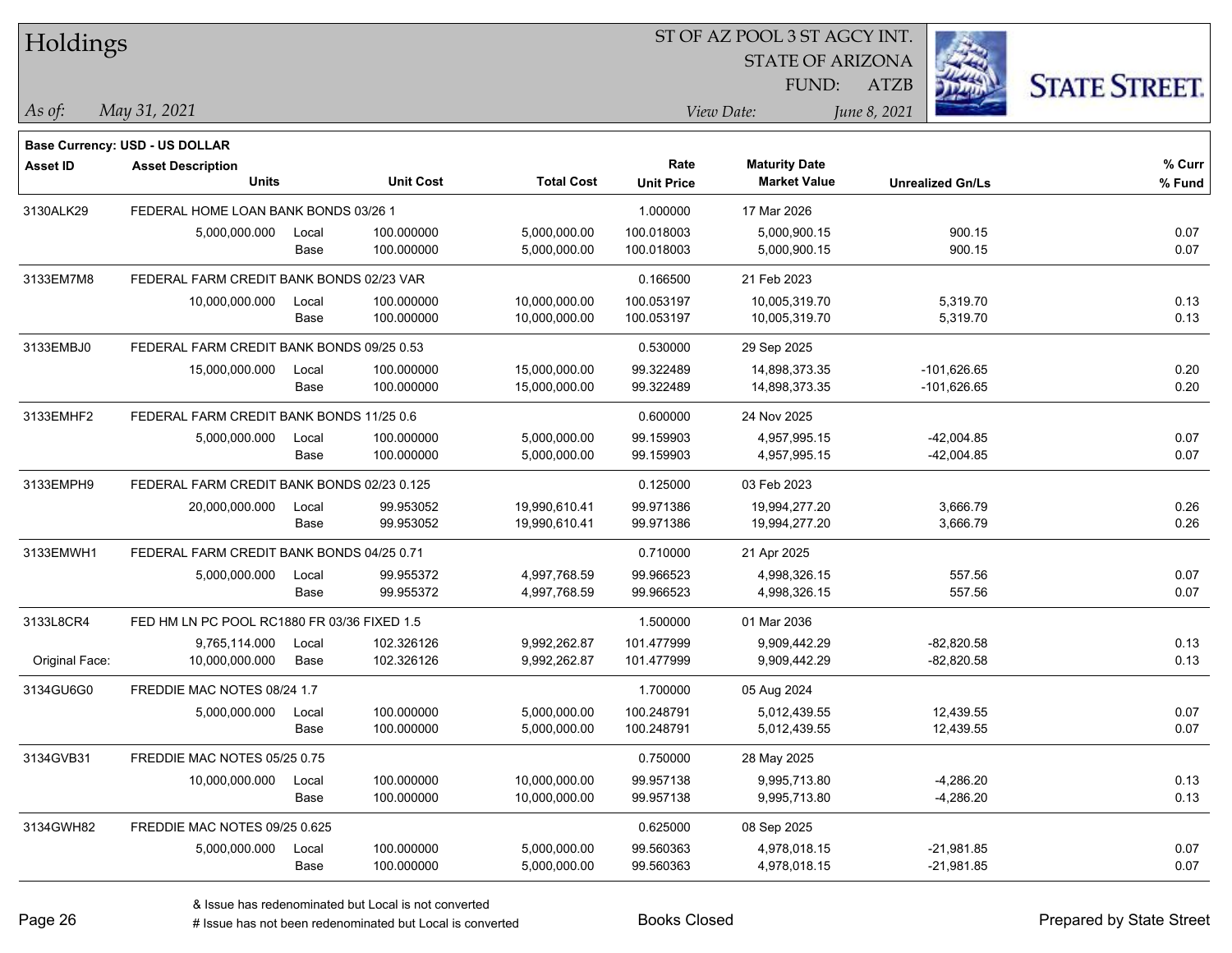# Holdings

ST OF AZ POOL 3 ST AGCY INT.
STATE OF ARIZONA
FUND: ATZB

*As of:* *May 31, 2021*

*View Date:* *June 8, 2021*

**Base Currency: USD - US DOLLAR**

| Asset ID | Asset Description / Units | | Unit Cost | Total Cost | Rate / Unit Price | Maturity Date / Market Value | Unrealized Gn/Ls | % Curr / % Fund |
|---|---|---|---|---|---|---|---|---|
| 3130ALK29 | FEDERAL HOME LOAN BANK BONDS 03/26 1 | | | | 1.000000 | 17 Mar 2026 | | |
| | 5,000,000.000 | Local | 100.000000 | 5,000,000.00 | 100.018003 | 5,000,900.15 | 900.15 | 0.07 |
| | | Base | 100.000000 | 5,000,000.00 | 100.018003 | 5,000,900.15 | 900.15 | 0.07 |
| 3133EM7M8 | FEDERAL FARM CREDIT BANK BONDS 02/23 VAR | | | | 0.166500 | 21 Feb 2023 | | |
| | 10,000,000.000 | Local | 100.000000 | 10,000,000.00 | 100.053197 | 10,005,319.70 | 5,319.70 | 0.13 |
| | | Base | 100.000000 | 10,000,000.00 | 100.053197 | 10,005,319.70 | 5,319.70 | 0.13 |
| 3133EMBJ0 | FEDERAL FARM CREDIT BANK BONDS 09/25 0.53 | | | | 0.530000 | 29 Sep 2025 | | |
| | 15,000,000.000 | Local | 100.000000 | 15,000,000.00 | 99.322489 | 14,898,373.35 | -101,626.65 | 0.20 |
| | | Base | 100.000000 | 15,000,000.00 | 99.322489 | 14,898,373.35 | -101,626.65 | 0.20 |
| 3133EMHF2 | FEDERAL FARM CREDIT BANK BONDS 11/25 0.6 | | | | 0.600000 | 24 Nov 2025 | | |
| | 5,000,000.000 | Local | 100.000000 | 5,000,000.00 | 99.159903 | 4,957,995.15 | -42,004.85 | 0.07 |
| | | Base | 100.000000 | 5,000,000.00 | 99.159903 | 4,957,995.15 | -42,004.85 | 0.07 |
| 3133EMPH9 | FEDERAL FARM CREDIT BANK BONDS 02/23 0.125 | | | | 0.125000 | 03 Feb 2023 | | |
| | 20,000,000.000 | Local | 99.953052 | 19,990,610.41 | 99.971386 | 19,994,277.20 | 3,666.79 | 0.26 |
| | | Base | 99.953052 | 19,990,610.41 | 99.971386 | 19,994,277.20 | 3,666.79 | 0.26 |
| 3133EMWH1 | FEDERAL FARM CREDIT BANK BONDS 04/25 0.71 | | | | 0.710000 | 21 Apr 2025 | | |
| | 5,000,000.000 | Local | 99.955372 | 4,997,768.59 | 99.966523 | 4,998,326.15 | 557.56 | 0.07 |
| | | Base | 99.955372 | 4,997,768.59 | 99.966523 | 4,998,326.15 | 557.56 | 0.07 |
| 3133L8CR4 | FED HM LN PC POOL RC1880 FR 03/36 FIXED 1.5 | | | | 1.500000 | 01 Mar 2036 | | |
| | 9,765,114.000 | Local | 102.326126 | 9,992,262.87 | 101.477999 | 9,909,442.29 | -82,820.58 | 0.13 |
| Original Face: | 10,000,000.000 | Base | 102.326126 | 9,992,262.87 | 101.477999 | 9,909,442.29 | -82,820.58 | 0.13 |
| 3134GU6G0 | FREDDIE MAC NOTES 08/24 1.7 | | | | 1.700000 | 05 Aug 2024 | | |
| | 5,000,000.000 | Local | 100.000000 | 5,000,000.00 | 100.248791 | 5,012,439.55 | 12,439.55 | 0.07 |
| | | Base | 100.000000 | 5,000,000.00 | 100.248791 | 5,012,439.55 | 12,439.55 | 0.07 |
| 3134GVB31 | FREDDIE MAC NOTES 05/25 0.75 | | | | 0.750000 | 28 May 2025 | | |
| | 10,000,000.000 | Local | 100.000000 | 10,000,000.00 | 99.957138 | 9,995,713.80 | -4,286.20 | 0.13 |
| | | Base | 100.000000 | 10,000,000.00 | 99.957138 | 9,995,713.80 | -4,286.20 | 0.13 |
| 3134GWH82 | FREDDIE MAC NOTES 09/25 0.625 | | | | 0.625000 | 08 Sep 2025 | | |
| | 5,000,000.000 | Local | 100.000000 | 5,000,000.00 | 99.560363 | 4,978,018.15 | -21,981.85 | 0.07 |
| | | Base | 100.000000 | 5,000,000.00 | 99.560363 | 4,978,018.15 | -21,981.85 | 0.07 |

& Issue has redenominated but Local is not converted
# Issue has not been redenominated but Local is converted

Books Closed

Prepared by State Street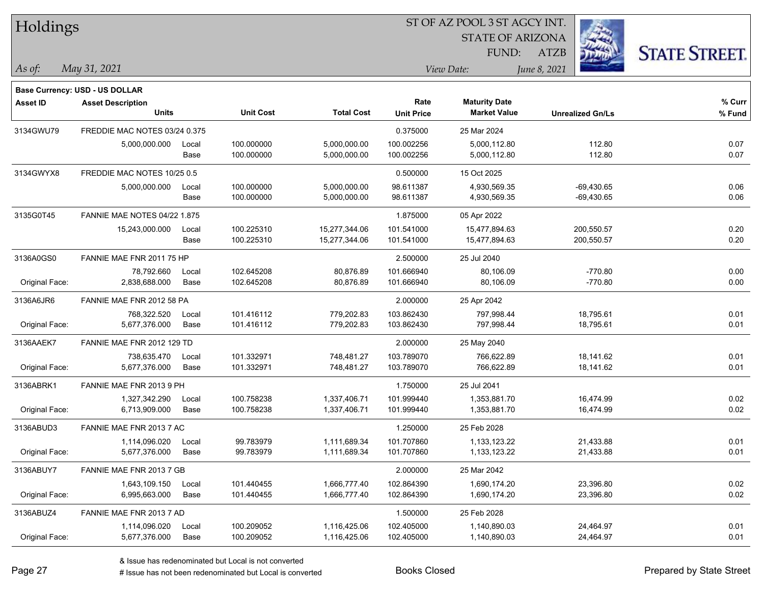# Holdings

ST OF AZ POOL 3 ST AGCY INT.
STATE OF ARIZONA
FUND: ATZB

*As of:* *May 31, 2021*
*View Date:* *June 8, 2021*

**Base Currency: USD - US DOLLAR**

| Asset ID | Asset Description / Units | | Unit Cost | Total Cost | Rate / Unit Price | Maturity Date / Market Value | Unrealized Gn/Ls | % Curr / % Fund |
|---|---|---|---|---|---|---|---|---|
| 3134GWU79 | FREDDIE MAC NOTES 03/24 0.375 | | | | 0.375000 | 25 Mar 2024 | | |
| | 5,000,000.000 | Local | 100.000000 | 5,000,000.00 | 100.002256 | 5,000,112.80 | 112.80 | 0.07 |
| | | Base | 100.000000 | 5,000,000.00 | 100.002256 | 5,000,112.80 | 112.80 | 0.07 |
| 3134GWYX8 | FREDDIE MAC NOTES 10/25 0.5 | | | | 0.500000 | 15 Oct 2025 | | |
| | 5,000,000.000 | Local | 100.000000 | 5,000,000.00 | 98.611387 | 4,930,569.35 | -69,430.65 | 0.06 |
| | | Base | 100.000000 | 5,000,000.00 | 98.611387 | 4,930,569.35 | -69,430.65 | 0.06 |
| 3135G0T45 | FANNIE MAE NOTES 04/22 1.875 | | | | 1.875000 | 05 Apr 2022 | | |
| | 15,243,000.000 | Local | 100.225310 | 15,277,344.06 | 101.541000 | 15,477,894.63 | 200,550.57 | 0.20 |
| | | Base | 100.225310 | 15,277,344.06 | 101.541000 | 15,477,894.63 | 200,550.57 | 0.20 |
| 3136A0GS0 | FANNIE MAE FNR 2011 75 HP | | | | 2.500000 | 25 Jul 2040 | | |
| | 78,792.660 | Local | 102.645208 | 80,876.89 | 101.666940 | 80,106.09 | -770.80 | 0.00 |
| Original Face: | 2,838,688.000 | Base | 102.645208 | 80,876.89 | 101.666940 | 80,106.09 | -770.80 | 0.00 |
| 3136A6JR6 | FANNIE MAE FNR 2012 58 PA | | | | 2.000000 | 25 Apr 2042 | | |
| | 768,322.520 | Local | 101.416112 | 779,202.83 | 103.862430 | 797,998.44 | 18,795.61 | 0.01 |
| Original Face: | 5,677,376.000 | Base | 101.416112 | 779,202.83 | 103.862430 | 797,998.44 | 18,795.61 | 0.01 |
| 3136AAEK7 | FANNIE MAE FNR 2012 129 TD | | | | 2.000000 | 25 May 2040 | | |
| | 738,635.470 | Local | 101.332971 | 748,481.27 | 103.789070 | 766,622.89 | 18,141.62 | 0.01 |
| Original Face: | 5,677,376.000 | Base | 101.332971 | 748,481.27 | 103.789070 | 766,622.89 | 18,141.62 | 0.01 |
| 3136ABRK1 | FANNIE MAE FNR 2013 9 PH | | | | 1.750000 | 25 Jul 2041 | | |
| | 1,327,342.290 | Local | 100.758238 | 1,337,406.71 | 101.999440 | 1,353,881.70 | 16,474.99 | 0.02 |
| Original Face: | 6,713,909.000 | Base | 100.758238 | 1,337,406.71 | 101.999440 | 1,353,881.70 | 16,474.99 | 0.02 |
| 3136ABUD3 | FANNIE MAE FNR 2013 7 AC | | | | 1.250000 | 25 Feb 2028 | | |
| | 1,114,096.020 | Local | 99.783979 | 1,111,689.34 | 101.707860 | 1,133,123.22 | 21,433.88 | 0.01 |
| Original Face: | 5,677,376.000 | Base | 99.783979 | 1,111,689.34 | 101.707860 | 1,133,123.22 | 21,433.88 | 0.01 |
| 3136ABUY7 | FANNIE MAE FNR 2013 7 GB | | | | 2.000000 | 25 Mar 2042 | | |
| | 1,643,109.150 | Local | 101.440455 | 1,666,777.40 | 102.864390 | 1,690,174.20 | 23,396.80 | 0.02 |
| Original Face: | 6,995,663.000 | Base | 101.440455 | 1,666,777.40 | 102.864390 | 1,690,174.20 | 23,396.80 | 0.02 |
| 3136ABUZ4 | FANNIE MAE FNR 2013 7 AD | | | | 1.500000 | 25 Feb 2028 | | |
| | 1,114,096.020 | Local | 100.209052 | 1,116,425.06 | 102.405000 | 1,140,890.03 | 24,464.97 | 0.01 |
| Original Face: | 5,677,376.000 | Base | 100.209052 | 1,116,425.06 | 102.405000 | 1,140,890.03 | 24,464.97 | 0.01 |

& Issue has redenominated but Local is not converted
# Issue has not been redenominated but Local is converted

Books Closed

Prepared by State Street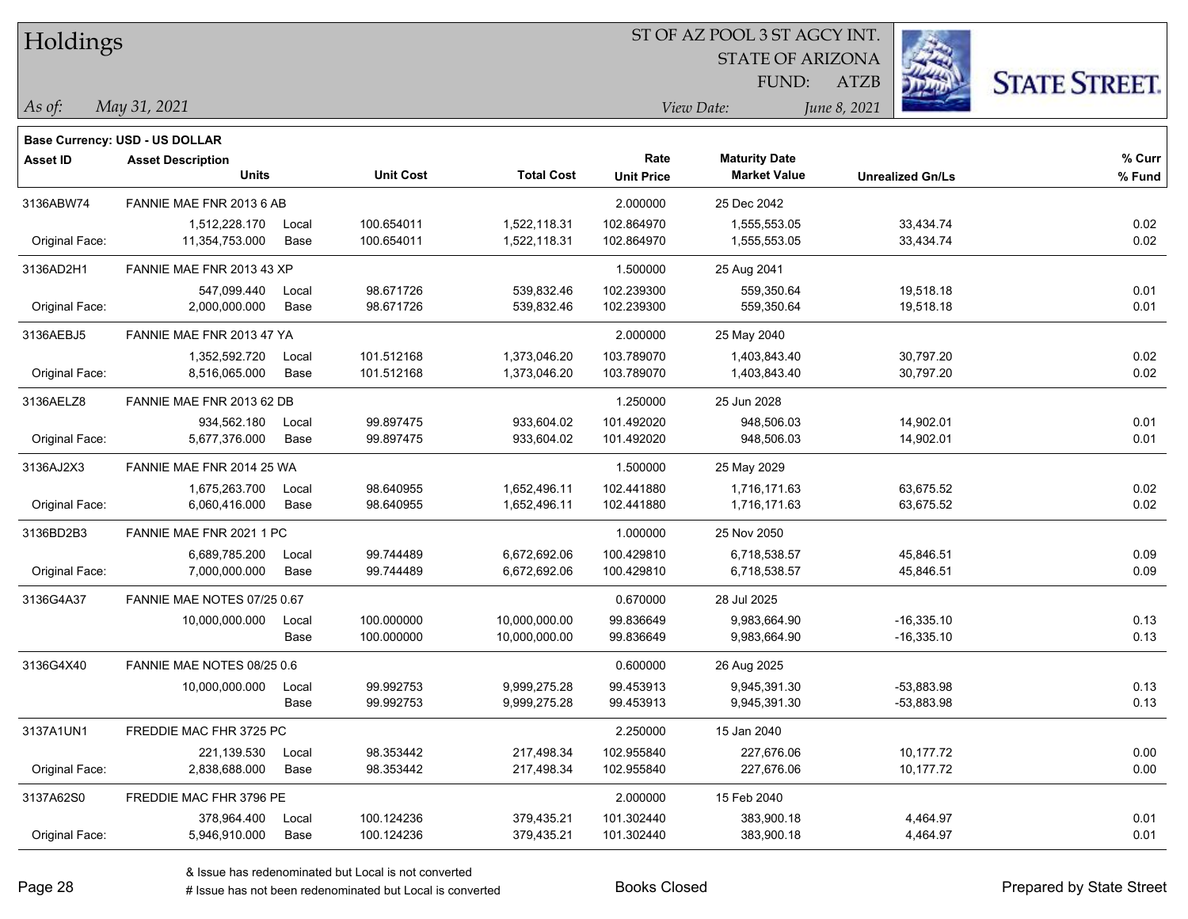# Holdings

ST OF AZ POOL 3 ST AGCY INT.
STATE OF ARIZONA
FUND: ATZB

*As of:* *May 31, 2021*
*View Date:* *June 8, 2021*

**Base Currency: USD - US DOLLAR**

| Asset ID | Asset Description / Units | | Unit Cost | Total Cost | Rate / Unit Price | Maturity Date / Market Value | Unrealized Gn/Ls | % Curr / % Fund |
|---|---|---|---|---|---|---|---|---|
| 3136ABW74 | FANNIE MAE FNR 2013 6 AB | | | | 2.000000 | 25 Dec 2042 | | |
| | 1,512,228.170 | Local | 100.654011 | 1,522,118.31 | 102.864970 | 1,555,553.05 | 33,434.74 | 0.02 |
| Original Face: | 11,354,753.000 | Base | 100.654011 | 1,522,118.31 | 102.864970 | 1,555,553.05 | 33,434.74 | 0.02 |
| 3136AD2H1 | FANNIE MAE FNR 2013 43 XP | | | | 1.500000 | 25 Aug 2041 | | |
| | 547,099.440 | Local | 98.671726 | 539,832.46 | 102.239300 | 559,350.64 | 19,518.18 | 0.01 |
| Original Face: | 2,000,000.000 | Base | 98.671726 | 539,832.46 | 102.239300 | 559,350.64 | 19,518.18 | 0.01 |
| 3136AEBJ5 | FANNIE MAE FNR 2013 47 YA | | | | 2.000000 | 25 May 2040 | | |
| | 1,352,592.720 | Local | 101.512168 | 1,373,046.20 | 103.789070 | 1,403,843.40 | 30,797.20 | 0.02 |
| Original Face: | 8,516,065.000 | Base | 101.512168 | 1,373,046.20 | 103.789070 | 1,403,843.40 | 30,797.20 | 0.02 |
| 3136AELZ8 | FANNIE MAE FNR 2013 62 DB | | | | 1.250000 | 25 Jun 2028 | | |
| | 934,562.180 | Local | 99.897475 | 933,604.02 | 101.492020 | 948,506.03 | 14,902.01 | 0.01 |
| Original Face: | 5,677,376.000 | Base | 99.897475 | 933,604.02 | 101.492020 | 948,506.03 | 14,902.01 | 0.01 |
| 3136AJ2X3 | FANNIE MAE FNR 2014 25 WA | | | | 1.500000 | 25 May 2029 | | |
| | 1,675,263.700 | Local | 98.640955 | 1,652,496.11 | 102.441880 | 1,716,171.63 | 63,675.52 | 0.02 |
| Original Face: | 6,060,416.000 | Base | 98.640955 | 1,652,496.11 | 102.441880 | 1,716,171.63 | 63,675.52 | 0.02 |
| 3136BD2B3 | FANNIE MAE FNR 2021 1 PC | | | | 1.000000 | 25 Nov 2050 | | |
| | 6,689,785.200 | Local | 99.744489 | 6,672,692.06 | 100.429810 | 6,718,538.57 | 45,846.51 | 0.09 |
| Original Face: | 7,000,000.000 | Base | 99.744489 | 6,672,692.06 | 100.429810 | 6,718,538.57 | 45,846.51 | 0.09 |
| 3136G4A37 | FANNIE MAE NOTES 07/25 0.67 | | | | 0.670000 | 28 Jul 2025 | | |
| | 10,000,000.000 | Local | 100.000000 | 10,000,000.00 | 99.836649 | 9,983,664.90 | -16,335.10 | 0.13 |
| | | Base | 100.000000 | 10,000,000.00 | 99.836649 | 9,983,664.90 | -16,335.10 | 0.13 |
| 3136G4X40 | FANNIE MAE NOTES 08/25 0.6 | | | | 0.600000 | 26 Aug 2025 | | |
| | 10,000,000.000 | Local | 99.992753 | 9,999,275.28 | 99.453913 | 9,945,391.30 | -53,883.98 | 0.13 |
| | | Base | 99.992753 | 9,999,275.28 | 99.453913 | 9,945,391.30 | -53,883.98 | 0.13 |
| 3137A1UN1 | FREDDIE MAC FHR 3725 PC | | | | 2.250000 | 15 Jan 2040 | | |
| | 221,139.530 | Local | 98.353442 | 217,498.34 | 102.955840 | 227,676.06 | 10,177.72 | 0.00 |
| Original Face: | 2,838,688.000 | Base | 98.353442 | 217,498.34 | 102.955840 | 227,676.06 | 10,177.72 | 0.00 |
| 3137A62S0 | FREDDIE MAC FHR 3796 PE | | | | 2.000000 | 15 Feb 2040 | | |
| | 378,964.400 | Local | 100.124236 | 379,435.21 | 101.302440 | 383,900.18 | 4,464.97 | 0.01 |
| Original Face: | 5,946,910.000 | Base | 100.124236 | 379,435.21 | 101.302440 | 383,900.18 | 4,464.97 | 0.01 |

& Issue has redenominated but Local is not converted
# Issue has not been redenominated but Local is converted

Books Closed

Prepared by State Street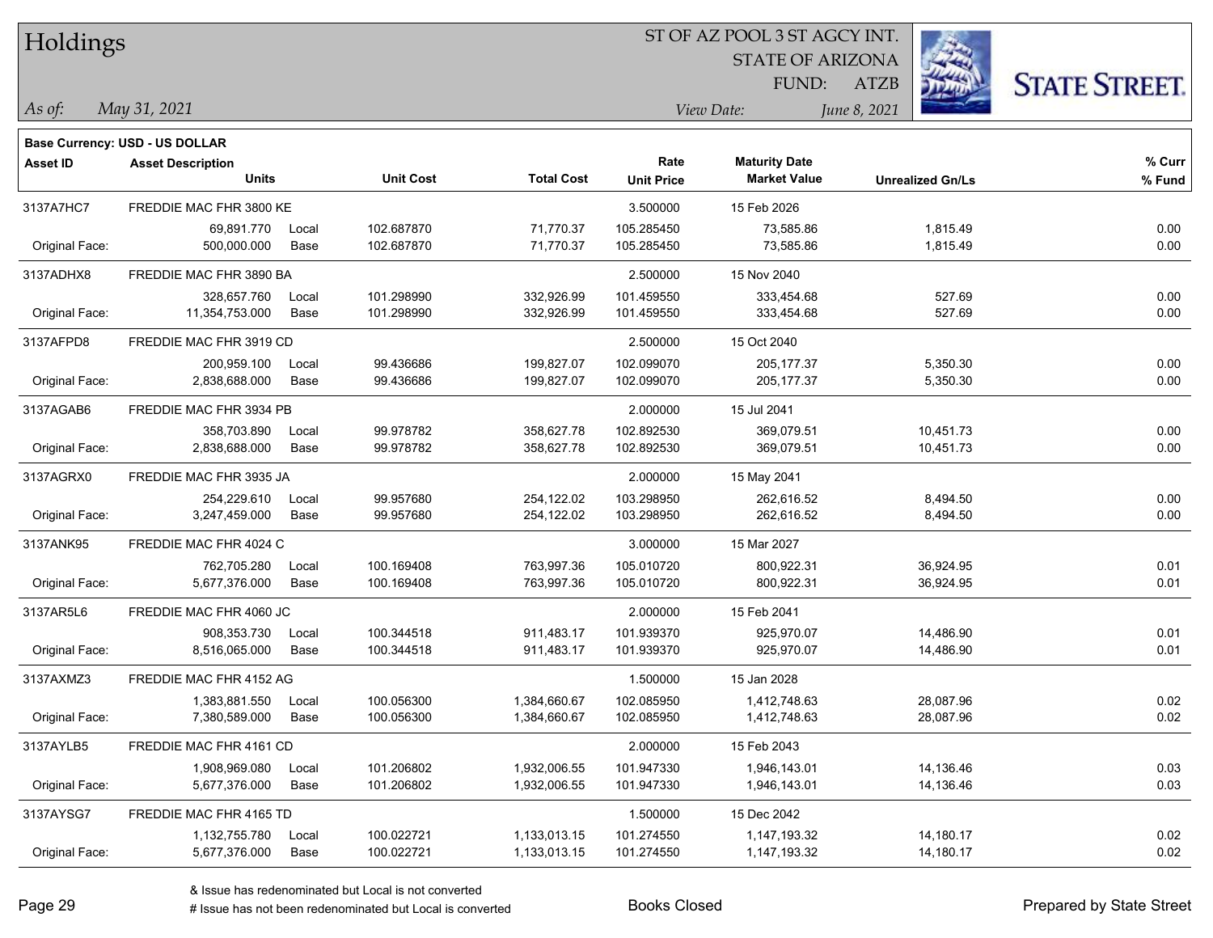# Holdings

ST OF AZ POOL 3 ST AGCY INT.
STATE OF ARIZONA
FUND: ATZB

*As of:* *May 31, 2021*
*View Date:* *June 8, 2021*

**Base Currency: USD - US DOLLAR**

| Asset ID | Asset Description / Units | | Unit Cost | Total Cost | Rate / Unit Price | Maturity Date / Market Value | Unrealized Gn/Ls | % Curr / % Fund |
|---|---|---|---|---|---|---|---|---|
| 3137A7HC7 | FREDDIE MAC FHR 3800 KE | | | | 3.500000 | 15 Feb 2026 | | |
| | 69,891.770 | Local | 102.687870 | 71,770.37 | 105.285450 | 73,585.86 | 1,815.49 | 0.00 |
| Original Face: | 500,000.000 | Base | 102.687870 | 71,770.37 | 105.285450 | 73,585.86 | 1,815.49 | 0.00 |
| 3137ADHX8 | FREDDIE MAC FHR 3890 BA | | | | 2.500000 | 15 Nov 2040 | | |
| | 328,657.760 | Local | 101.298990 | 332,926.99 | 101.459550 | 333,454.68 | 527.69 | 0.00 |
| Original Face: | 11,354,753.000 | Base | 101.298990 | 332,926.99 | 101.459550 | 333,454.68 | 527.69 | 0.00 |
| 3137AFPD8 | FREDDIE MAC FHR 3919 CD | | | | 2.500000 | 15 Oct 2040 | | |
| | 200,959.100 | Local | 99.436686 | 199,827.07 | 102.099070 | 205,177.37 | 5,350.30 | 0.00 |
| Original Face: | 2,838,688.000 | Base | 99.436686 | 199,827.07 | 102.099070 | 205,177.37 | 5,350.30 | 0.00 |
| 3137AGAB6 | FREDDIE MAC FHR 3934 PB | | | | 2.000000 | 15 Jul 2041 | | |
| | 358,703.890 | Local | 99.978782 | 358,627.78 | 102.892530 | 369,079.51 | 10,451.73 | 0.00 |
| Original Face: | 2,838,688.000 | Base | 99.978782 | 358,627.78 | 102.892530 | 369,079.51 | 10,451.73 | 0.00 |
| 3137AGRX0 | FREDDIE MAC FHR 3935 JA | | | | 2.000000 | 15 May 2041 | | |
| | 254,229.610 | Local | 99.957680 | 254,122.02 | 103.298950 | 262,616.52 | 8,494.50 | 0.00 |
| Original Face: | 3,247,459.000 | Base | 99.957680 | 254,122.02 | 103.298950 | 262,616.52 | 8,494.50 | 0.00 |
| 3137ANK95 | FREDDIE MAC FHR 4024 C | | | | 3.000000 | 15 Mar 2027 | | |
| | 762,705.280 | Local | 100.169408 | 763,997.36 | 105.010720 | 800,922.31 | 36,924.95 | 0.01 |
| Original Face: | 5,677,376.000 | Base | 100.169408 | 763,997.36 | 105.010720 | 800,922.31 | 36,924.95 | 0.01 |
| 3137AR5L6 | FREDDIE MAC FHR 4060 JC | | | | 2.000000 | 15 Feb 2041 | | |
| | 908,353.730 | Local | 100.344518 | 911,483.17 | 101.939370 | 925,970.07 | 14,486.90 | 0.01 |
| Original Face: | 8,516,065.000 | Base | 100.344518 | 911,483.17 | 101.939370 | 925,970.07 | 14,486.90 | 0.01 |
| 3137AXMZ3 | FREDDIE MAC FHR 4152 AG | | | | 1.500000 | 15 Jan 2028 | | |
| | 1,383,881.550 | Local | 100.056300 | 1,384,660.67 | 102.085950 | 1,412,748.63 | 28,087.96 | 0.02 |
| Original Face: | 7,380,589.000 | Base | 100.056300 | 1,384,660.67 | 102.085950 | 1,412,748.63 | 28,087.96 | 0.02 |
| 3137AYLB5 | FREDDIE MAC FHR 4161 CD | | | | 2.000000 | 15 Feb 2043 | | |
| | 1,908,969.080 | Local | 101.206802 | 1,932,006.55 | 101.947330 | 1,946,143.01 | 14,136.46 | 0.03 |
| Original Face: | 5,677,376.000 | Base | 101.206802 | 1,932,006.55 | 101.947330 | 1,946,143.01 | 14,136.46 | 0.03 |
| 3137AYSG7 | FREDDIE MAC FHR 4165 TD | | | | 1.500000 | 15 Dec 2042 | | |
| | 1,132,755.780 | Local | 100.022721 | 1,133,013.15 | 101.274550 | 1,147,193.32 | 14,180.17 | 0.02 |
| Original Face: | 5,677,376.000 | Base | 100.022721 | 1,133,013.15 | 101.274550 | 1,147,193.32 | 14,180.17 | 0.02 |

& Issue has redenominated but Local is not converted
# Issue has not been redenominated but Local is converted

Books Closed

Prepared by State Street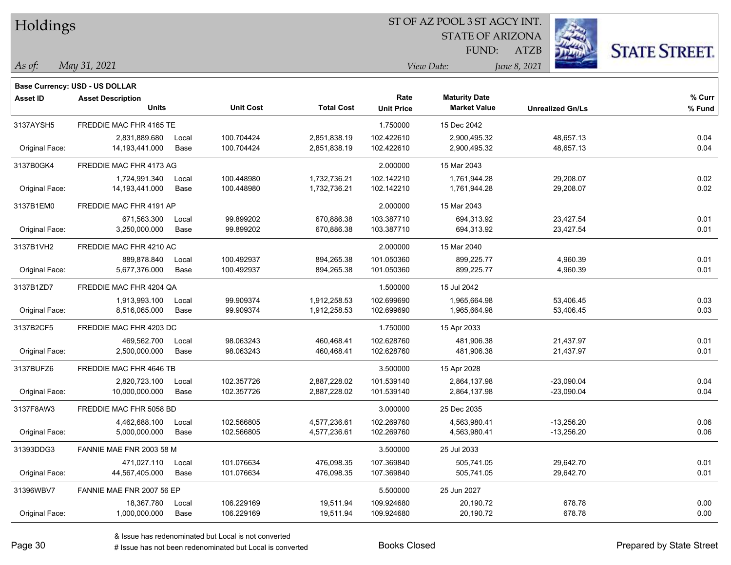# Holdings

ST OF AZ POOL 3 ST AGCY INT.
STATE OF ARIZONA
FUND: ATZB

*As of:* *May 31, 2021*
*View Date:* *June 8, 2021*

**Base Currency: USD - US DOLLAR**

| Asset ID | Asset Description / Units | | Unit Cost | Total Cost | Rate / Unit Price | Maturity Date / Market Value | Unrealized Gn/Ls | % Curr / % Fund |
|---|---|---|---|---|---|---|---|---|
| 3137AYSH5 | FREDDIE MAC FHR 4165 TE | | | | 1.750000 | 15 Dec 2042 | | |
| | 2,831,889.680 | Local | 100.704424 | 2,851,838.19 | 102.422610 | 2,900,495.32 | 48,657.13 | 0.04 |
| Original Face: | 14,193,441.000 | Base | 100.704424 | 2,851,838.19 | 102.422610 | 2,900,495.32 | 48,657.13 | 0.04 |
| 3137B0GK4 | FREDDIE MAC FHR 4173 AG | | | | 2.000000 | 15 Mar 2043 | | |
| | 1,724,991.340 | Local | 100.448980 | 1,732,736.21 | 102.142210 | 1,761,944.28 | 29,208.07 | 0.02 |
| Original Face: | 14,193,441.000 | Base | 100.448980 | 1,732,736.21 | 102.142210 | 1,761,944.28 | 29,208.07 | 0.02 |
| 3137B1EM0 | FREDDIE MAC FHR 4191 AP | | | | 2.000000 | 15 Mar 2043 | | |
| | 671,563.300 | Local | 99.899202 | 670,886.38 | 103.387710 | 694,313.92 | 23,427.54 | 0.01 |
| Original Face: | 3,250,000.000 | Base | 99.899202 | 670,886.38 | 103.387710 | 694,313.92 | 23,427.54 | 0.01 |
| 3137B1VH2 | FREDDIE MAC FHR 4210 AC | | | | 2.000000 | 15 Mar 2040 | | |
| | 889,878.840 | Local | 100.492937 | 894,265.38 | 101.050360 | 899,225.77 | 4,960.39 | 0.01 |
| Original Face: | 5,677,376.000 | Base | 100.492937 | 894,265.38 | 101.050360 | 899,225.77 | 4,960.39 | 0.01 |
| 3137B1ZD7 | FREDDIE MAC FHR 4204 QA | | | | 1.500000 | 15 Jul 2042 | | |
| | 1,913,993.100 | Local | 99.909374 | 1,912,258.53 | 102.699690 | 1,965,664.98 | 53,406.45 | 0.03 |
| Original Face: | 8,516,065.000 | Base | 99.909374 | 1,912,258.53 | 102.699690 | 1,965,664.98 | 53,406.45 | 0.03 |
| 3137B2CF5 | FREDDIE MAC FHR 4203 DC | | | | 1.750000 | 15 Apr 2033 | | |
| | 469,562.700 | Local | 98.063243 | 460,468.41 | 102.628760 | 481,906.38 | 21,437.97 | 0.01 |
| Original Face: | 2,500,000.000 | Base | 98.063243 | 460,468.41 | 102.628760 | 481,906.38 | 21,437.97 | 0.01 |
| 3137BUFZ6 | FREDDIE MAC FHR 4646 TB | | | | 3.500000 | 15 Apr 2028 | | |
| | 2,820,723.100 | Local | 102.357726 | 2,887,228.02 | 101.539140 | 2,864,137.98 | -23,090.04 | 0.04 |
| Original Face: | 10,000,000.000 | Base | 102.357726 | 2,887,228.02 | 101.539140 | 2,864,137.98 | -23,090.04 | 0.04 |
| 3137F8AW3 | FREDDIE MAC FHR 5058 BD | | | | 3.000000 | 25 Dec 2035 | | |
| | 4,462,688.100 | Local | 102.566805 | 4,577,236.61 | 102.269760 | 4,563,980.41 | -13,256.20 | 0.06 |
| Original Face: | 5,000,000.000 | Base | 102.566805 | 4,577,236.61 | 102.269760 | 4,563,980.41 | -13,256.20 | 0.06 |
| 31393DDG3 | FANNIE MAE FNR 2003 58 M | | | | 3.500000 | 25 Jul 2033 | | |
| | 471,027.110 | Local | 101.076634 | 476,098.35 | 107.369840 | 505,741.05 | 29,642.70 | 0.01 |
| Original Face: | 44,567,405.000 | Base | 101.076634 | 476,098.35 | 107.369840 | 505,741.05 | 29,642.70 | 0.01 |
| 31396WBV7 | FANNIE MAE FNR 2007 56 EP | | | | 5.500000 | 25 Jun 2027 | | |
| | 18,367.780 | Local | 106.229169 | 19,511.94 | 109.924680 | 20,190.72 | 678.78 | 0.00 |
| Original Face: | 1,000,000.000 | Base | 106.229169 | 19,511.94 | 109.924680 | 20,190.72 | 678.78 | 0.00 |

& Issue has redenominated but Local is not converted
# Issue has not been redenominated but Local is converted

Books Closed

Prepared by State Street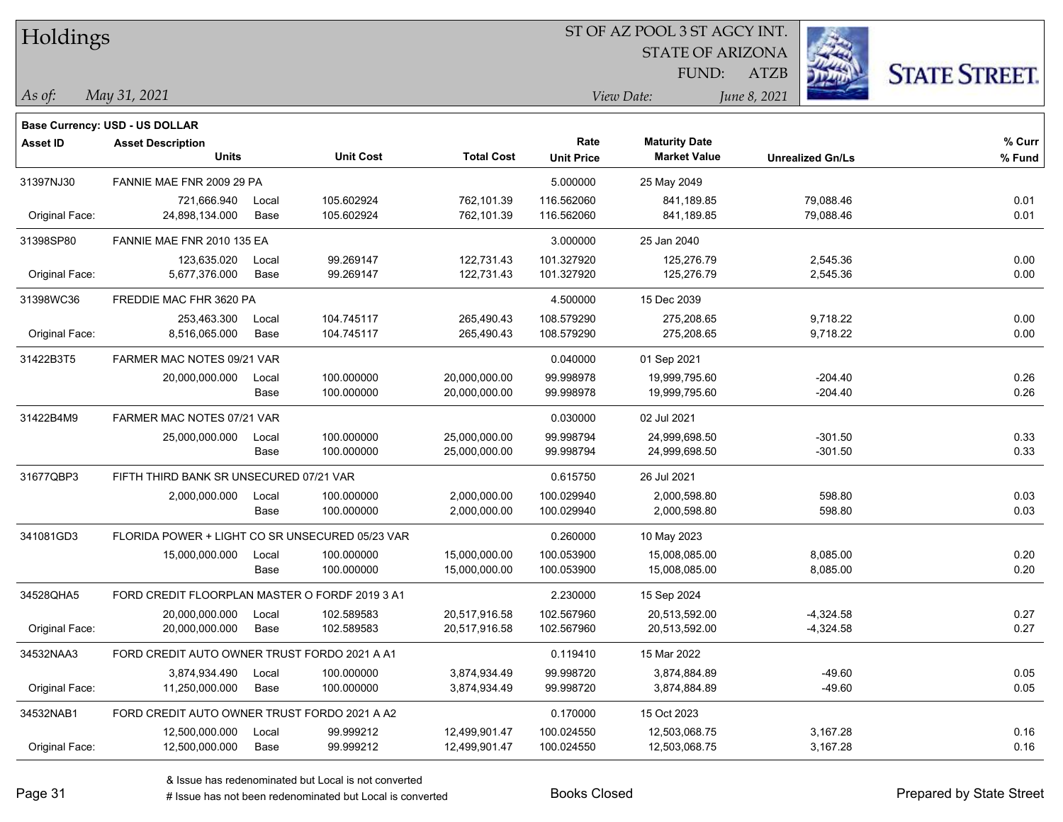# Holdings

ST OF AZ POOL 3 ST AGCY INT.
STATE OF ARIZONA
FUND: ATZB

*As of:* *May 31, 2021*

*View Date:* *June 8, 2021*

**Base Currency: USD - US DOLLAR**

| Asset ID | Asset Description / Units | | Unit Cost | Total Cost | Rate / Unit Price | Maturity Date / Market Value | Unrealized Gn/Ls | % Curr / % Fund |
|---|---|---|---|---|---|---|---|---|
| 31397NJ30 | FANNIE MAE FNR 2009 29 PA | | | | 5.000000 | 25 May 2049 | | |
| | 721,666.940 | Local | 105.602924 | 762,101.39 | 116.562060 | 841,189.85 | 79,088.46 | 0.01 |
| Original Face: | 24,898,134.000 | Base | 105.602924 | 762,101.39 | 116.562060 | 841,189.85 | 79,088.46 | 0.01 |
| 31398SP80 | FANNIE MAE FNR 2010 135 EA | | | | 3.000000 | 25 Jan 2040 | | |
| | 123,635.020 | Local | 99.269147 | 122,731.43 | 101.327920 | 125,276.79 | 2,545.36 | 0.00 |
| Original Face: | 5,677,376.000 | Base | 99.269147 | 122,731.43 | 101.327920 | 125,276.79 | 2,545.36 | 0.00 |
| 31398WC36 | FREDDIE MAC FHR 3620 PA | | | | 4.500000 | 15 Dec 2039 | | |
| | 253,463.300 | Local | 104.745117 | 265,490.43 | 108.579290 | 275,208.65 | 9,718.22 | 0.00 |
| Original Face: | 8,516,065.000 | Base | 104.745117 | 265,490.43 | 108.579290 | 275,208.65 | 9,718.22 | 0.00 |
| 31422B3T5 | FARMER MAC NOTES 09/21 VAR | | | | 0.040000 | 01 Sep 2021 | | |
| | 20,000,000.000 | Local | 100.000000 | 20,000,000.00 | 99.998978 | 19,999,795.60 | -204.40 | 0.26 |
| | | Base | 100.000000 | 20,000,000.00 | 99.998978 | 19,999,795.60 | -204.40 | 0.26 |
| 31422B4M9 | FARMER MAC NOTES 07/21 VAR | | | | 0.030000 | 02 Jul 2021 | | |
| | 25,000,000.000 | Local | 100.000000 | 25,000,000.00 | 99.998794 | 24,999,698.50 | -301.50 | 0.33 |
| | | Base | 100.000000 | 25,000,000.00 | 99.998794 | 24,999,698.50 | -301.50 | 0.33 |
| 31677QBP3 | FIFTH THIRD BANK SR UNSECURED 07/21 VAR | | | | 0.615750 | 26 Jul 2021 | | |
| | 2,000,000.000 | Local | 100.000000 | 2,000,000.00 | 100.029940 | 2,000,598.80 | 598.80 | 0.03 |
| | | Base | 100.000000 | 2,000,000.00 | 100.029940 | 2,000,598.80 | 598.80 | 0.03 |
| 341081GD3 | FLORIDA POWER + LIGHT CO SR UNSECURED 05/23 VAR | | | | 0.260000 | 10 May 2023 | | |
| | 15,000,000.000 | Local | 100.000000 | 15,000,000.00 | 100.053900 | 15,008,085.00 | 8,085.00 | 0.20 |
| | | Base | 100.000000 | 15,000,000.00 | 100.053900 | 15,008,085.00 | 8,085.00 | 0.20 |
| 34528QHA5 | FORD CREDIT FLOORPLAN MASTER O FORDF 2019 3 A1 | | | | 2.230000 | 15 Sep 2024 | | |
| | 20,000,000.000 | Local | 102.589583 | 20,517,916.58 | 102.567960 | 20,513,592.00 | -4,324.58 | 0.27 |
| Original Face: | 20,000,000.000 | Base | 102.589583 | 20,517,916.58 | 102.567960 | 20,513,592.00 | -4,324.58 | 0.27 |
| 34532NAA3 | FORD CREDIT AUTO OWNER TRUST FORDO 2021 A A1 | | | | 0.119410 | 15 Mar 2022 | | |
| | 3,874,934.490 | Local | 100.000000 | 3,874,934.49 | 99.998720 | 3,874,884.89 | -49.60 | 0.05 |
| Original Face: | 11,250,000.000 | Base | 100.000000 | 3,874,934.49 | 99.998720 | 3,874,884.89 | -49.60 | 0.05 |
| 34532NAB1 | FORD CREDIT AUTO OWNER TRUST FORDO 2021 A A2 | | | | 0.170000 | 15 Oct 2023 | | |
| | 12,500,000.000 | Local | 99.999212 | 12,499,901.47 | 100.024550 | 12,503,068.75 | 3,167.28 | 0.16 |
| Original Face: | 12,500,000.000 | Base | 99.999212 | 12,499,901.47 | 100.024550 | 12,503,068.75 | 3,167.28 | 0.16 |

& Issue has redenominated but Local is not converted
# Issue has not been redenominated but Local is converted

Books Closed

Prepared by State Street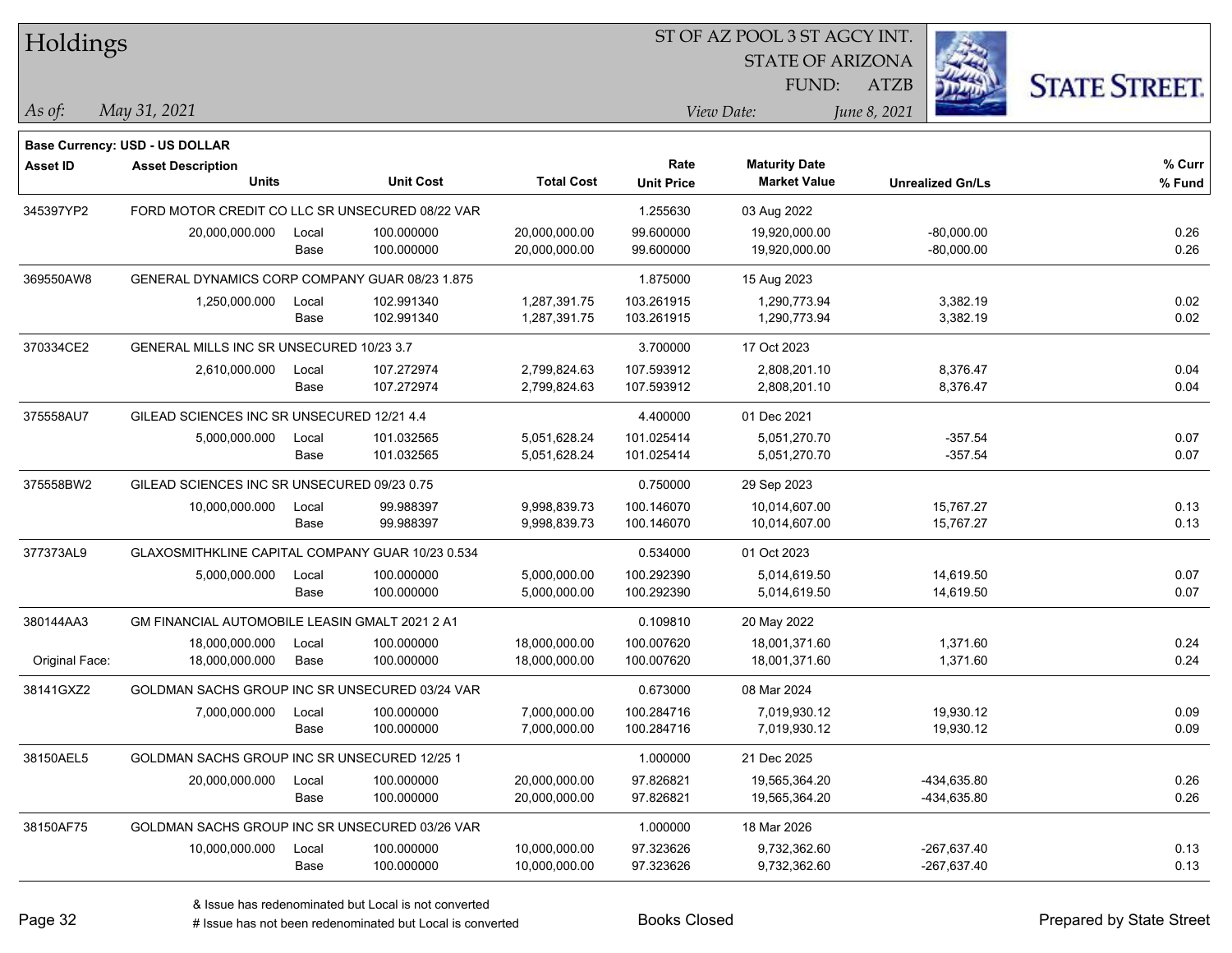# Holdings

ST OF AZ POOL 3 ST AGCY INT.
STATE OF ARIZONA
FUND: ATZB

*As of:* *May 31, 2021*

*View Date:* *June 8, 2021*

**Base Currency: USD - US DOLLAR**

| Asset ID | Asset Description / Units | | Unit Cost | Total Cost | Rate / Unit Price | Maturity Date / Market Value | Unrealized Gn/Ls | % Curr / % Fund |
|---|---|---|---|---|---|---|---|---|
| 345397YP2 | FORD MOTOR CREDIT CO LLC SR UNSECURED 08/22 VAR | | | | 1.255630 | 03 Aug 2022 | | |
| | 20,000,000.000 | Local | 100.000000 | 20,000,000.00 | 99.600000 | 19,920,000.00 | -80,000.00 | 0.26 |
| | | Base | 100.000000 | 20,000,000.00 | 99.600000 | 19,920,000.00 | -80,000.00 | 0.26 |
| 369550AW8 | GENERAL DYNAMICS CORP COMPANY GUAR 08/23 1.875 | | | | 1.875000 | 15 Aug 2023 | | |
| | 1,250,000.000 | Local | 102.991340 | 1,287,391.75 | 103.261915 | 1,290,773.94 | 3,382.19 | 0.02 |
| | | Base | 102.991340 | 1,287,391.75 | 103.261915 | 1,290,773.94 | 3,382.19 | 0.02 |
| 370334CE2 | GENERAL MILLS INC SR UNSECURED 10/23 3.7 | | | | 3.700000 | 17 Oct 2023 | | |
| | 2,610,000.000 | Local | 107.272974 | 2,799,824.63 | 107.593912 | 2,808,201.10 | 8,376.47 | 0.04 |
| | | Base | 107.272974 | 2,799,824.63 | 107.593912 | 2,808,201.10 | 8,376.47 | 0.04 |
| 375558AU7 | GILEAD SCIENCES INC SR UNSECURED 12/21 4.4 | | | | 4.400000 | 01 Dec 2021 | | |
| | 5,000,000.000 | Local | 101.032565 | 5,051,628.24 | 101.025414 | 5,051,270.70 | -357.54 | 0.07 |
| | | Base | 101.032565 | 5,051,628.24 | 101.025414 | 5,051,270.70 | -357.54 | 0.07 |
| 375558BW2 | GILEAD SCIENCES INC SR UNSECURED 09/23 0.75 | | | | 0.750000 | 29 Sep 2023 | | |
| | 10,000,000.000 | Local | 99.988397 | 9,998,839.73 | 100.146070 | 10,014,607.00 | 15,767.27 | 0.13 |
| | | Base | 99.988397 | 9,998,839.73 | 100.146070 | 10,014,607.00 | 15,767.27 | 0.13 |
| 377373AL9 | GLAXOSMITHKLINE CAPITAL COMPANY GUAR 10/23 0.534 | | | | 0.534000 | 01 Oct 2023 | | |
| | 5,000,000.000 | Local | 100.000000 | 5,000,000.00 | 100.292390 | 5,014,619.50 | 14,619.50 | 0.07 |
| | | Base | 100.000000 | 5,000,000.00 | 100.292390 | 5,014,619.50 | 14,619.50 | 0.07 |
| 380144AA3 | GM FINANCIAL AUTOMOBILE LEASIN GMALT 2021 2 A1 | | | | 0.109810 | 20 May 2022 | | |
| | 18,000,000.000 | Local | 100.000000 | 18,000,000.00 | 100.007620 | 18,001,371.60 | 1,371.60 | 0.24 |
| Original Face: | 18,000,000.000 | Base | 100.000000 | 18,000,000.00 | 100.007620 | 18,001,371.60 | 1,371.60 | 0.24 |
| 38141GXZ2 | GOLDMAN SACHS GROUP INC SR UNSECURED 03/24 VAR | | | | 0.673000 | 08 Mar 2024 | | |
| | 7,000,000.000 | Local | 100.000000 | 7,000,000.00 | 100.284716 | 7,019,930.12 | 19,930.12 | 0.09 |
| | | Base | 100.000000 | 7,000,000.00 | 100.284716 | 7,019,930.12 | 19,930.12 | 0.09 |
| 38150AEL5 | GOLDMAN SACHS GROUP INC SR UNSECURED 12/25 1 | | | | 1.000000 | 21 Dec 2025 | | |
| | 20,000,000.000 | Local | 100.000000 | 20,000,000.00 | 97.826821 | 19,565,364.20 | -434,635.80 | 0.26 |
| | | Base | 100.000000 | 20,000,000.00 | 97.826821 | 19,565,364.20 | -434,635.80 | 0.26 |
| 38150AF75 | GOLDMAN SACHS GROUP INC SR UNSECURED 03/26 VAR | | | | 1.000000 | 18 Mar 2026 | | |
| | 10,000,000.000 | Local | 100.000000 | 10,000,000.00 | 97.323626 | 9,732,362.60 | -267,637.40 | 0.13 |
| | | Base | 100.000000 | 10,000,000.00 | 97.323626 | 9,732,362.60 | -267,637.40 | 0.13 |

& Issue has redenominated but Local is not converted
# Issue has not been redenominated but Local is converted

Books Closed

Prepared by State Street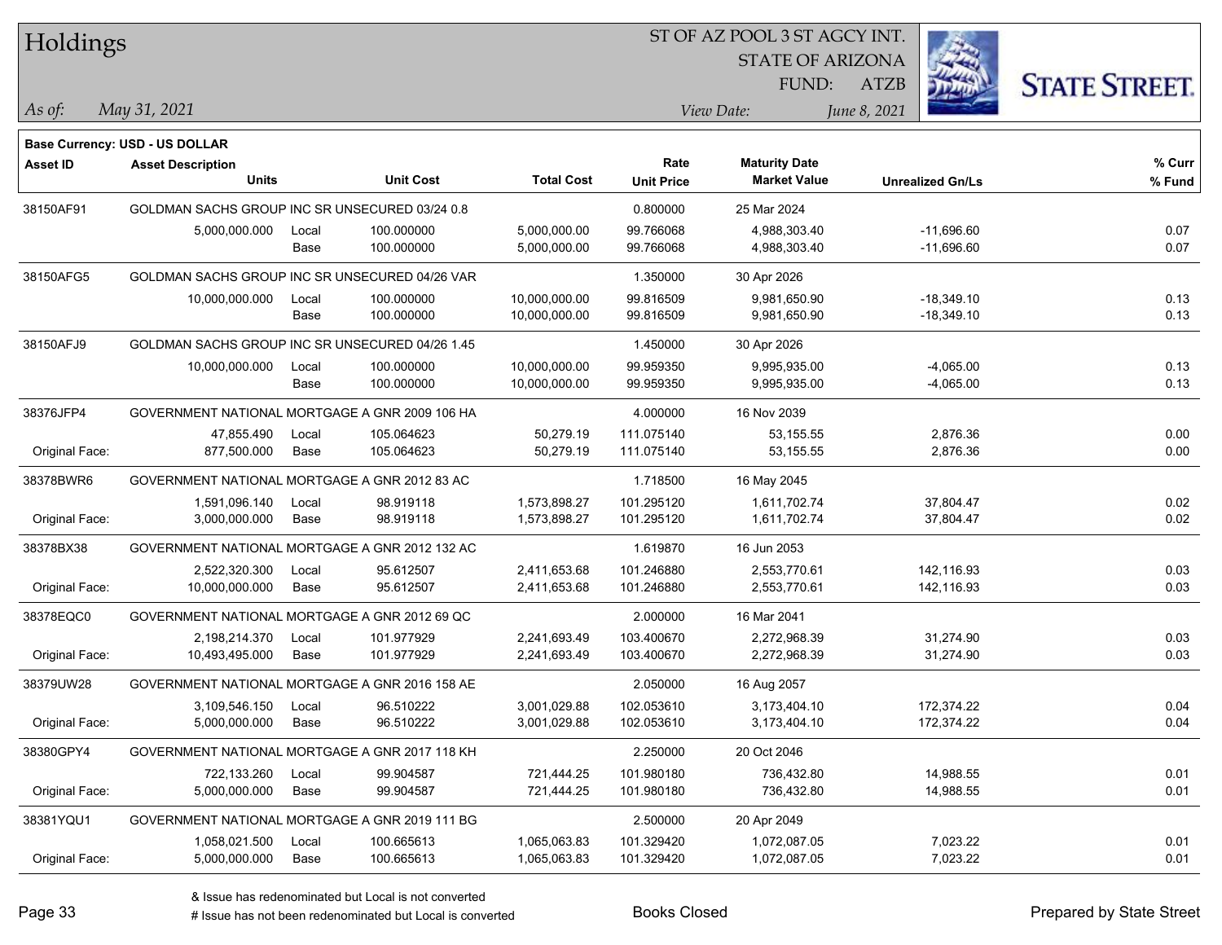# Holdings

ST OF AZ POOL 3 ST AGCY INT.
STATE OF ARIZONA
FUND: ATZB

*As of:* *May 31, 2021*

*View Date:* *June 8, 2021*

**Base Currency: USD - US DOLLAR**

| Asset ID | Asset Description / Units | | Unit Cost | Total Cost | Rate / Unit Price | Maturity Date / Market Value | Unrealized Gn/Ls | % Curr / % Fund |
|---|---|---|---|---|---|---|---|---|
| 38150AF91 | GOLDMAN SACHS GROUP INC SR UNSECURED 03/24 0.8 | | | | 0.800000 | 25 Mar 2024 | | |
| | 5,000,000.000 | Local | 100.000000 | 5,000,000.00 | 99.766068 | 4,988,303.40 | -11,696.60 | 0.07 |
| | | Base | 100.000000 | 5,000,000.00 | 99.766068 | 4,988,303.40 | -11,696.60 | 0.07 |
| 38150AFG5 | GOLDMAN SACHS GROUP INC SR UNSECURED 04/26 VAR | | | | 1.350000 | 30 Apr 2026 | | |
| | 10,000,000.000 | Local | 100.000000 | 10,000,000.00 | 99.816509 | 9,981,650.90 | -18,349.10 | 0.13 |
| | | Base | 100.000000 | 10,000,000.00 | 99.816509 | 9,981,650.90 | -18,349.10 | 0.13 |
| 38150AFJ9 | GOLDMAN SACHS GROUP INC SR UNSECURED 04/26 1.45 | | | | 1.450000 | 30 Apr 2026 | | |
| | 10,000,000.000 | Local | 100.000000 | 10,000,000.00 | 99.959350 | 9,995,935.00 | -4,065.00 | 0.13 |
| | | Base | 100.000000 | 10,000,000.00 | 99.959350 | 9,995,935.00 | -4,065.00 | 0.13 |
| 38376JFP4 | GOVERNMENT NATIONAL MORTGAGE A GNR 2009 106 HA | | | | 4.000000 | 16 Nov 2039 | | |
| | 47,855.490 | Local | 105.064623 | 50,279.19 | 111.075140 | 53,155.55 | 2,876.36 | 0.00 |
| Original Face: | 877,500.000 | Base | 105.064623 | 50,279.19 | 111.075140 | 53,155.55 | 2,876.36 | 0.00 |
| 38378BWR6 | GOVERNMENT NATIONAL MORTGAGE A GNR 2012 83 AC | | | | 1.718500 | 16 May 2045 | | |
| | 1,591,096.140 | Local | 98.919118 | 1,573,898.27 | 101.295120 | 1,611,702.74 | 37,804.47 | 0.02 |
| Original Face: | 3,000,000.000 | Base | 98.919118 | 1,573,898.27 | 101.295120 | 1,611,702.74 | 37,804.47 | 0.02 |
| 38378BX38 | GOVERNMENT NATIONAL MORTGAGE A GNR 2012 132 AC | | | | 1.619870 | 16 Jun 2053 | | |
| | 2,522,320.300 | Local | 95.612507 | 2,411,653.68 | 101.246880 | 2,553,770.61 | 142,116.93 | 0.03 |
| Original Face: | 10,000,000.000 | Base | 95.612507 | 2,411,653.68 | 101.246880 | 2,553,770.61 | 142,116.93 | 0.03 |
| 38378EQC0 | GOVERNMENT NATIONAL MORTGAGE A GNR 2012 69 QC | | | | 2.000000 | 16 Mar 2041 | | |
| | 2,198,214.370 | Local | 101.977929 | 2,241,693.49 | 103.400670 | 2,272,968.39 | 31,274.90 | 0.03 |
| Original Face: | 10,493,495.000 | Base | 101.977929 | 2,241,693.49 | 103.400670 | 2,272,968.39 | 31,274.90 | 0.03 |
| 38379UW28 | GOVERNMENT NATIONAL MORTGAGE A GNR 2016 158 AE | | | | 2.050000 | 16 Aug 2057 | | |
| | 3,109,546.150 | Local | 96.510222 | 3,001,029.88 | 102.053610 | 3,173,404.10 | 172,374.22 | 0.04 |
| Original Face: | 5,000,000.000 | Base | 96.510222 | 3,001,029.88 | 102.053610 | 3,173,404.10 | 172,374.22 | 0.04 |
| 38380GPY4 | GOVERNMENT NATIONAL MORTGAGE A GNR 2017 118 KH | | | | 2.250000 | 20 Oct 2046 | | |
| | 722,133.260 | Local | 99.904587 | 721,444.25 | 101.980180 | 736,432.80 | 14,988.55 | 0.01 |
| Original Face: | 5,000,000.000 | Base | 99.904587 | 721,444.25 | 101.980180 | 736,432.80 | 14,988.55 | 0.01 |
| 38381YQU1 | GOVERNMENT NATIONAL MORTGAGE A GNR 2019 111 BG | | | | 2.500000 | 20 Apr 2049 | | |
| | 1,058,021.500 | Local | 100.665613 | 1,065,063.83 | 101.329420 | 1,072,087.05 | 7,023.22 | 0.01 |
| Original Face: | 5,000,000.000 | Base | 100.665613 | 1,065,063.83 | 101.329420 | 1,072,087.05 | 7,023.22 | 0.01 |

& Issue has redenominated but Local is not converted
# Issue has not been redenominated but Local is converted

Books Closed

Prepared by State Street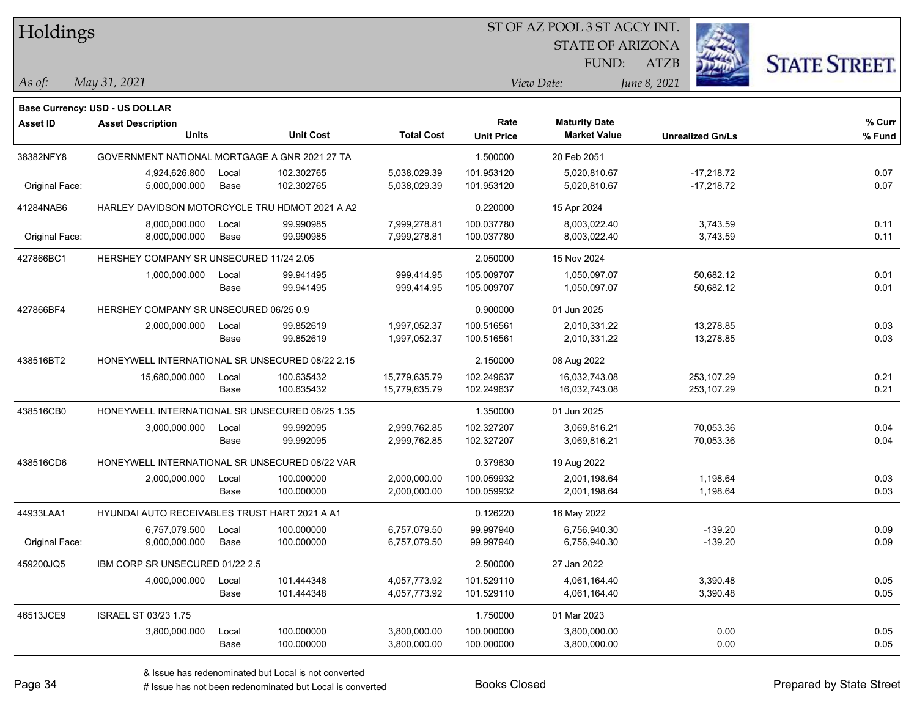# Holdings

ST OF AZ POOL 3 ST AGCY INT.
STATE OF ARIZONA
FUND: ATZB

*As of:* May 31, 2021
*View Date:* June 8, 2021

**Base Currency: USD - US DOLLAR**

| Asset ID | Asset Description / Units | | Unit Cost | Total Cost | Rate / Unit Price | Maturity Date / Market Value | Unrealized Gn/Ls | % Curr / % Fund |
|---|---|---|---|---|---|---|---|---|
| 38382NFY8 | GOVERNMENT NATIONAL MORTGAGE A GNR 2021 27 TA | | | | 1.500000 | 20 Feb 2051 | | |
| | 4,924,626.800 | Local | 102.302765 | 5,038,029.39 | 101.953120 | 5,020,810.67 | -17,218.72 | 0.07 |
| Original Face: | 5,000,000.000 | Base | 102.302765 | 5,038,029.39 | 101.953120 | 5,020,810.67 | -17,218.72 | 0.07 |
| 41284NAB6 | HARLEY DAVIDSON MOTORCYCLE TRU HDMOT 2021 A A2 | | | | 0.220000 | 15 Apr 2024 | | |
| | 8,000,000.000 | Local | 99.990985 | 7,999,278.81 | 100.037780 | 8,003,022.40 | 3,743.59 | 0.11 |
| Original Face: | 8,000,000.000 | Base | 99.990985 | 7,999,278.81 | 100.037780 | 8,003,022.40 | 3,743.59 | 0.11 |
| 427866BC1 | HERSHEY COMPANY SR UNSECURED 11/24 2.05 | | | | 2.050000 | 15 Nov 2024 | | |
| | 1,000,000.000 | Local | 99.941495 | 999,414.95 | 105.009707 | 1,050,097.07 | 50,682.12 | 0.01 |
| | | Base | 99.941495 | 999,414.95 | 105.009707 | 1,050,097.07 | 50,682.12 | 0.01 |
| 427866BF4 | HERSHEY COMPANY SR UNSECURED 06/25 0.9 | | | | 0.900000 | 01 Jun 2025 | | |
| | 2,000,000.000 | Local | 99.852619 | 1,997,052.37 | 100.516561 | 2,010,331.22 | 13,278.85 | 0.03 |
| | | Base | 99.852619 | 1,997,052.37 | 100.516561 | 2,010,331.22 | 13,278.85 | 0.03 |
| 438516BT2 | HONEYWELL INTERNATIONAL SR UNSECURED 08/22 2.15 | | | | 2.150000 | 08 Aug 2022 | | |
| | 15,680,000.000 | Local | 100.635432 | 15,779,635.79 | 102.249637 | 16,032,743.08 | 253,107.29 | 0.21 |
| | | Base | 100.635432 | 15,779,635.79 | 102.249637 | 16,032,743.08 | 253,107.29 | 0.21 |
| 438516CB0 | HONEYWELL INTERNATIONAL SR UNSECURED 06/25 1.35 | | | | 1.350000 | 01 Jun 2025 | | |
| | 3,000,000.000 | Local | 99.992095 | 2,999,762.85 | 102.327207 | 3,069,816.21 | 70,053.36 | 0.04 |
| | | Base | 99.992095 | 2,999,762.85 | 102.327207 | 3,069,816.21 | 70,053.36 | 0.04 |
| 438516CD6 | HONEYWELL INTERNATIONAL SR UNSECURED 08/22 VAR | | | | 0.379630 | 19 Aug 2022 | | |
| | 2,000,000.000 | Local | 100.000000 | 2,000,000.00 | 100.059932 | 2,001,198.64 | 1,198.64 | 0.03 |
| | | Base | 100.000000 | 2,000,000.00 | 100.059932 | 2,001,198.64 | 1,198.64 | 0.03 |
| 44933LAA1 | HYUNDAI AUTO RECEIVABLES TRUST HART 2021 A A1 | | | | 0.126220 | 16 May 2022 | | |
| | 6,757,079.500 | Local | 100.000000 | 6,757,079.50 | 99.997940 | 6,756,940.30 | -139.20 | 0.09 |
| Original Face: | 9,000,000.000 | Base | 100.000000 | 6,757,079.50 | 99.997940 | 6,756,940.30 | -139.20 | 0.09 |
| 459200JQ5 | IBM CORP SR UNSECURED 01/22 2.5 | | | | 2.500000 | 27 Jan 2022 | | |
| | 4,000,000.000 | Local | 101.444348 | 4,057,773.92 | 101.529110 | 4,061,164.40 | 3,390.48 | 0.05 |
| | | Base | 101.444348 | 4,057,773.92 | 101.529110 | 4,061,164.40 | 3,390.48 | 0.05 |
| 46513JCE9 | ISRAEL ST 03/23 1.75 | | | | 1.750000 | 01 Mar 2023 | | |
| | 3,800,000.000 | Local | 100.000000 | 3,800,000.00 | 100.000000 | 3,800,000.00 | 0.00 | 0.05 |
| | | Base | 100.000000 | 3,800,000.00 | 100.000000 | 3,800,000.00 | 0.00 | 0.05 |

& Issue has redenominated but Local is not converted
# Issue has not been redenominated but Local is converted

Books Closed

Prepared by State Street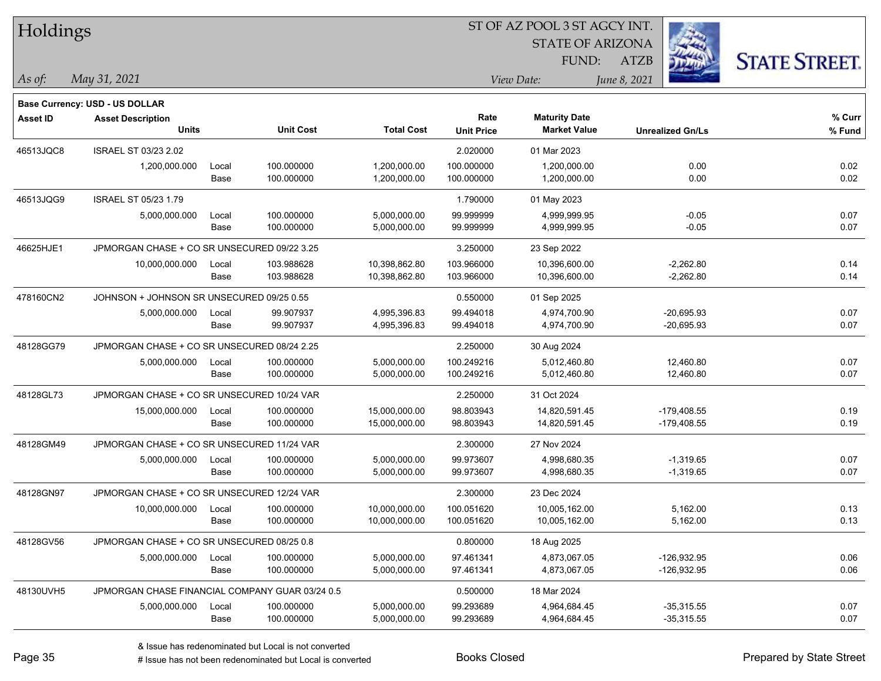# Holdings

ST OF AZ POOL 3 ST AGCY INT.
STATE OF ARIZONA
FUND: ATZB

*As of:* *May 31, 2021*

*View Date:* *June 8, 2021*

**Base Currency: USD - US DOLLAR**

| Asset ID | Asset Description / Units | | Unit Cost | Total Cost | Rate / Unit Price | Maturity Date / Market Value | Unrealized Gn/Ls | % Curr / % Fund |
|---|---|---|---|---|---|---|---|---|
| 46513JQC8 | ISRAEL ST 03/23 2.02 | | | | 2.020000 | 01 Mar 2023 | | |
| | 1,200,000.000 | Local | 100.000000 | 1,200,000.00 | 100.000000 | 1,200,000.00 | 0.00 | 0.02 |
| | | Base | 100.000000 | 1,200,000.00 | 100.000000 | 1,200,000.00 | 0.00 | 0.02 |
| 46513JQG9 | ISRAEL ST 05/23 1.79 | | | | 1.790000 | 01 May 2023 | | |
| | 5,000,000.000 | Local | 100.000000 | 5,000,000.00 | 99.999999 | 4,999,999.95 | -0.05 | 0.07 |
| | | Base | 100.000000 | 5,000,000.00 | 99.999999 | 4,999,999.95 | -0.05 | 0.07 |
| 46625HJE1 | JPMORGAN CHASE + CO SR UNSECURED 09/22 3.25 | | | | 3.250000 | 23 Sep 2022 | | |
| | 10,000,000.000 | Local | 103.988628 | 10,398,862.80 | 103.966000 | 10,396,600.00 | -2,262.80 | 0.14 |
| | | Base | 103.988628 | 10,398,862.80 | 103.966000 | 10,396,600.00 | -2,262.80 | 0.14 |
| 478160CN2 | JOHNSON + JOHNSON SR UNSECURED 09/25 0.55 | | | | 0.550000 | 01 Sep 2025 | | |
| | 5,000,000.000 | Local | 99.907937 | 4,995,396.83 | 99.494018 | 4,974,700.90 | -20,695.93 | 0.07 |
| | | Base | 99.907937 | 4,995,396.83 | 99.494018 | 4,974,700.90 | -20,695.93 | 0.07 |
| 48128GG79 | JPMORGAN CHASE + CO SR UNSECURED 08/24 2.25 | | | | 2.250000 | 30 Aug 2024 | | |
| | 5,000,000.000 | Local | 100.000000 | 5,000,000.00 | 100.249216 | 5,012,460.80 | 12,460.80 | 0.07 |
| | | Base | 100.000000 | 5,000,000.00 | 100.249216 | 5,012,460.80 | 12,460.80 | 0.07 |
| 48128GL73 | JPMORGAN CHASE + CO SR UNSECURED 10/24 VAR | | | | 2.250000 | 31 Oct 2024 | | |
| | 15,000,000.000 | Local | 100.000000 | 15,000,000.00 | 98.803943 | 14,820,591.45 | -179,408.55 | 0.19 |
| | | Base | 100.000000 | 15,000,000.00 | 98.803943 | 14,820,591.45 | -179,408.55 | 0.19 |
| 48128GM49 | JPMORGAN CHASE + CO SR UNSECURED 11/24 VAR | | | | 2.300000 | 27 Nov 2024 | | |
| | 5,000,000.000 | Local | 100.000000 | 5,000,000.00 | 99.973607 | 4,998,680.35 | -1,319.65 | 0.07 |
| | | Base | 100.000000 | 5,000,000.00 | 99.973607 | 4,998,680.35 | -1,319.65 | 0.07 |
| 48128GN97 | JPMORGAN CHASE + CO SR UNSECURED 12/24 VAR | | | | 2.300000 | 23 Dec 2024 | | |
| | 10,000,000.000 | Local | 100.000000 | 10,000,000.00 | 100.051620 | 10,005,162.00 | 5,162.00 | 0.13 |
| | | Base | 100.000000 | 10,000,000.00 | 100.051620 | 10,005,162.00 | 5,162.00 | 0.13 |
| 48128GV56 | JPMORGAN CHASE + CO SR UNSECURED 08/25 0.8 | | | | 0.800000 | 18 Aug 2025 | | |
| | 5,000,000.000 | Local | 100.000000 | 5,000,000.00 | 97.461341 | 4,873,067.05 | -126,932.95 | 0.06 |
| | | Base | 100.000000 | 5,000,000.00 | 97.461341 | 4,873,067.05 | -126,932.95 | 0.06 |
| 48130UVH5 | JPMORGAN CHASE FINANCIAL COMPANY GUAR 03/24 0.5 | | | | 0.500000 | 18 Mar 2024 | | |
| | 5,000,000.000 | Local | 100.000000 | 5,000,000.00 | 99.293689 | 4,964,684.45 | -35,315.55 | 0.07 |
| | | Base | 100.000000 | 5,000,000.00 | 99.293689 | 4,964,684.45 | -35,315.55 | 0.07 |

& Issue has redenominated but Local is not converted
# Issue has not been redenominated but Local is converted

Books Closed

Prepared by State Street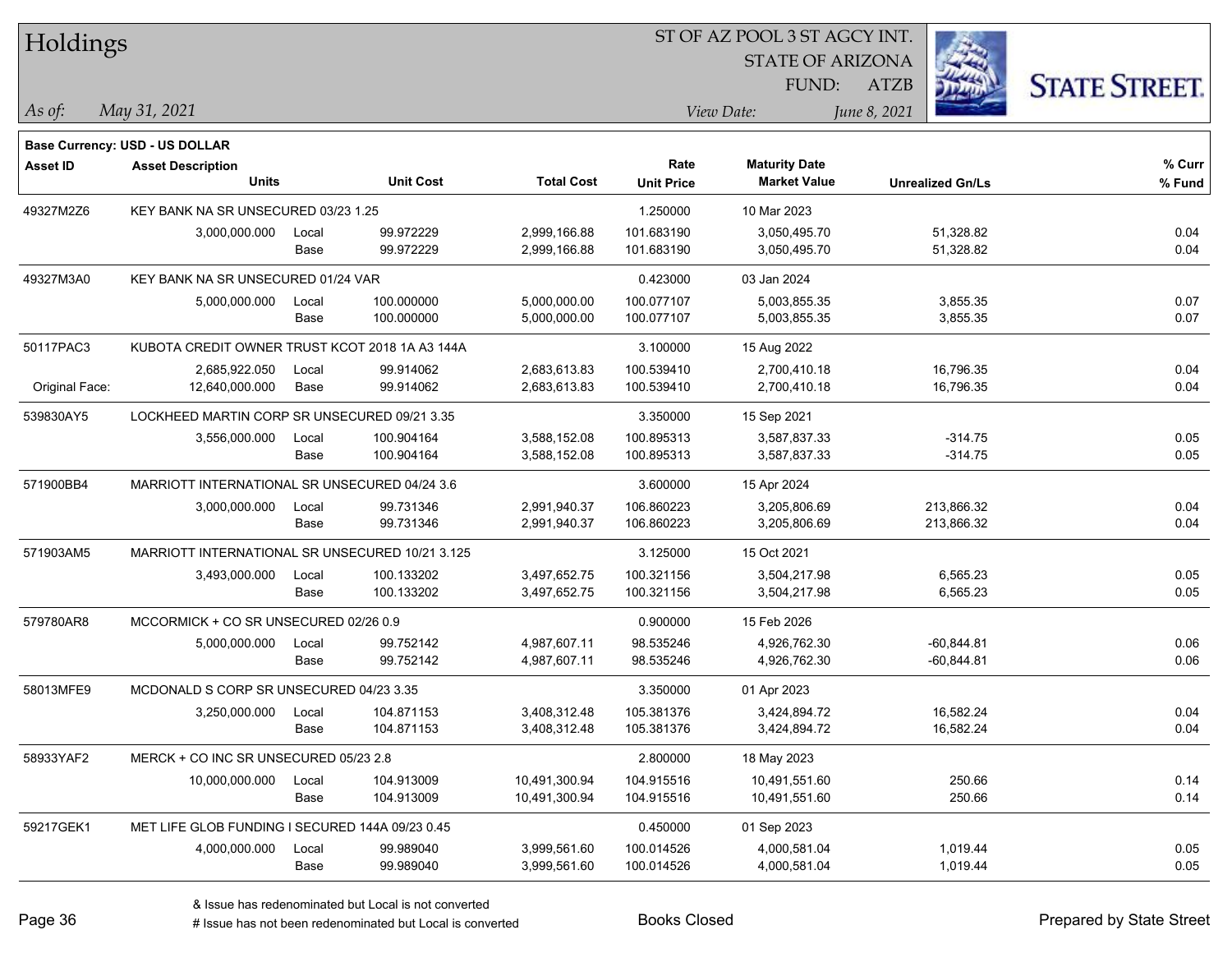# Holdings

ST OF AZ POOL 3 ST AGCY INT.
STATE OF ARIZONA
FUND: ATZB

*As of:* *May 31, 2021*

*View Date:* *June 8, 2021*

**Base Currency: USD - US DOLLAR**

| Asset ID | Asset Description / Units | | Unit Cost | Total Cost | Rate / Unit Price | Maturity Date / Market Value | Unrealized Gn/Ls | % Curr / % Fund |
|---|---|---|---|---|---|---|---|---|
| 49327M2Z6 | KEY BANK NA SR UNSECURED 03/23 1.25 | | | | 1.250000 | 10 Mar 2023 | | |
| | 3,000,000.000 | Local | 99.972229 | 2,999,166.88 | 101.683190 | 3,050,495.70 | 51,328.82 | 0.04 |
| | | Base | 99.972229 | 2,999,166.88 | 101.683190 | 3,050,495.70 | 51,328.82 | 0.04 |
| 49327M3A0 | KEY BANK NA SR UNSECURED 01/24 VAR | | | | 0.423000 | 03 Jan 2024 | | |
| | 5,000,000.000 | Local | 100.000000 | 5,000,000.00 | 100.077107 | 5,003,855.35 | 3,855.35 | 0.07 |
| | | Base | 100.000000 | 5,000,000.00 | 100.077107 | 5,003,855.35 | 3,855.35 | 0.07 |
| 50117PAC3 | KUBOTA CREDIT OWNER TRUST KCOT 2018 1A A3 144A | | | | 3.100000 | 15 Aug 2022 | | |
| | 2,685,922.050 | Local | 99.914062 | 2,683,613.83 | 100.539410 | 2,700,410.18 | 16,796.35 | 0.04 |
| Original Face: | 12,640,000.000 | Base | 99.914062 | 2,683,613.83 | 100.539410 | 2,700,410.18 | 16,796.35 | 0.04 |
| 539830AY5 | LOCKHEED MARTIN CORP SR UNSECURED 09/21 3.35 | | | | 3.350000 | 15 Sep 2021 | | |
| | 3,556,000.000 | Local | 100.904164 | 3,588,152.08 | 100.895313 | 3,587,837.33 | -314.75 | 0.05 |
| | | Base | 100.904164 | 3,588,152.08 | 100.895313 | 3,587,837.33 | -314.75 | 0.05 |
| 571900BB4 | MARRIOTT INTERNATIONAL SR UNSECURED 04/24 3.6 | | | | 3.600000 | 15 Apr 2024 | | |
| | 3,000,000.000 | Local | 99.731346 | 2,991,940.37 | 106.860223 | 3,205,806.69 | 213,866.32 | 0.04 |
| | | Base | 99.731346 | 2,991,940.37 | 106.860223 | 3,205,806.69 | 213,866.32 | 0.04 |
| 571903AM5 | MARRIOTT INTERNATIONAL SR UNSECURED 10/21 3.125 | | | | 3.125000 | 15 Oct 2021 | | |
| | 3,493,000.000 | Local | 100.133202 | 3,497,652.75 | 100.321156 | 3,504,217.98 | 6,565.23 | 0.05 |
| | | Base | 100.133202 | 3,497,652.75 | 100.321156 | 3,504,217.98 | 6,565.23 | 0.05 |
| 579780AR8 | MCCORMICK + CO SR UNSECURED 02/26 0.9 | | | | 0.900000 | 15 Feb 2026 | | |
| | 5,000,000.000 | Local | 99.752142 | 4,987,607.11 | 98.535246 | 4,926,762.30 | -60,844.81 | 0.06 |
| | | Base | 99.752142 | 4,987,607.11 | 98.535246 | 4,926,762.30 | -60,844.81 | 0.06 |
| 58013MFE9 | MCDONALD S CORP SR UNSECURED 04/23 3.35 | | | | 3.350000 | 01 Apr 2023 | | |
| | 3,250,000.000 | Local | 104.871153 | 3,408,312.48 | 105.381376 | 3,424,894.72 | 16,582.24 | 0.04 |
| | | Base | 104.871153 | 3,408,312.48 | 105.381376 | 3,424,894.72 | 16,582.24 | 0.04 |
| 58933YAF2 | MERCK + CO INC SR UNSECURED 05/23 2.8 | | | | 2.800000 | 18 May 2023 | | |
| | 10,000,000.000 | Local | 104.913009 | 10,491,300.94 | 104.915516 | 10,491,551.60 | 250.66 | 0.14 |
| | | Base | 104.913009 | 10,491,300.94 | 104.915516 | 10,491,551.60 | 250.66 | 0.14 |
| 59217GEK1 | MET LIFE GLOB FUNDING I SECURED 144A 09/23 0.45 | | | | 0.450000 | 01 Sep 2023 | | |
| | 4,000,000.000 | Local | 99.989040 | 3,999,561.60 | 100.014526 | 4,000,581.04 | 1,019.44 | 0.05 |
| | | Base | 99.989040 | 3,999,561.60 | 100.014526 | 4,000,581.04 | 1,019.44 | 0.05 |

& Issue has redenominated but Local is not converted
# Issue has not been redenominated but Local is converted

Books Closed

Prepared by State Street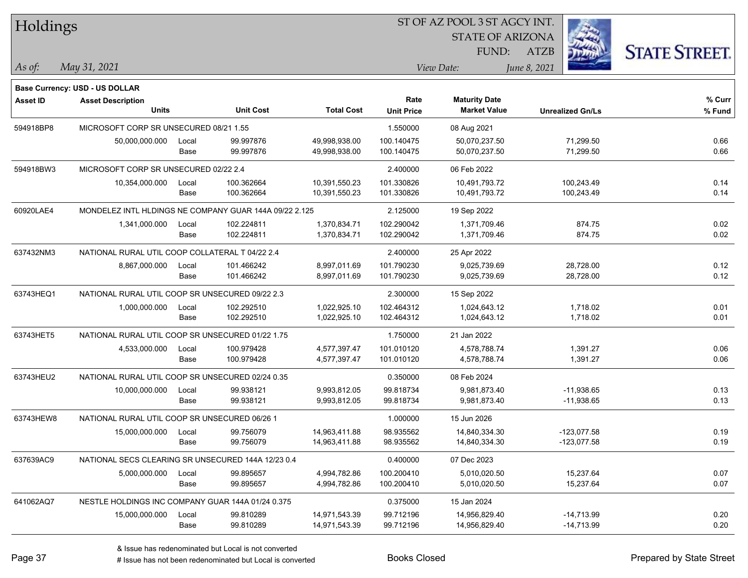# Holdings

ST OF AZ POOL 3 ST AGCY INT.
STATE OF ARIZONA
FUND: ATZB

*As of:* *May 31, 2021*

*View Date:* *June 8, 2021*

**Base Currency: USD - US DOLLAR**

| Asset ID | Asset Description / Units | | Unit Cost | Total Cost | Rate / Unit Price | Maturity Date / Market Value | Unrealized Gn/Ls | % Curr / % Fund |
|---|---|---|---|---|---|---|---|---|
| 594918BP8 | MICROSOFT CORP SR UNSECURED 08/21 1.55 | | | | 1.550000 | 08 Aug 2021 | | |
| | 50,000,000.000 | Local | 99.997876 | 49,998,938.00 | 100.140475 | 50,070,237.50 | 71,299.50 | 0.66 |
| | | Base | 99.997876 | 49,998,938.00 | 100.140475 | 50,070,237.50 | 71,299.50 | 0.66 |
| 594918BW3 | MICROSOFT CORP SR UNSECURED 02/22 2.4 | | | | 2.400000 | 06 Feb 2022 | | |
| | 10,354,000.000 | Local | 100.362664 | 10,391,550.23 | 101.330826 | 10,491,793.72 | 100,243.49 | 0.14 |
| | | Base | 100.362664 | 10,391,550.23 | 101.330826 | 10,491,793.72 | 100,243.49 | 0.14 |
| 60920LAE4 | MONDELEZ INTL HLDINGS NE COMPANY GUAR 144A 09/22 2.125 | | | | 2.125000 | 19 Sep 2022 | | |
| | 1,341,000.000 | Local | 102.224811 | 1,370,834.71 | 102.290042 | 1,371,709.46 | 874.75 | 0.02 |
| | | Base | 102.224811 | 1,370,834.71 | 102.290042 | 1,371,709.46 | 874.75 | 0.02 |
| 637432NM3 | NATIONAL RURAL UTIL COOP COLLATERAL T 04/22 2.4 | | | | 2.400000 | 25 Apr 2022 | | |
| | 8,867,000.000 | Local | 101.466242 | 8,997,011.69 | 101.790230 | 9,025,739.69 | 28,728.00 | 0.12 |
| | | Base | 101.466242 | 8,997,011.69 | 101.790230 | 9,025,739.69 | 28,728.00 | 0.12 |
| 63743HEQ1 | NATIONAL RURAL UTIL COOP SR UNSECURED 09/22 2.3 | | | | 2.300000 | 15 Sep 2022 | | |
| | 1,000,000.000 | Local | 102.292510 | 1,022,925.10 | 102.464312 | 1,024,643.12 | 1,718.02 | 0.01 |
| | | Base | 102.292510 | 1,022,925.10 | 102.464312 | 1,024,643.12 | 1,718.02 | 0.01 |
| 63743HET5 | NATIONAL RURAL UTIL COOP SR UNSECURED 01/22 1.75 | | | | 1.750000 | 21 Jan 2022 | | |
| | 4,533,000.000 | Local | 100.979428 | 4,577,397.47 | 101.010120 | 4,578,788.74 | 1,391.27 | 0.06 |
| | | Base | 100.979428 | 4,577,397.47 | 101.010120 | 4,578,788.74 | 1,391.27 | 0.06 |
| 63743HEU2 | NATIONAL RURAL UTIL COOP SR UNSECURED 02/24 0.35 | | | | 0.350000 | 08 Feb 2024 | | |
| | 10,000,000.000 | Local | 99.938121 | 9,993,812.05 | 99.818734 | 9,981,873.40 | -11,938.65 | 0.13 |
| | | Base | 99.938121 | 9,993,812.05 | 99.818734 | 9,981,873.40 | -11,938.65 | 0.13 |
| 63743HEW8 | NATIONAL RURAL UTIL COOP SR UNSECURED 06/26 1 | | | | 1.000000 | 15 Jun 2026 | | |
| | 15,000,000.000 | Local | 99.756079 | 14,963,411.88 | 98.935562 | 14,840,334.30 | -123,077.58 | 0.19 |
| | | Base | 99.756079 | 14,963,411.88 | 98.935562 | 14,840,334.30 | -123,077.58 | 0.19 |
| 637639AC9 | NATIONAL SECS CLEARING SR UNSECURED 144A 12/23 0.4 | | | | 0.400000 | 07 Dec 2023 | | |
| | 5,000,000.000 | Local | 99.895657 | 4,994,782.86 | 100.200410 | 5,010,020.50 | 15,237.64 | 0.07 |
| | | Base | 99.895657 | 4,994,782.86 | 100.200410 | 5,010,020.50 | 15,237.64 | 0.07 |
| 641062AQ7 | NESTLE HOLDINGS INC COMPANY GUAR 144A 01/24 0.375 | | | | 0.375000 | 15 Jan 2024 | | |
| | 15,000,000.000 | Local | 99.810289 | 14,971,543.39 | 99.712196 | 14,956,829.40 | -14,713.99 | 0.20 |
| | | Base | 99.810289 | 14,971,543.39 | 99.712196 | 14,956,829.40 | -14,713.99 | 0.20 |

& Issue has redenominated but Local is not converted
# Issue has not been redenominated but Local is converted

Books Closed

Prepared by State Street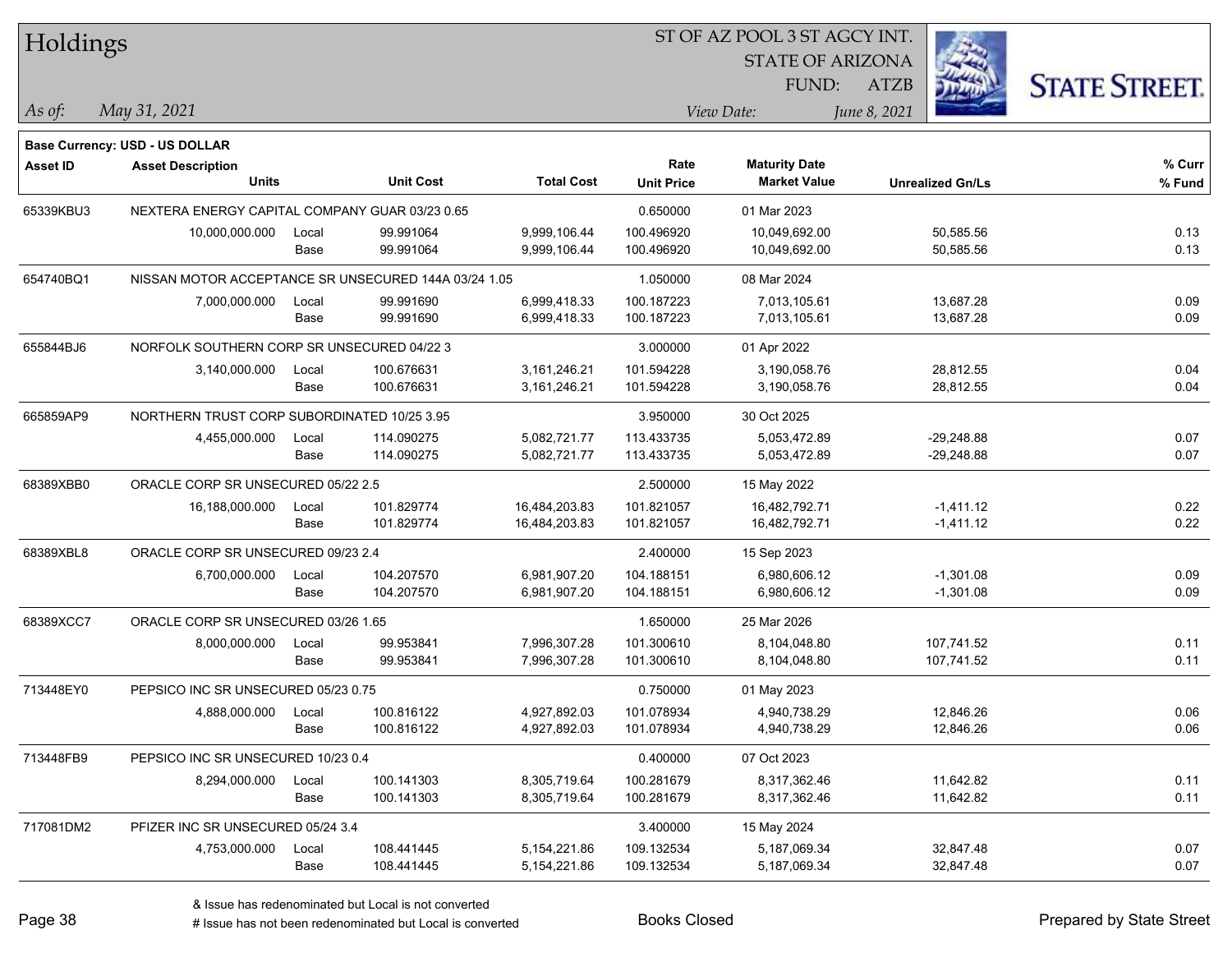# Holdings

ST OF AZ POOL 3 ST AGCY INT.
STATE OF ARIZONA
FUND: ATZB

*As of:* *May 31, 2021*
*View Date:* *June 8, 2021*

**Base Currency: USD - US DOLLAR**

| Asset ID | Asset Description / Units | | Unit Cost | Total Cost | Rate / Unit Price | Maturity Date / Market Value | Unrealized Gn/Ls | % Curr / % Fund |
|---|---|---|---|---|---|---|---|---|
| 65339KBU3 | NEXTERA ENERGY CAPITAL COMPANY GUAR 03/23 0.65 | | | | 0.650000 | 01 Mar 2023 | | |
| | 10,000,000.000 | Local | 99.991064 | 9,999,106.44 | 100.496920 | 10,049,692.00 | 50,585.56 | 0.13 |
| | | Base | 99.991064 | 9,999,106.44 | 100.496920 | 10,049,692.00 | 50,585.56 | 0.13 |
| 654740BQ1 | NISSAN MOTOR ACCEPTANCE SR UNSECURED 144A 03/24 1.05 | | | | 1.050000 | 08 Mar 2024 | | |
| | 7,000,000.000 | Local | 99.991690 | 6,999,418.33 | 100.187223 | 7,013,105.61 | 13,687.28 | 0.09 |
| | | Base | 99.991690 | 6,999,418.33 | 100.187223 | 7,013,105.61 | 13,687.28 | 0.09 |
| 655844BJ6 | NORFOLK SOUTHERN CORP SR UNSECURED 04/22 3 | | | | 3.000000 | 01 Apr 2022 | | |
| | 3,140,000.000 | Local | 100.676631 | 3,161,246.21 | 101.594228 | 3,190,058.76 | 28,812.55 | 0.04 |
| | | Base | 100.676631 | 3,161,246.21 | 101.594228 | 3,190,058.76 | 28,812.55 | 0.04 |
| 665859AP9 | NORTHERN TRUST CORP SUBORDINATED 10/25 3.95 | | | | 3.950000 | 30 Oct 2025 | | |
| | 4,455,000.000 | Local | 114.090275 | 5,082,721.77 | 113.433735 | 5,053,472.89 | -29,248.88 | 0.07 |
| | | Base | 114.090275 | 5,082,721.77 | 113.433735 | 5,053,472.89 | -29,248.88 | 0.07 |
| 68389XBB0 | ORACLE CORP SR UNSECURED 05/22 2.5 | | | | 2.500000 | 15 May 2022 | | |
| | 16,188,000.000 | Local | 101.829774 | 16,484,203.83 | 101.821057 | 16,482,792.71 | -1,411.12 | 0.22 |
| | | Base | 101.829774 | 16,484,203.83 | 101.821057 | 16,482,792.71 | -1,411.12 | 0.22 |
| 68389XBL8 | ORACLE CORP SR UNSECURED 09/23 2.4 | | | | 2.400000 | 15 Sep 2023 | | |
| | 6,700,000.000 | Local | 104.207570 | 6,981,907.20 | 104.188151 | 6,980,606.12 | -1,301.08 | 0.09 |
| | | Base | 104.207570 | 6,981,907.20 | 104.188151 | 6,980,606.12 | -1,301.08 | 0.09 |
| 68389XCC7 | ORACLE CORP SR UNSECURED 03/26 1.65 | | | | 1.650000 | 25 Mar 2026 | | |
| | 8,000,000.000 | Local | 99.953841 | 7,996,307.28 | 101.300610 | 8,104,048.80 | 107,741.52 | 0.11 |
| | | Base | 99.953841 | 7,996,307.28 | 101.300610 | 8,104,048.80 | 107,741.52 | 0.11 |
| 713448EY0 | PEPSICO INC SR UNSECURED 05/23 0.75 | | | | 0.750000 | 01 May 2023 | | |
| | 4,888,000.000 | Local | 100.816122 | 4,927,892.03 | 101.078934 | 4,940,738.29 | 12,846.26 | 0.06 |
| | | Base | 100.816122 | 4,927,892.03 | 101.078934 | 4,940,738.29 | 12,846.26 | 0.06 |
| 713448FB9 | PEPSICO INC SR UNSECURED 10/23 0.4 | | | | 0.400000 | 07 Oct 2023 | | |
| | 8,294,000.000 | Local | 100.141303 | 8,305,719.64 | 100.281679 | 8,317,362.46 | 11,642.82 | 0.11 |
| | | Base | 100.141303 | 8,305,719.64 | 100.281679 | 8,317,362.46 | 11,642.82 | 0.11 |
| 717081DM2 | PFIZER INC SR UNSECURED 05/24 3.4 | | | | 3.400000 | 15 May 2024 | | |
| | 4,753,000.000 | Local | 108.441445 | 5,154,221.86 | 109.132534 | 5,187,069.34 | 32,847.48 | 0.07 |
| | | Base | 108.441445 | 5,154,221.86 | 109.132534 | 5,187,069.34 | 32,847.48 | 0.07 |

& Issue has redenominated but Local is not converted
# Issue has not been redenominated but Local is converted

Books Closed

Prepared by State Street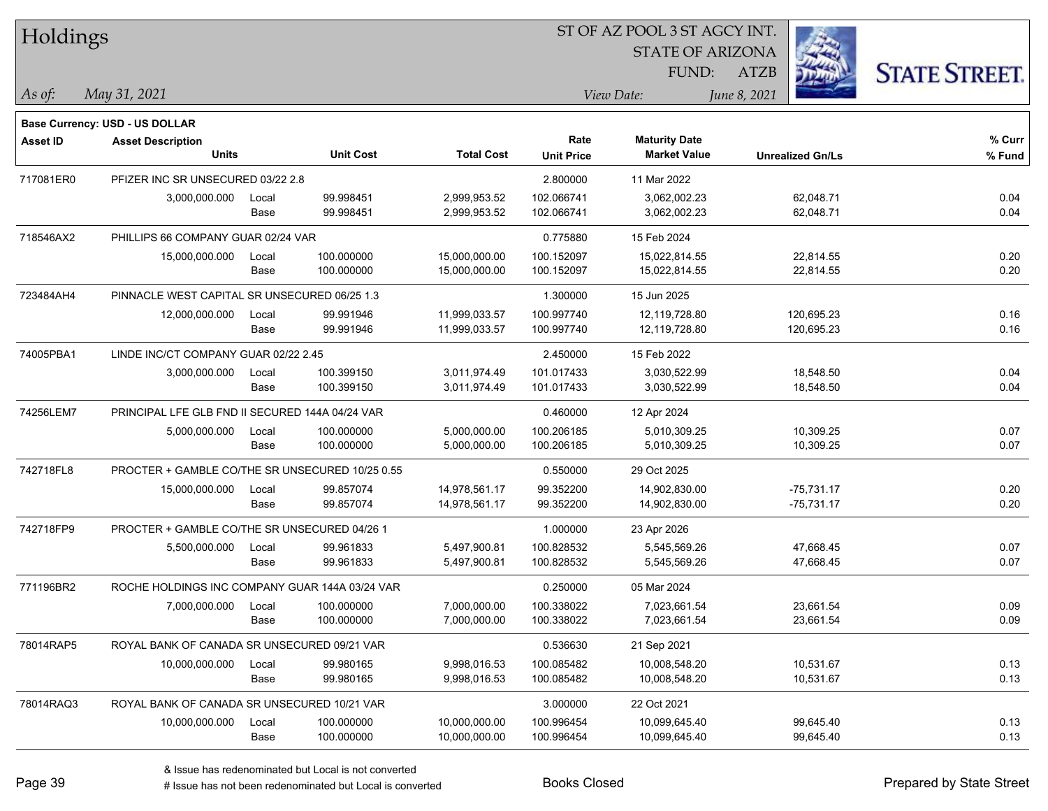# Holdings

ST OF AZ POOL 3 ST AGCY INT.
STATE OF ARIZONA
FUND: ATZB

*As of:* *May 31, 2021*

*View Date:* *June 8, 2021*

**Base Currency: USD - US DOLLAR**

| Asset ID | Asset Description / Units | | Unit Cost | Total Cost | Rate / Unit Price | Maturity Date / Market Value | Unrealized Gn/Ls | % Curr / % Fund |
|---|---|---|---|---|---|---|---|---|
| 717081ER0 | PFIZER INC SR UNSECURED 03/22 2.8 | | | | 2.800000 | 11 Mar 2022 | | |
| | 3,000,000.000 | Local | 99.998451 | 2,999,953.52 | 102.066741 | 3,062,002.23 | 62,048.71 | 0.04 |
| | | Base | 99.998451 | 2,999,953.52 | 102.066741 | 3,062,002.23 | 62,048.71 | 0.04 |
| 718546AX2 | PHILLIPS 66 COMPANY GUAR 02/24 VAR | | | | 0.775880 | 15 Feb 2024 | | |
| | 15,000,000.000 | Local | 100.000000 | 15,000,000.00 | 100.152097 | 15,022,814.55 | 22,814.55 | 0.20 |
| | | Base | 100.000000 | 15,000,000.00 | 100.152097 | 15,022,814.55 | 22,814.55 | 0.20 |
| 723484AH4 | PINNACLE WEST CAPITAL SR UNSECURED 06/25 1.3 | | | | 1.300000 | 15 Jun 2025 | | |
| | 12,000,000.000 | Local | 99.991946 | 11,999,033.57 | 100.997740 | 12,119,728.80 | 120,695.23 | 0.16 |
| | | Base | 99.991946 | 11,999,033.57 | 100.997740 | 12,119,728.80 | 120,695.23 | 0.16 |
| 74005PBA1 | LINDE INC/CT COMPANY GUAR 02/22 2.45 | | | | 2.450000 | 15 Feb 2022 | | |
| | 3,000,000.000 | Local | 100.399150 | 3,011,974.49 | 101.017433 | 3,030,522.99 | 18,548.50 | 0.04 |
| | | Base | 100.399150 | 3,011,974.49 | 101.017433 | 3,030,522.99 | 18,548.50 | 0.04 |
| 74256LEM7 | PRINCIPAL LFE GLB FND II SECURED 144A 04/24 VAR | | | | 0.460000 | 12 Apr 2024 | | |
| | 5,000,000.000 | Local | 100.000000 | 5,000,000.00 | 100.206185 | 5,010,309.25 | 10,309.25 | 0.07 |
| | | Base | 100.000000 | 5,000,000.00 | 100.206185 | 5,010,309.25 | 10,309.25 | 0.07 |
| 742718FL8 | PROCTER + GAMBLE CO/THE SR UNSECURED 10/25 0.55 | | | | 0.550000 | 29 Oct 2025 | | |
| | 15,000,000.000 | Local | 99.857074 | 14,978,561.17 | 99.352200 | 14,902,830.00 | -75,731.17 | 0.20 |
| | | Base | 99.857074 | 14,978,561.17 | 99.352200 | 14,902,830.00 | -75,731.17 | 0.20 |
| 742718FP9 | PROCTER + GAMBLE CO/THE SR UNSECURED 04/26 1 | | | | 1.000000 | 23 Apr 2026 | | |
| | 5,500,000.000 | Local | 99.961833 | 5,497,900.81 | 100.828532 | 5,545,569.26 | 47,668.45 | 0.07 |
| | | Base | 99.961833 | 5,497,900.81 | 100.828532 | 5,545,569.26 | 47,668.45 | 0.07 |
| 771196BR2 | ROCHE HOLDINGS INC COMPANY GUAR 144A 03/24 VAR | | | | 0.250000 | 05 Mar 2024 | | |
| | 7,000,000.000 | Local | 100.000000 | 7,000,000.00 | 100.338022 | 7,023,661.54 | 23,661.54 | 0.09 |
| | | Base | 100.000000 | 7,000,000.00 | 100.338022 | 7,023,661.54 | 23,661.54 | 0.09 |
| 78014RAP5 | ROYAL BANK OF CANADA SR UNSECURED 09/21 VAR | | | | 0.536630 | 21 Sep 2021 | | |
| | 10,000,000.000 | Local | 99.980165 | 9,998,016.53 | 100.085482 | 10,008,548.20 | 10,531.67 | 0.13 |
| | | Base | 99.980165 | 9,998,016.53 | 100.085482 | 10,008,548.20 | 10,531.67 | 0.13 |
| 78014RAQ3 | ROYAL BANK OF CANADA SR UNSECURED 10/21 VAR | | | | 3.000000 | 22 Oct 2021 | | |
| | 10,000,000.000 | Local | 100.000000 | 10,000,000.00 | 100.996454 | 10,099,645.40 | 99,645.40 | 0.13 |
| | | Base | 100.000000 | 10,000,000.00 | 100.996454 | 10,099,645.40 | 99,645.40 | 0.13 |

& Issue has redenominated but Local is not converted
# Issue has not been redenominated but Local is converted

Books Closed

Prepared by State Street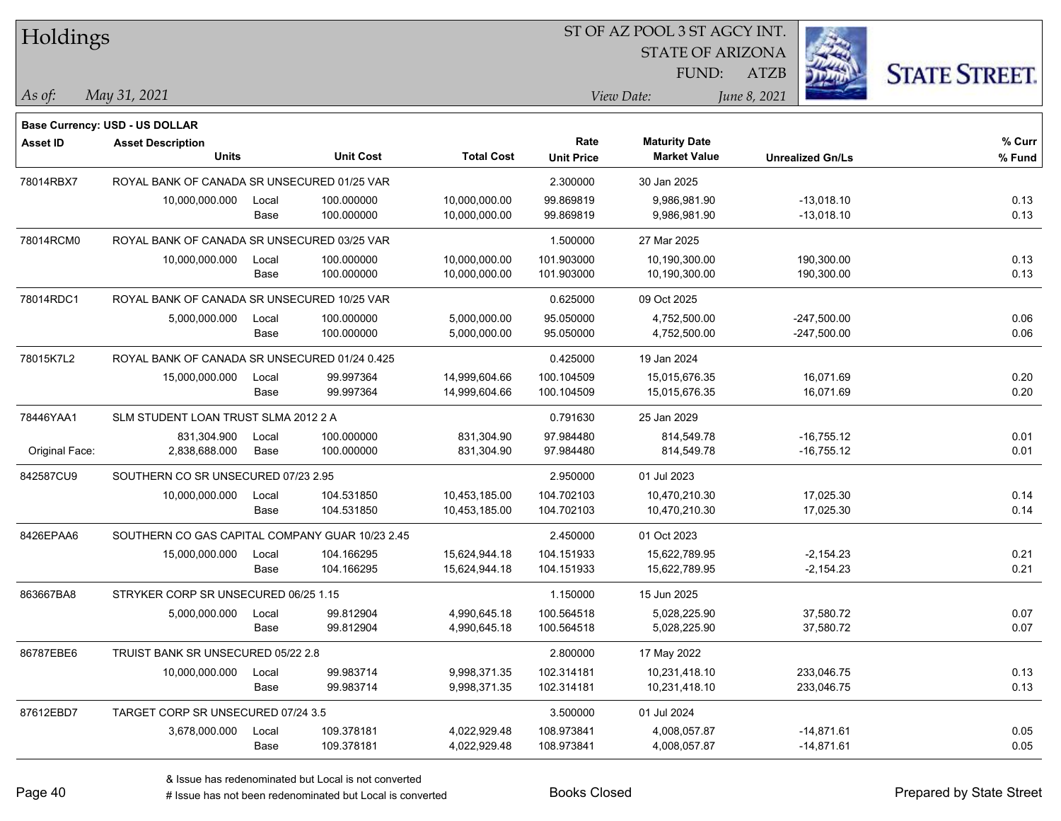# Holdings

ST OF AZ POOL 3 ST AGCY INT.
STATE OF ARIZONA
FUND: ATZB

*As of:* *May 31, 2021*

*View Date:* *June 8, 2021*

**Base Currency: USD - US DOLLAR**

| Asset ID | Asset Description / Units | | Unit Cost | Total Cost | Rate / Unit Price | Maturity Date / Market Value | Unrealized Gn/Ls | % Curr / % Fund |
|---|---|---|---|---|---|---|---|---|
| 78014RBX7 | ROYAL BANK OF CANADA SR UNSECURED 01/25 VAR | | | | 2.300000 | 30 Jan 2025 | | |
| | 10,000,000.000 | Local | 100.000000 | 10,000,000.00 | 99.869819 | 9,986,981.90 | -13,018.10 | 0.13 |
| | | Base | 100.000000 | 10,000,000.00 | 99.869819 | 9,986,981.90 | -13,018.10 | 0.13 |
| 78014RCM0 | ROYAL BANK OF CANADA SR UNSECURED 03/25 VAR | | | | 1.500000 | 27 Mar 2025 | | |
| | 10,000,000.000 | Local | 100.000000 | 10,000,000.00 | 101.903000 | 10,190,300.00 | 190,300.00 | 0.13 |
| | | Base | 100.000000 | 10,000,000.00 | 101.903000 | 10,190,300.00 | 190,300.00 | 0.13 |
| 78014RDC1 | ROYAL BANK OF CANADA SR UNSECURED 10/25 VAR | | | | 0.625000 | 09 Oct 2025 | | |
| | 5,000,000.000 | Local | 100.000000 | 5,000,000.00 | 95.050000 | 4,752,500.00 | -247,500.00 | 0.06 |
| | | Base | 100.000000 | 5,000,000.00 | 95.050000 | 4,752,500.00 | -247,500.00 | 0.06 |
| 78015K7L2 | ROYAL BANK OF CANADA SR UNSECURED 01/24 0.425 | | | | 0.425000 | 19 Jan 2024 | | |
| | 15,000,000.000 | Local | 99.997364 | 14,999,604.66 | 100.104509 | 15,015,676.35 | 16,071.69 | 0.20 |
| | | Base | 99.997364 | 14,999,604.66 | 100.104509 | 15,015,676.35 | 16,071.69 | 0.20 |
| 78446YAA1 | SLM STUDENT LOAN TRUST SLMA 2012 2 A | | | | 0.791630 | 25 Jan 2029 | | |
| | 831,304.900 | Local | 100.000000 | 831,304.90 | 97.984480 | 814,549.78 | -16,755.12 | 0.01 |
| Original Face: | 2,838,688.000 | Base | 100.000000 | 831,304.90 | 97.984480 | 814,549.78 | -16,755.12 | 0.01 |
| 842587CU9 | SOUTHERN CO SR UNSECURED 07/23 2.95 | | | | 2.950000 | 01 Jul 2023 | | |
| | 10,000,000.000 | Local | 104.531850 | 10,453,185.00 | 104.702103 | 10,470,210.30 | 17,025.30 | 0.14 |
| | | Base | 104.531850 | 10,453,185.00 | 104.702103 | 10,470,210.30 | 17,025.30 | 0.14 |
| 8426EPAA6 | SOUTHERN CO GAS CAPITAL COMPANY GUAR 10/23 2.45 | | | | 2.450000 | 01 Oct 2023 | | |
| | 15,000,000.000 | Local | 104.166295 | 15,624,944.18 | 104.151933 | 15,622,789.95 | -2,154.23 | 0.21 |
| | | Base | 104.166295 | 15,624,944.18 | 104.151933 | 15,622,789.95 | -2,154.23 | 0.21 |
| 863667BA8 | STRYKER CORP SR UNSECURED 06/25 1.15 | | | | 1.150000 | 15 Jun 2025 | | |
| | 5,000,000.000 | Local | 99.812904 | 4,990,645.18 | 100.564518 | 5,028,225.90 | 37,580.72 | 0.07 |
| | | Base | 99.812904 | 4,990,645.18 | 100.564518 | 5,028,225.90 | 37,580.72 | 0.07 |
| 86787EBE6 | TRUIST BANK SR UNSECURED 05/22 2.8 | | | | 2.800000 | 17 May 2022 | | |
| | 10,000,000.000 | Local | 99.983714 | 9,998,371.35 | 102.314181 | 10,231,418.10 | 233,046.75 | 0.13 |
| | | Base | 99.983714 | 9,998,371.35 | 102.314181 | 10,231,418.10 | 233,046.75 | 0.13 |
| 87612EBD7 | TARGET CORP SR UNSECURED 07/24 3.5 | | | | 3.500000 | 01 Jul 2024 | | |
| | 3,678,000.000 | Local | 109.378181 | 4,022,929.48 | 108.973841 | 4,008,057.87 | -14,871.61 | 0.05 |
| | | Base | 109.378181 | 4,022,929.48 | 108.973841 | 4,008,057.87 | -14,871.61 | 0.05 |

& Issue has redenominated but Local is not converted
# Issue has not been redenominated but Local is converted

Books Closed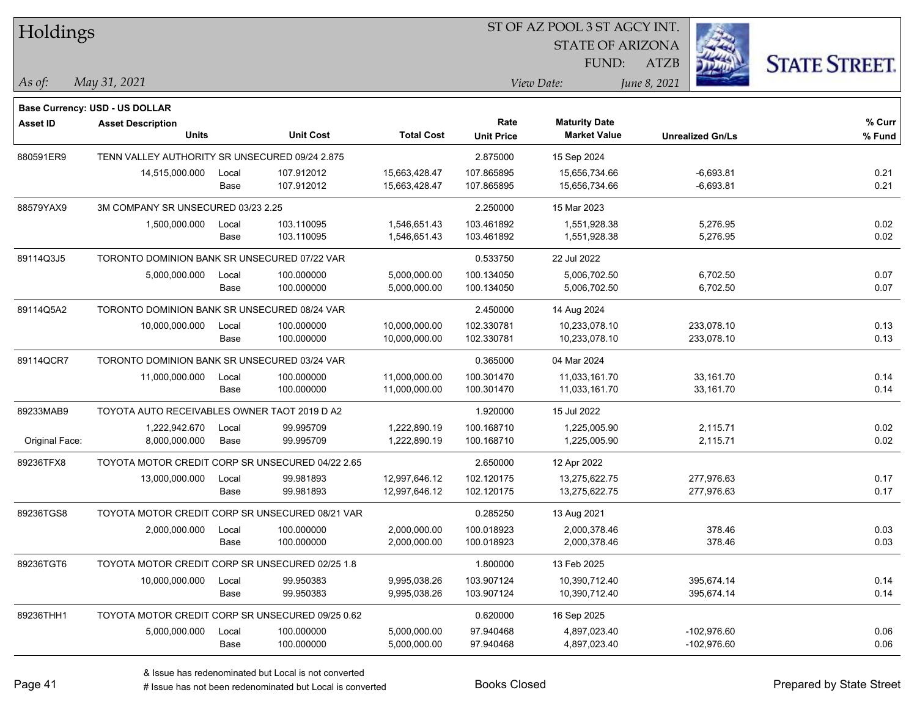# Holdings

ST OF AZ POOL 3 ST AGCY INT.
STATE OF ARIZONA
FUND: ATZB

*As of:* *May 31, 2021*

*View Date:* *June 8, 2021*

**Base Currency: USD - US DOLLAR**

| Asset ID | Asset Description / Units | | Unit Cost | Total Cost | Rate / Unit Price | Maturity Date / Market Value | Unrealized Gn/Ls | % Curr / % Fund |
|---|---|---|---|---|---|---|---|---|
| 880591ER9 | TENN VALLEY AUTHORITY SR UNSECURED 09/24 2.875 | | | | 2.875000 | 15 Sep 2024 | | |
| | 14,515,000.000 | Local | 107.912012 | 15,663,428.47 | 107.865895 | 15,656,734.66 | -6,693.81 | 0.21 |
| | | Base | 107.912012 | 15,663,428.47 | 107.865895 | 15,656,734.66 | -6,693.81 | 0.21 |
| 88579YAX9 | 3M COMPANY SR UNSECURED 03/23 2.25 | | | | 2.250000 | 15 Mar 2023 | | |
| | 1,500,000.000 | Local | 103.110095 | 1,546,651.43 | 103.461892 | 1,551,928.38 | 5,276.95 | 0.02 |
| | | Base | 103.110095 | 1,546,651.43 | 103.461892 | 1,551,928.38 | 5,276.95 | 0.02 |
| 89114Q3J5 | TORONTO DOMINION BANK SR UNSECURED 07/22 VAR | | | | 0.533750 | 22 Jul 2022 | | |
| | 5,000,000.000 | Local | 100.000000 | 5,000,000.00 | 100.134050 | 5,006,702.50 | 6,702.50 | 0.07 |
| | | Base | 100.000000 | 5,000,000.00 | 100.134050 | 5,006,702.50 | 6,702.50 | 0.07 |
| 89114Q5A2 | TORONTO DOMINION BANK SR UNSECURED 08/24 VAR | | | | 2.450000 | 14 Aug 2024 | | |
| | 10,000,000.000 | Local | 100.000000 | 10,000,000.00 | 102.330781 | 10,233,078.10 | 233,078.10 | 0.13 |
| | | Base | 100.000000 | 10,000,000.00 | 102.330781 | 10,233,078.10 | 233,078.10 | 0.13 |
| 89114QCR7 | TORONTO DOMINION BANK SR UNSECURED 03/24 VAR | | | | 0.365000 | 04 Mar 2024 | | |
| | 11,000,000.000 | Local | 100.000000 | 11,000,000.00 | 100.301470 | 11,033,161.70 | 33,161.70 | 0.14 |
| | | Base | 100.000000 | 11,000,000.00 | 100.301470 | 11,033,161.70 | 33,161.70 | 0.14 |
| 89233MAB9 | TOYOTA AUTO RECEIVABLES OWNER TAOT 2019 D A2 | | | | 1.920000 | 15 Jul 2022 | | |
| | 1,222,942.670 | Local | 99.995709 | 1,222,890.19 | 100.168710 | 1,225,005.90 | 2,115.71 | 0.02 |
| Original Face: | 8,000,000.000 | Base | 99.995709 | 1,222,890.19 | 100.168710 | 1,225,005.90 | 2,115.71 | 0.02 |
| 89236TFX8 | TOYOTA MOTOR CREDIT CORP SR UNSECURED 04/22 2.65 | | | | 2.650000 | 12 Apr 2022 | | |
| | 13,000,000.000 | Local | 99.981893 | 12,997,646.12 | 102.120175 | 13,275,622.75 | 277,976.63 | 0.17 |
| | | Base | 99.981893 | 12,997,646.12 | 102.120175 | 13,275,622.75 | 277,976.63 | 0.17 |
| 89236TGS8 | TOYOTA MOTOR CREDIT CORP SR UNSECURED 08/21 VAR | | | | 0.285250 | 13 Aug 2021 | | |
| | 2,000,000.000 | Local | 100.000000 | 2,000,000.00 | 100.018923 | 2,000,378.46 | 378.46 | 0.03 |
| | | Base | 100.000000 | 2,000,000.00 | 100.018923 | 2,000,378.46 | 378.46 | 0.03 |
| 89236TGT6 | TOYOTA MOTOR CREDIT CORP SR UNSECURED 02/25 1.8 | | | | 1.800000 | 13 Feb 2025 | | |
| | 10,000,000.000 | Local | 99.950383 | 9,995,038.26 | 103.907124 | 10,390,712.40 | 395,674.14 | 0.14 |
| | | Base | 99.950383 | 9,995,038.26 | 103.907124 | 10,390,712.40 | 395,674.14 | 0.14 |
| 89236THH1 | TOYOTA MOTOR CREDIT CORP SR UNSECURED 09/25 0.62 | | | | 0.620000 | 16 Sep 2025 | | |
| | 5,000,000.000 | Local | 100.000000 | 5,000,000.00 | 97.940468 | 4,897,023.40 | -102,976.60 | 0.06 |
| | | Base | 100.000000 | 5,000,000.00 | 97.940468 | 4,897,023.40 | -102,976.60 | 0.06 |

& Issue has redenominated but Local is not converted
# Issue has not been redenominated but Local is converted

Books Closed

Prepared by State Street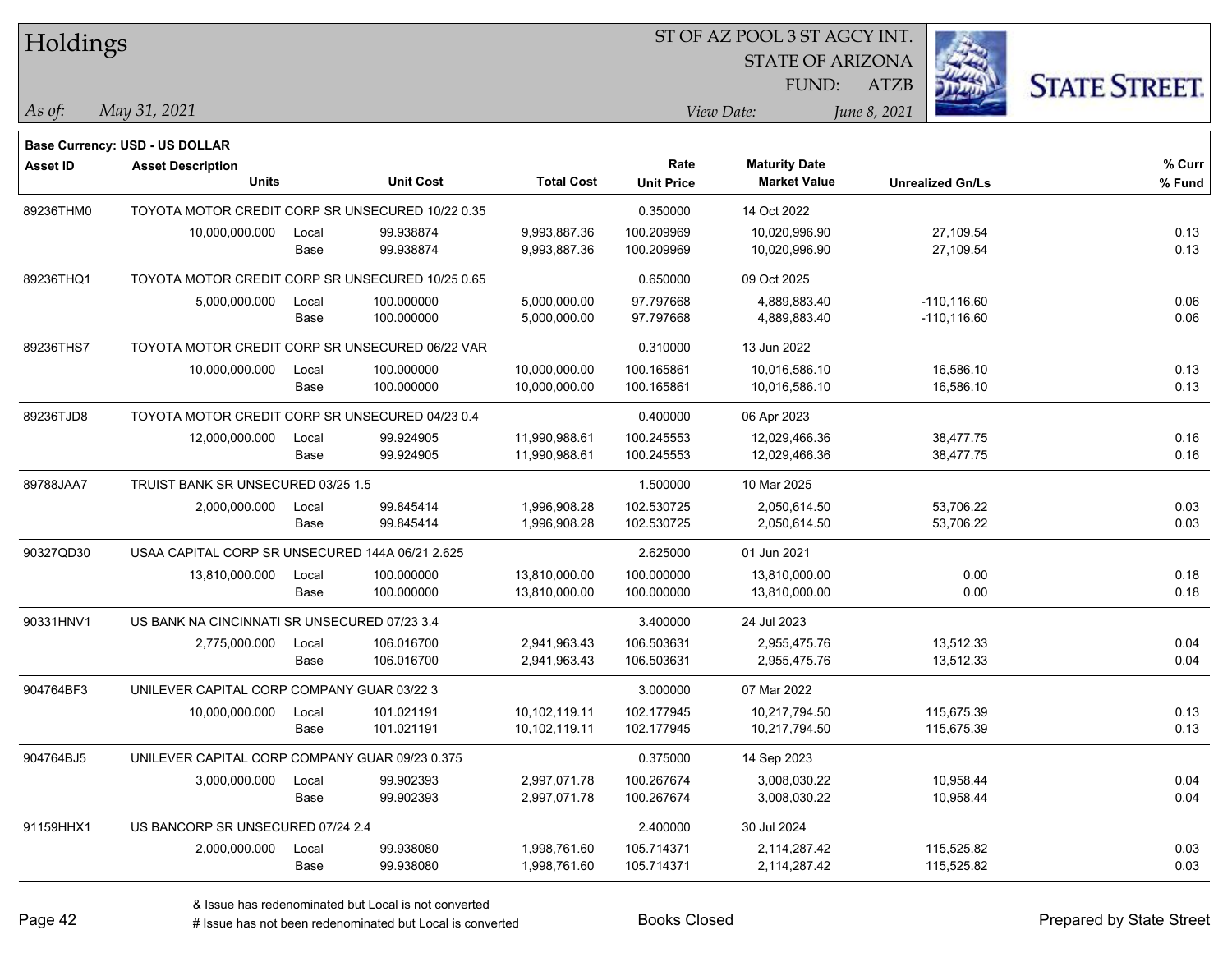# Holdings

ST OF AZ POOL 3 ST AGCY INT.
STATE OF ARIZONA
FUND: ATZB

*As of:* *May 31, 2021*
*View Date:* *June 8, 2021*

**Base Currency: USD - US DOLLAR**

| Asset ID | Asset Description / Units | | Unit Cost | Total Cost | Rate / Unit Price | Maturity Date / Market Value | Unrealized Gn/Ls | % Curr / % Fund |
|---|---|---|---|---|---|---|---|---|
| 89236THM0 | TOYOTA MOTOR CREDIT CORP SR UNSECURED 10/22 0.35 | | | | 0.350000 | 14 Oct 2022 | | |
| | 10,000,000.000 | Local | 99.938874 | 9,993,887.36 | 100.209969 | 10,020,996.90 | 27,109.54 | 0.13 |
| | | Base | 99.938874 | 9,993,887.36 | 100.209969 | 10,020,996.90 | 27,109.54 | 0.13 |
| 89236THQ1 | TOYOTA MOTOR CREDIT CORP SR UNSECURED 10/25 0.65 | | | | 0.650000 | 09 Oct 2025 | | |
| | 5,000,000.000 | Local | 100.000000 | 5,000,000.00 | 97.797668 | 4,889,883.40 | -110,116.60 | 0.06 |
| | | Base | 100.000000 | 5,000,000.00 | 97.797668 | 4,889,883.40 | -110,116.60 | 0.06 |
| 89236THS7 | TOYOTA MOTOR CREDIT CORP SR UNSECURED 06/22 VAR | | | | 0.310000 | 13 Jun 2022 | | |
| | 10,000,000.000 | Local | 100.000000 | 10,000,000.00 | 100.165861 | 10,016,586.10 | 16,586.10 | 0.13 |
| | | Base | 100.000000 | 10,000,000.00 | 100.165861 | 10,016,586.10 | 16,586.10 | 0.13 |
| 89236TJD8 | TOYOTA MOTOR CREDIT CORP SR UNSECURED 04/23 0.4 | | | | 0.400000 | 06 Apr 2023 | | |
| | 12,000,000.000 | Local | 99.924905 | 11,990,988.61 | 100.245553 | 12,029,466.36 | 38,477.75 | 0.16 |
| | | Base | 99.924905 | 11,990,988.61 | 100.245553 | 12,029,466.36 | 38,477.75 | 0.16 |
| 89788JAA7 | TRUIST BANK SR UNSECURED 03/25 1.5 | | | | 1.500000 | 10 Mar 2025 | | |
| | 2,000,000.000 | Local | 99.845414 | 1,996,908.28 | 102.530725 | 2,050,614.50 | 53,706.22 | 0.03 |
| | | Base | 99.845414 | 1,996,908.28 | 102.530725 | 2,050,614.50 | 53,706.22 | 0.03 |
| 90327QD30 | USAA CAPITAL CORP SR UNSECURED 144A 06/21 2.625 | | | | 2.625000 | 01 Jun 2021 | | |
| | 13,810,000.000 | Local | 100.000000 | 13,810,000.00 | 100.000000 | 13,810,000.00 | 0.00 | 0.18 |
| | | Base | 100.000000 | 13,810,000.00 | 100.000000 | 13,810,000.00 | 0.00 | 0.18 |
| 90331HNV1 | US BANK NA CINCINNATI SR UNSECURED 07/23 3.4 | | | | 3.400000 | 24 Jul 2023 | | |
| | 2,775,000.000 | Local | 106.016700 | 2,941,963.43 | 106.503631 | 2,955,475.76 | 13,512.33 | 0.04 |
| | | Base | 106.016700 | 2,941,963.43 | 106.503631 | 2,955,475.76 | 13,512.33 | 0.04 |
| 904764BF3 | UNILEVER CAPITAL CORP COMPANY GUAR 03/22 3 | | | | 3.000000 | 07 Mar 2022 | | |
| | 10,000,000.000 | Local | 101.021191 | 10,102,119.11 | 102.177945 | 10,217,794.50 | 115,675.39 | 0.13 |
| | | Base | 101.021191 | 10,102,119.11 | 102.177945 | 10,217,794.50 | 115,675.39 | 0.13 |
| 904764BJ5 | UNILEVER CAPITAL CORP COMPANY GUAR 09/23 0.375 | | | | 0.375000 | 14 Sep 2023 | | |
| | 3,000,000.000 | Local | 99.902393 | 2,997,071.78 | 100.267674 | 3,008,030.22 | 10,958.44 | 0.04 |
| | | Base | 99.902393 | 2,997,071.78 | 100.267674 | 3,008,030.22 | 10,958.44 | 0.04 |
| 91159HHX1 | US BANCORP SR UNSECURED 07/24 2.4 | | | | 2.400000 | 30 Jul 2024 | | |
| | 2,000,000.000 | Local | 99.938080 | 1,998,761.60 | 105.714371 | 2,114,287.42 | 115,525.82 | 0.03 |
| | | Base | 99.938080 | 1,998,761.60 | 105.714371 | 2,114,287.42 | 115,525.82 | 0.03 |

& Issue has redenominated but Local is not converted
# Issue has not been redenominated but Local is converted

Books Closed

Prepared by State Street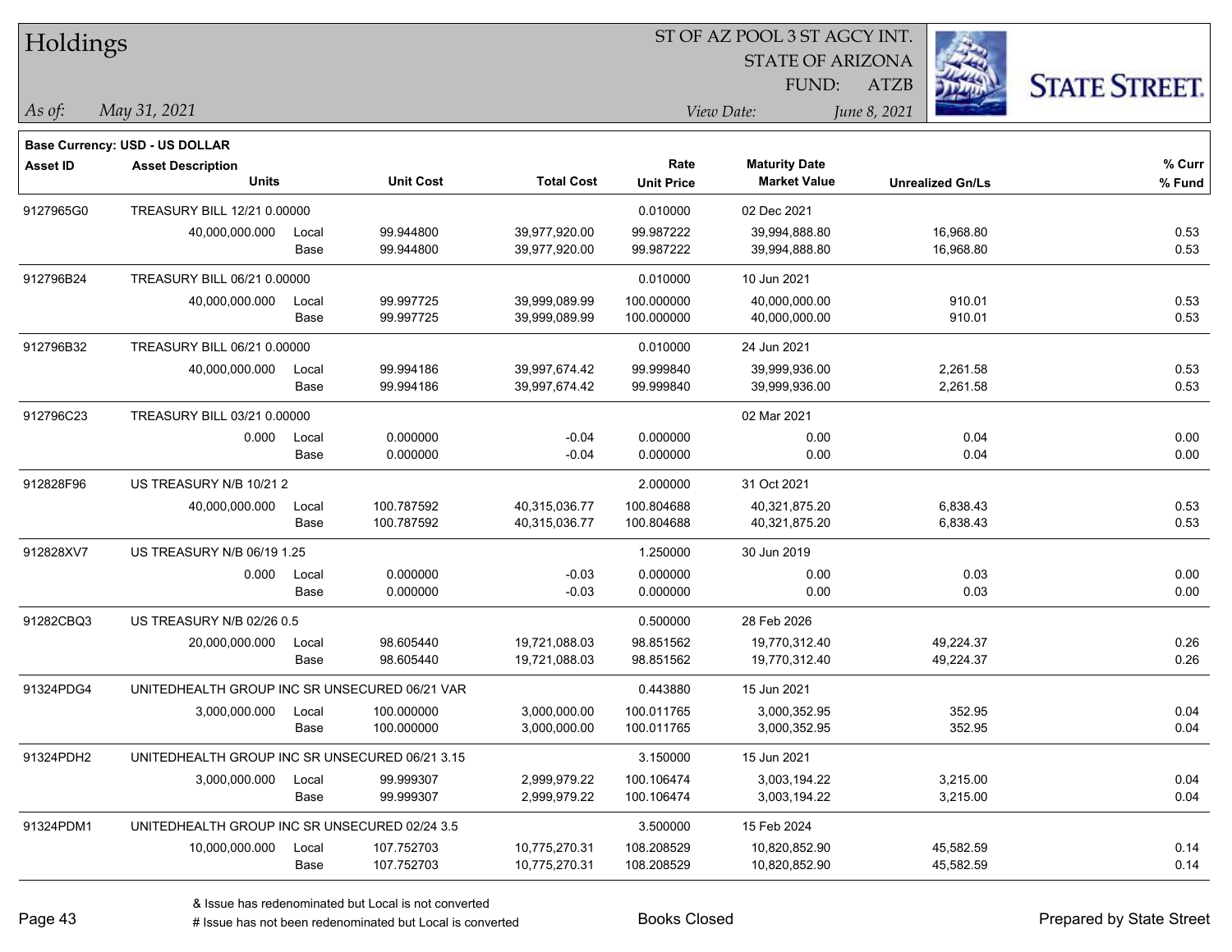# Holdings

ST OF AZ POOL 3 ST AGCY INT.
STATE OF ARIZONA
FUND: ATZB

*As of:* *May 31, 2021*

*View Date:* *June 8, 2021*

**Base Currency: USD - US DOLLAR**

| Asset ID | Asset Description / Units | | Unit Cost | Total Cost | Rate / Unit Price | Maturity Date / Market Value | Unrealized Gn/Ls | % Curr / % Fund |
|---|---|---|---|---|---|---|---|---|
| 9127965G0 | TREASURY BILL 12/21 0.00000 | | | | 0.010000 | 02 Dec 2021 | | |
| | 40,000,000.000 | Local | 99.944800 | 39,977,920.00 | 99.987222 | 39,994,888.80 | 16,968.80 | 0.53 |
| | | Base | 99.944800 | 39,977,920.00 | 99.987222 | 39,994,888.80 | 16,968.80 | 0.53 |
| 912796B24 | TREASURY BILL 06/21 0.00000 | | | | 0.010000 | 10 Jun 2021 | | |
| | 40,000,000.000 | Local | 99.997725 | 39,999,089.99 | 100.000000 | 40,000,000.00 | 910.01 | 0.53 |
| | | Base | 99.997725 | 39,999,089.99 | 100.000000 | 40,000,000.00 | 910.01 | 0.53 |
| 912796B32 | TREASURY BILL 06/21 0.00000 | | | | 0.010000 | 24 Jun 2021 | | |
| | 40,000,000.000 | Local | 99.994186 | 39,997,674.42 | 99.999840 | 39,999,936.00 | 2,261.58 | 0.53 |
| | | Base | 99.994186 | 39,997,674.42 | 99.999840 | 39,999,936.00 | 2,261.58 | 0.53 |
| 912796C23 | TREASURY BILL 03/21 0.00000 | | | | | 02 Mar 2021 | | |
| | 0.000 | Local | 0.000000 | -0.04 | 0.000000 | 0.00 | 0.04 | 0.00 |
| | | Base | 0.000000 | -0.04 | 0.000000 | 0.00 | 0.04 | 0.00 |
| 912828F96 | US TREASURY N/B 10/21 2 | | | | 2.000000 | 31 Oct 2021 | | |
| | 40,000,000.000 | Local | 100.787592 | 40,315,036.77 | 100.804688 | 40,321,875.20 | 6,838.43 | 0.53 |
| | | Base | 100.787592 | 40,315,036.77 | 100.804688 | 40,321,875.20 | 6,838.43 | 0.53 |
| 912828XV7 | US TREASURY N/B 06/19 1.25 | | | | 1.250000 | 30 Jun 2019 | | |
| | 0.000 | Local | 0.000000 | -0.03 | 0.000000 | 0.00 | 0.03 | 0.00 |
| | | Base | 0.000000 | -0.03 | 0.000000 | 0.00 | 0.03 | 0.00 |
| 91282CBQ3 | US TREASURY N/B 02/26 0.5 | | | | 0.500000 | 28 Feb 2026 | | |
| | 20,000,000.000 | Local | 98.605440 | 19,721,088.03 | 98.851562 | 19,770,312.40 | 49,224.37 | 0.26 |
| | | Base | 98.605440 | 19,721,088.03 | 98.851562 | 19,770,312.40 | 49,224.37 | 0.26 |
| 91324PDG4 | UNITEDHEALTH GROUP INC SR UNSECURED 06/21 VAR | | | | 0.443880 | 15 Jun 2021 | | |
| | 3,000,000.000 | Local | 100.000000 | 3,000,000.00 | 100.011765 | 3,000,352.95 | 352.95 | 0.04 |
| | | Base | 100.000000 | 3,000,000.00 | 100.011765 | 3,000,352.95 | 352.95 | 0.04 |
| 91324PDH2 | UNITEDHEALTH GROUP INC SR UNSECURED 06/21 3.15 | | | | 3.150000 | 15 Jun 2021 | | |
| | 3,000,000.000 | Local | 99.999307 | 2,999,979.22 | 100.106474 | 3,003,194.22 | 3,215.00 | 0.04 |
| | | Base | 99.999307 | 2,999,979.22 | 100.106474 | 3,003,194.22 | 3,215.00 | 0.04 |
| 91324PDM1 | UNITEDHEALTH GROUP INC SR UNSECURED 02/24 3.5 | | | | 3.500000 | 15 Feb 2024 | | |
| | 10,000,000.000 | Local | 107.752703 | 10,775,270.31 | 108.208529 | 10,820,852.90 | 45,582.59 | 0.14 |
| | | Base | 107.752703 | 10,775,270.31 | 108.208529 | 10,820,852.90 | 45,582.59 | 0.14 |

& Issue has redenominated but Local is not converted
# Issue has not been redenominated but Local is converted

Books Closed

Prepared by State Street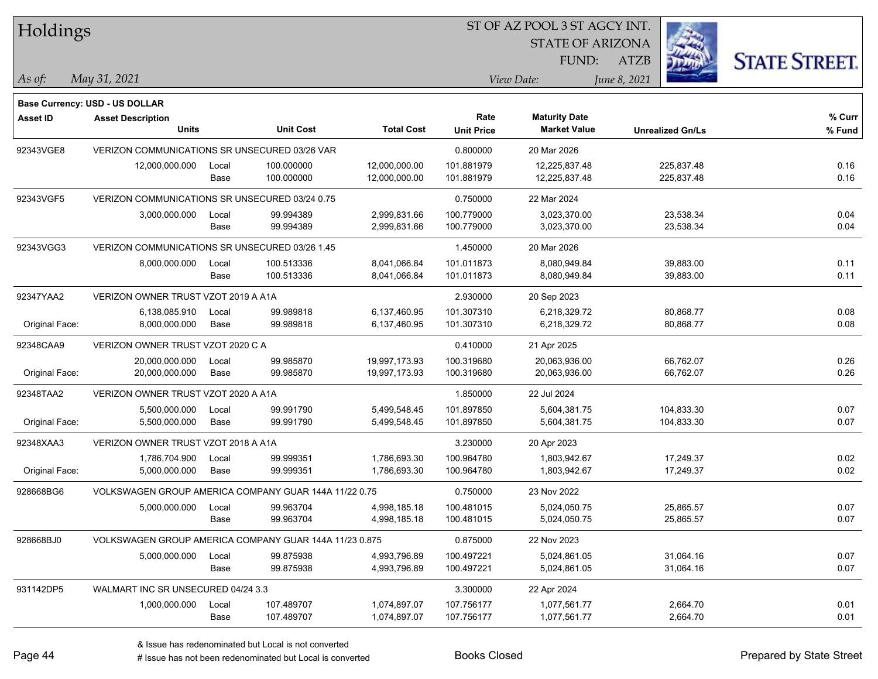# Holdings

ST OF AZ POOL 3 ST AGCY INT.
STATE OF ARIZONA
FUND: ATZB

*As of:* *May 31, 2021*
*View Date:* *June 8, 2021*

**Base Currency: USD - US DOLLAR**

| Asset ID | Asset Description / Units | | Unit Cost | Total Cost | Rate / Unit Price | Maturity Date / Market Value | Unrealized Gn/Ls | % Curr / % Fund |
|---|---|---|---|---|---|---|---|---|
| 92343VGE8 | VERIZON COMMUNICATIONS SR UNSECURED 03/26 VAR | | | | 0.800000 | 20 Mar 2026 | | |
| | 12,000,000.000 | Local | 100.000000 | 12,000,000.00 | 101.881979 | 12,225,837.48 | 225,837.48 | 0.16 |
| | | Base | 100.000000 | 12,000,000.00 | 101.881979 | 12,225,837.48 | 225,837.48 | 0.16 |
| 92343VGF5 | VERIZON COMMUNICATIONS SR UNSECURED 03/24 0.75 | | | | 0.750000 | 22 Mar 2024 | | |
| | 3,000,000.000 | Local | 99.994389 | 2,999,831.66 | 100.779000 | 3,023,370.00 | 23,538.34 | 0.04 |
| | | Base | 99.994389 | 2,999,831.66 | 100.779000 | 3,023,370.00 | 23,538.34 | 0.04 |
| 92343VGG3 | VERIZON COMMUNICATIONS SR UNSECURED 03/26 1.45 | | | | 1.450000 | 20 Mar 2026 | | |
| | 8,000,000.000 | Local | 100.513336 | 8,041,066.84 | 101.011873 | 8,080,949.84 | 39,883.00 | 0.11 |
| | | Base | 100.513336 | 8,041,066.84 | 101.011873 | 8,080,949.84 | 39,883.00 | 0.11 |
| 92347YAA2 | VERIZON OWNER TRUST VZOT 2019 A A1A | | | | 2.930000 | 20 Sep 2023 | | |
| | 6,138,085.910 | Local | 99.989818 | 6,137,460.95 | 101.307310 | 6,218,329.72 | 80,868.77 | 0.08 |
| Original Face: | 8,000,000.000 | Base | 99.989818 | 6,137,460.95 | 101.307310 | 6,218,329.72 | 80,868.77 | 0.08 |
| 92348CAA9 | VERIZON OWNER TRUST VZOT 2020 C A | | | | 0.410000 | 21 Apr 2025 | | |
| | 20,000,000.000 | Local | 99.985870 | 19,997,173.93 | 100.319680 | 20,063,936.00 | 66,762.07 | 0.26 |
| Original Face: | 20,000,000.000 | Base | 99.985870 | 19,997,173.93 | 100.319680 | 20,063,936.00 | 66,762.07 | 0.26 |
| 92348TAA2 | VERIZON OWNER TRUST VZOT 2020 A A1A | | | | 1.850000 | 22 Jul 2024 | | |
| | 5,500,000.000 | Local | 99.991790 | 5,499,548.45 | 101.897850 | 5,604,381.75 | 104,833.30 | 0.07 |
| Original Face: | 5,500,000.000 | Base | 99.991790 | 5,499,548.45 | 101.897850 | 5,604,381.75 | 104,833.30 | 0.07 |
| 92348XAA3 | VERIZON OWNER TRUST VZOT 2018 A A1A | | | | 3.230000 | 20 Apr 2023 | | |
| | 1,786,704.900 | Local | 99.999351 | 1,786,693.30 | 100.964780 | 1,803,942.67 | 17,249.37 | 0.02 |
| Original Face: | 5,000,000.000 | Base | 99.999351 | 1,786,693.30 | 100.964780 | 1,803,942.67 | 17,249.37 | 0.02 |
| 928668BG6 | VOLKSWAGEN GROUP AMERICA COMPANY GUAR 144A 11/22 0.75 | | | | 0.750000 | 23 Nov 2022 | | |
| | 5,000,000.000 | Local | 99.963704 | 4,998,185.18 | 100.481015 | 5,024,050.75 | 25,865.57 | 0.07 |
| | | Base | 99.963704 | 4,998,185.18 | 100.481015 | 5,024,050.75 | 25,865.57 | 0.07 |
| 928668BJ0 | VOLKSWAGEN GROUP AMERICA COMPANY GUAR 144A 11/23 0.875 | | | | 0.875000 | 22 Nov 2023 | | |
| | 5,000,000.000 | Local | 99.875938 | 4,993,796.89 | 100.497221 | 5,024,861.05 | 31,064.16 | 0.07 |
| | | Base | 99.875938 | 4,993,796.89 | 100.497221 | 5,024,861.05 | 31,064.16 | 0.07 |
| 931142DP5 | WALMART INC SR UNSECURED 04/24 3.3 | | | | 3.300000 | 22 Apr 2024 | | |
| | 1,000,000.000 | Local | 107.489707 | 1,074,897.07 | 107.756177 | 1,077,561.77 | 2,664.70 | 0.01 |
| | | Base | 107.489707 | 1,074,897.07 | 107.756177 | 1,077,561.77 | 2,664.70 | 0.01 |

& Issue has redenominated but Local is not converted
# Issue has not been redenominated but Local is converted

Books Closed

Prepared by State Street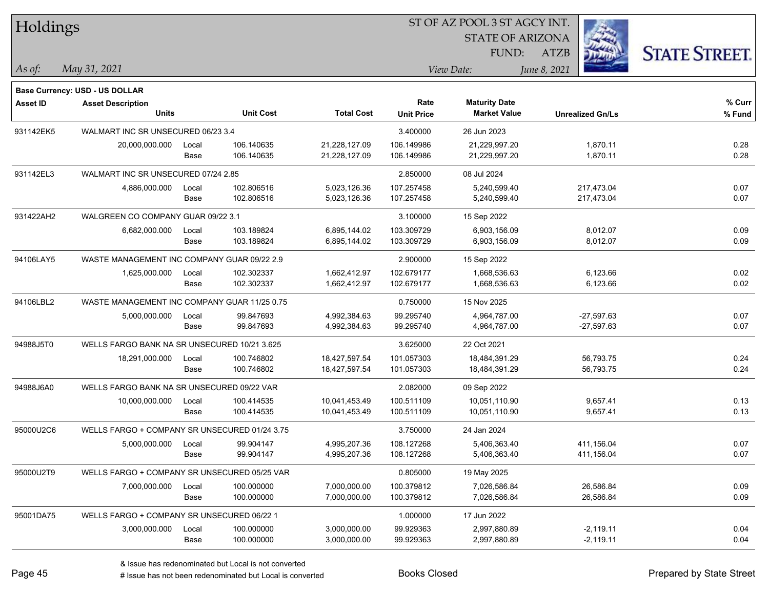# Holdings

ST OF AZ POOL 3 ST AGCY INT.
STATE OF ARIZONA
FUND: ATZB

*As of:* May 31, 2021

*View Date:* June 8, 2021

**Base Currency: USD - US DOLLAR**

| Asset ID | Asset Description / Units | | Unit Cost | Total Cost | Rate / Unit Price | Maturity Date / Market Value | Unrealized Gn/Ls | % Curr / % Fund |
|---|---|---|---|---|---|---|---|---|
| 931142EK5 | WALMART INC SR UNSECURED 06/23 3.4 | | | | 3.400000 | 26 Jun 2023 | | |
| | 20,000,000.000 | Local | 106.140635 | 21,228,127.09 | 106.149986 | 21,229,997.20 | 1,870.11 | 0.28 |
| | | Base | 106.140635 | 21,228,127.09 | 106.149986 | 21,229,997.20 | 1,870.11 | 0.28 |
| 931142EL3 | WALMART INC SR UNSECURED 07/24 2.85 | | | | 2.850000 | 08 Jul 2024 | | |
| | 4,886,000.000 | Local | 102.806516 | 5,023,126.36 | 107.257458 | 5,240,599.40 | 217,473.04 | 0.07 |
| | | Base | 102.806516 | 5,023,126.36 | 107.257458 | 5,240,599.40 | 217,473.04 | 0.07 |
| 931422AH2 | WALGREEN CO COMPANY GUAR 09/22 3.1 | | | | 3.100000 | 15 Sep 2022 | | |
| | 6,682,000.000 | Local | 103.189824 | 6,895,144.02 | 103.309729 | 6,903,156.09 | 8,012.07 | 0.09 |
| | | Base | 103.189824 | 6,895,144.02 | 103.309729 | 6,903,156.09 | 8,012.07 | 0.09 |
| 94106LAY5 | WASTE MANAGEMENT INC COMPANY GUAR 09/22 2.9 | | | | 2.900000 | 15 Sep 2022 | | |
| | 1,625,000.000 | Local | 102.302337 | 1,662,412.97 | 102.679177 | 1,668,536.63 | 6,123.66 | 0.02 |
| | | Base | 102.302337 | 1,662,412.97 | 102.679177 | 1,668,536.63 | 6,123.66 | 0.02 |
| 94106LBL2 | WASTE MANAGEMENT INC COMPANY GUAR 11/25 0.75 | | | | 0.750000 | 15 Nov 2025 | | |
| | 5,000,000.000 | Local | 99.847693 | 4,992,384.63 | 99.295740 | 4,964,787.00 | -27,597.63 | 0.07 |
| | | Base | 99.847693 | 4,992,384.63 | 99.295740 | 4,964,787.00 | -27,597.63 | 0.07 |
| 94988J5T0 | WELLS FARGO BANK NA SR UNSECURED 10/21 3.625 | | | | 3.625000 | 22 Oct 2021 | | |
| | 18,291,000.000 | Local | 100.746802 | 18,427,597.54 | 101.057303 | 18,484,391.29 | 56,793.75 | 0.24 |
| | | Base | 100.746802 | 18,427,597.54 | 101.057303 | 18,484,391.29 | 56,793.75 | 0.24 |
| 94988J6A0 | WELLS FARGO BANK NA SR UNSECURED 09/22 VAR | | | | 2.082000 | 09 Sep 2022 | | |
| | 10,000,000.000 | Local | 100.414535 | 10,041,453.49 | 100.511109 | 10,051,110.90 | 9,657.41 | 0.13 |
| | | Base | 100.414535 | 10,041,453.49 | 100.511109 | 10,051,110.90 | 9,657.41 | 0.13 |
| 95000U2C6 | WELLS FARGO + COMPANY SR UNSECURED 01/24 3.75 | | | | 3.750000 | 24 Jan 2024 | | |
| | 5,000,000.000 | Local | 99.904147 | 4,995,207.36 | 108.127268 | 5,406,363.40 | 411,156.04 | 0.07 |
| | | Base | 99.904147 | 4,995,207.36 | 108.127268 | 5,406,363.40 | 411,156.04 | 0.07 |
| 95000U2T9 | WELLS FARGO + COMPANY SR UNSECURED 05/25 VAR | | | | 0.805000 | 19 May 2025 | | |
| | 7,000,000.000 | Local | 100.000000 | 7,000,000.00 | 100.379812 | 7,026,586.84 | 26,586.84 | 0.09 |
| | | Base | 100.000000 | 7,000,000.00 | 100.379812 | 7,026,586.84 | 26,586.84 | 0.09 |
| 95001DA75 | WELLS FARGO + COMPANY SR UNSECURED 06/22 1 | | | | 1.000000 | 17 Jun 2022 | | |
| | 3,000,000.000 | Local | 100.000000 | 3,000,000.00 | 99.929363 | 2,997,880.89 | -2,119.11 | 0.04 |
| | | Base | 100.000000 | 3,000,000.00 | 99.929363 | 2,997,880.89 | -2,119.11 | 0.04 |

& Issue has redenominated but Local is not converted
# Issue has not been redenominated but Local is converted

Books Closed

Prepared by State Street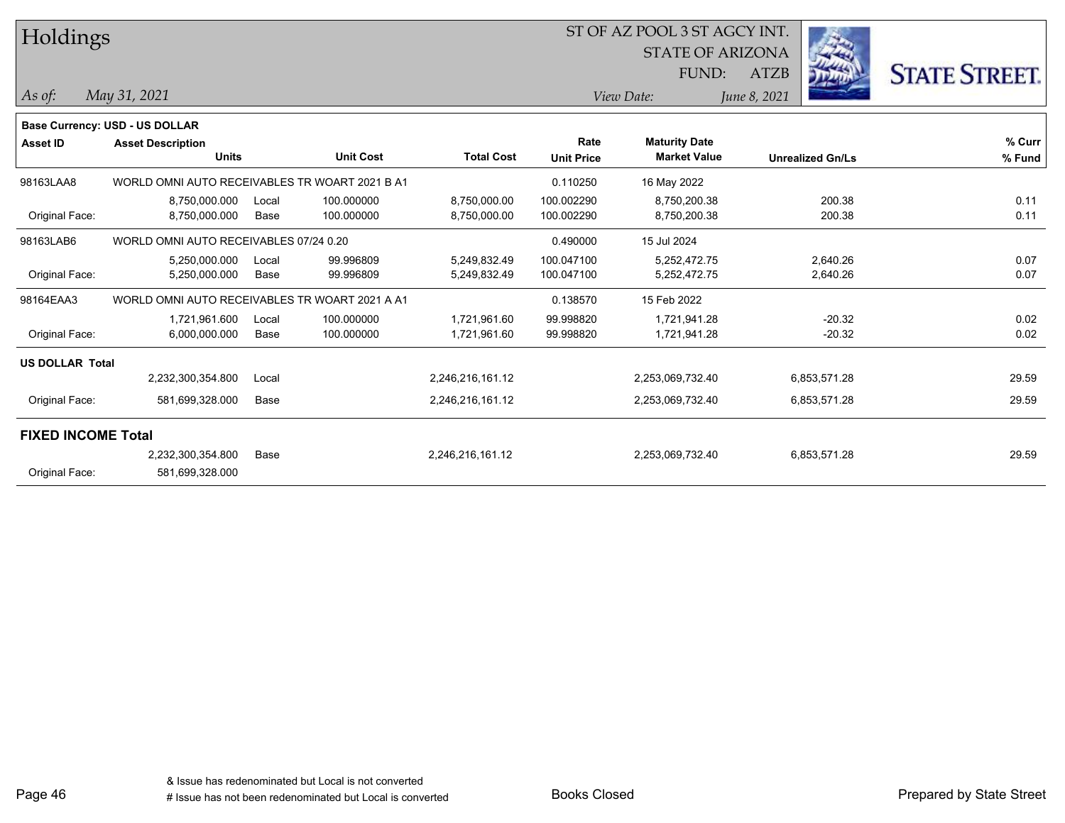# Holdings

ST OF AZ POOL 3 ST AGCY INT.
STATE OF ARIZONA
FUND: ATZB

*As of:* *May 31, 2021*
*View Date:* *June 8, 2021*

**Base Currency: USD - US DOLLAR**

| Asset ID | Asset Description / Units | | Unit Cost | Total Cost | Rate / Unit Price | Maturity Date / Market Value | Unrealized Gn/Ls | % Curr / % Fund |
|---|---|---|---|---|---|---|---|---|
| 98163LAA8 | WORLD OMNI AUTO RECEIVABLES TR WOART 2021 B A1 | | | | 0.110250 | 16 May 2022 | | |
| | 8,750,000.000 | Local | 100.000000 | 8,750,000.00 | 100.002290 | 8,750,200.38 | 200.38 | 0.11 |
| Original Face: | 8,750,000.000 | Base | 100.000000 | 8,750,000.00 | 100.002290 | 8,750,200.38 | 200.38 | 0.11 |
| 98163LAB6 | WORLD OMNI AUTO RECEIVABLES 07/24 0.20 | | | | 0.490000 | 15 Jul 2024 | | |
| | 5,250,000.000 | Local | 99.996809 | 5,249,832.49 | 100.047100 | 5,252,472.75 | 2,640.26 | 0.07 |
| Original Face: | 5,250,000.000 | Base | 99.996809 | 5,249,832.49 | 100.047100 | 5,252,472.75 | 2,640.26 | 0.07 |
| 98164EAA3 | WORLD OMNI AUTO RECEIVABLES TR WOART 2021 A A1 | | | | 0.138570 | 15 Feb 2022 | | |
| | 1,721,961.600 | Local | 100.000000 | 1,721,961.60 | 99.998820 | 1,721,941.28 | -20.32 | 0.02 |
| Original Face: | 6,000,000.000 | Base | 100.000000 | 1,721,961.60 | 99.998820 | 1,721,941.28 | -20.32 | 0.02 |
| **US DOLLAR Total** | | | | | | | | |
| | 2,232,300,354.800 | Local | | 2,246,216,161.12 | | 2,253,069,732.40 | 6,853,571.28 | 29.59 |
| Original Face: | 581,699,328.000 | Base | | 2,246,216,161.12 | | 2,253,069,732.40 | 6,853,571.28 | 29.59 |
| **FIXED INCOME Total** | | | | | | | | |
| | 2,232,300,354.800 | Base | | 2,246,216,161.12 | | 2,253,069,732.40 | 6,853,571.28 | 29.59 |
| Original Face: | 581,699,328.000 | | | | | | | |

& Issue has redenominated but Local is not converted
# Issue has not been redenominated but Local is converted

Books Closed

Prepared by State Street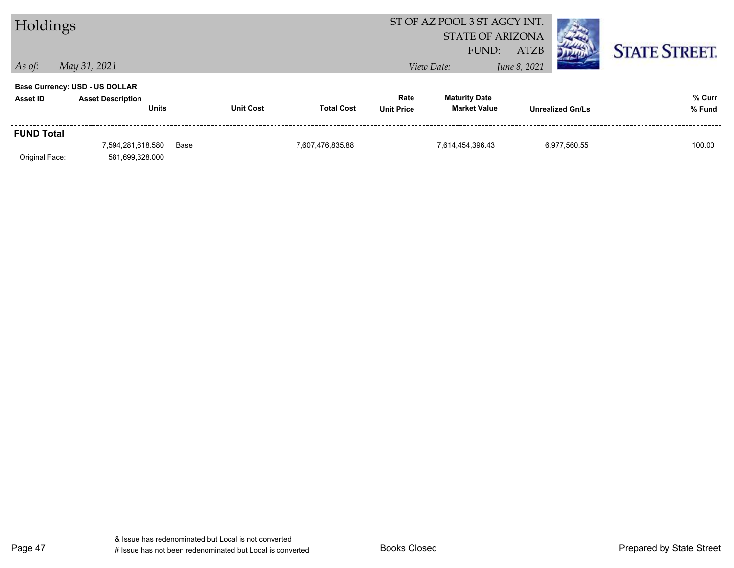# Holdings

*As of:* *May 31, 2021*

ST OF AZ POOL 3 ST AGCY INT.
STATE OF ARIZONA
FUND: ATZB

*View Date:* *June 8, 2021*

STATE STREET.

**Base Currency: USD - US DOLLAR**

| Asset ID | Asset Description / Units | | Unit Cost | Total Cost | Rate / Unit Price | Maturity Date / Market Value | Unrealized Gn/Ls | % Curr / % Fund |
|---|---|---|---|---|---|---|---|---|
| **FUND Total** | | | | | | | | |
| | 7,594,281,618.580 | Base | | 7,607,476,835.88 | | 7,614,454,396.43 | 6,977,560.55 | 100.00 |
| Original Face: | 581,699,328.000 | | | | | | | |

& Issue has redenominated but Local is not converted
# Issue has not been redenominated but Local is converted

Books Closed

Prepared by State Street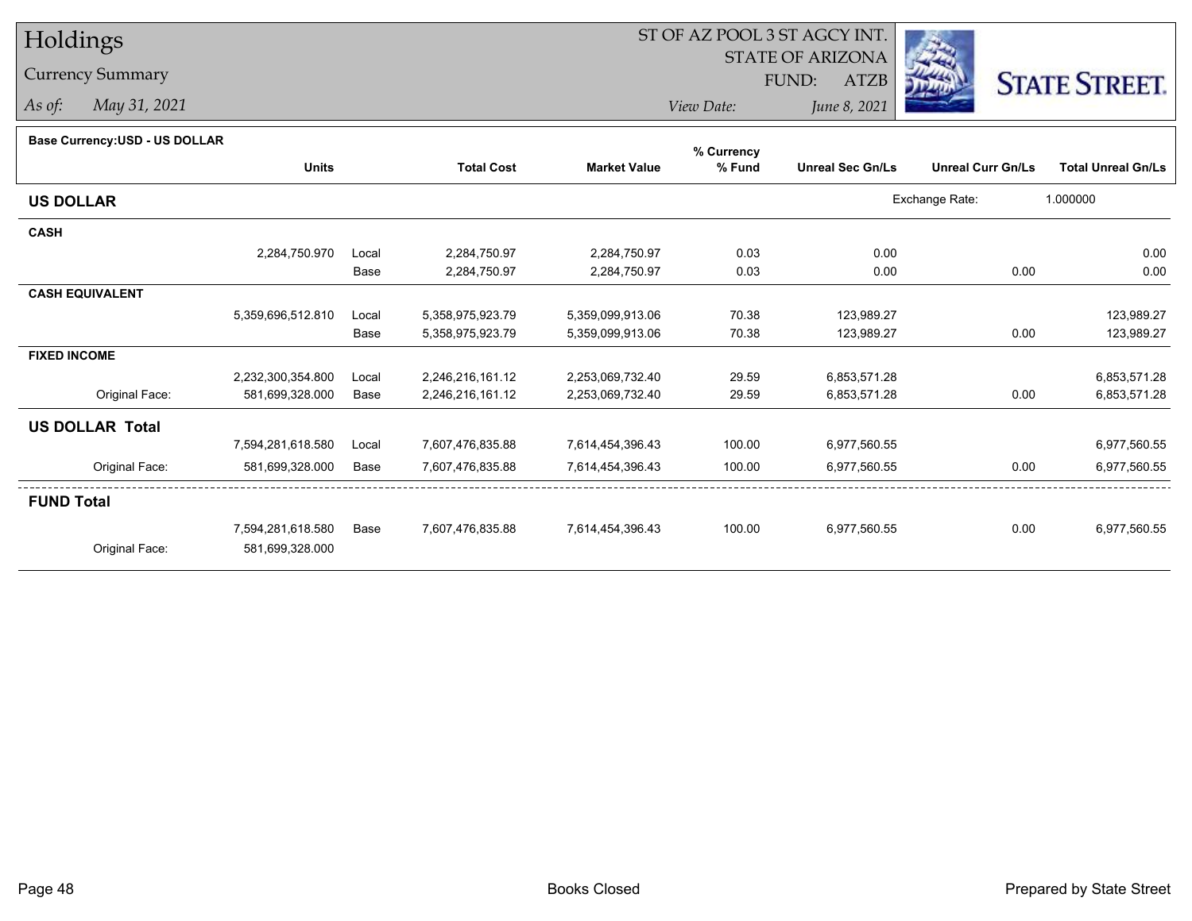# Holdings

## Currency Summary

*As of:* May 31, 2021

ST OF AZ POOL 3 ST AGCY INT.
STATE OF ARIZONA
FUND: ATZB

*View Date:* June 8, 2021

STATE STREET.

**Base Currency:USD - US DOLLAR**

| | Units | | Total Cost | Market Value | % Currency % Fund | Unreal Sec Gn/Ls | Unreal Curr Gn/Ls | Total Unreal Gn/Ls |
|---|---|---|---|---|---|---|---|---|
| **US DOLLAR** | | | | | | | Exchange Rate: | 1.000000 |
| **CASH** | | | | | | | | |
| | 2,284,750.970 | Local | 2,284,750.97 | 2,284,750.97 | 0.03 | 0.00 | | 0.00 |
| | | Base | 2,284,750.97 | 2,284,750.97 | 0.03 | 0.00 | 0.00 | 0.00 |
| **CASH EQUIVALENT** | | | | | | | | |
| | 5,359,696,512.810 | Local | 5,358,975,923.79 | 5,359,099,913.06 | 70.38 | 123,989.27 | | 123,989.27 |
| | | Base | 5,358,975,923.79 | 5,359,099,913.06 | 70.38 | 123,989.27 | 0.00 | 123,989.27 |
| **FIXED INCOME** | | | | | | | | |
| | 2,232,300,354.800 | Local | 2,246,216,161.12 | 2,253,069,732.40 | 29.59 | 6,853,571.28 | | 6,853,571.28 |
| Original Face: | 581,699,328.000 | Base | 2,246,216,161.12 | 2,253,069,732.40 | 29.59 | 6,853,571.28 | 0.00 | 6,853,571.28 |
| **US DOLLAR Total** | | | | | | | | |
| | 7,594,281,618.580 | Local | 7,607,476,835.88 | 7,614,454,396.43 | 100.00 | 6,977,560.55 | | 6,977,560.55 |
| Original Face: | 581,699,328.000 | Base | 7,607,476,835.88 | 7,614,454,396.43 | 100.00 | 6,977,560.55 | 0.00 | 6,977,560.55 |
| **FUND Total** | | | | | | | | |
| | 7,594,281,618.580 | Base | 7,607,476,835.88 | 7,614,454,396.43 | 100.00 | 6,977,560.55 | 0.00 | 6,977,560.55 |
| Original Face: | 581,699,328.000 | | | | | | | |

Books Closed

Prepared by State Street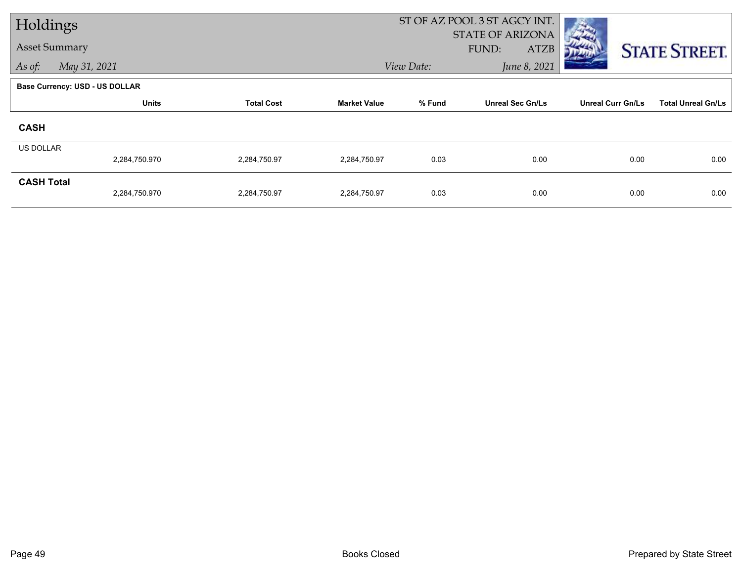# Holdings

## Asset Summary

*As of:* *May 31, 2021*

ST OF AZ POOL 3 ST AGCY INT.
STATE OF ARIZONA
FUND: ATZB
*View Date:* *June 8, 2021*

**Base Currency: USD - US DOLLAR**

| | Units | Total Cost | Market Value | % Fund | Unreal Sec Gn/Ls | Unreal Curr Gn/Ls | Total Unreal Gn/Ls |
|---|---|---|---|---|---|---|---|
| **CASH** | | | | | | | |
| US DOLLAR | 2,284,750.970 | 2,284,750.97 | 2,284,750.97 | 0.03 | 0.00 | 0.00 | 0.00 |
| **CASH Total** | 2,284,750.970 | 2,284,750.97 | 2,284,750.97 | 0.03 | 0.00 | 0.00 | 0.00 |

Books Closed

Prepared by State Street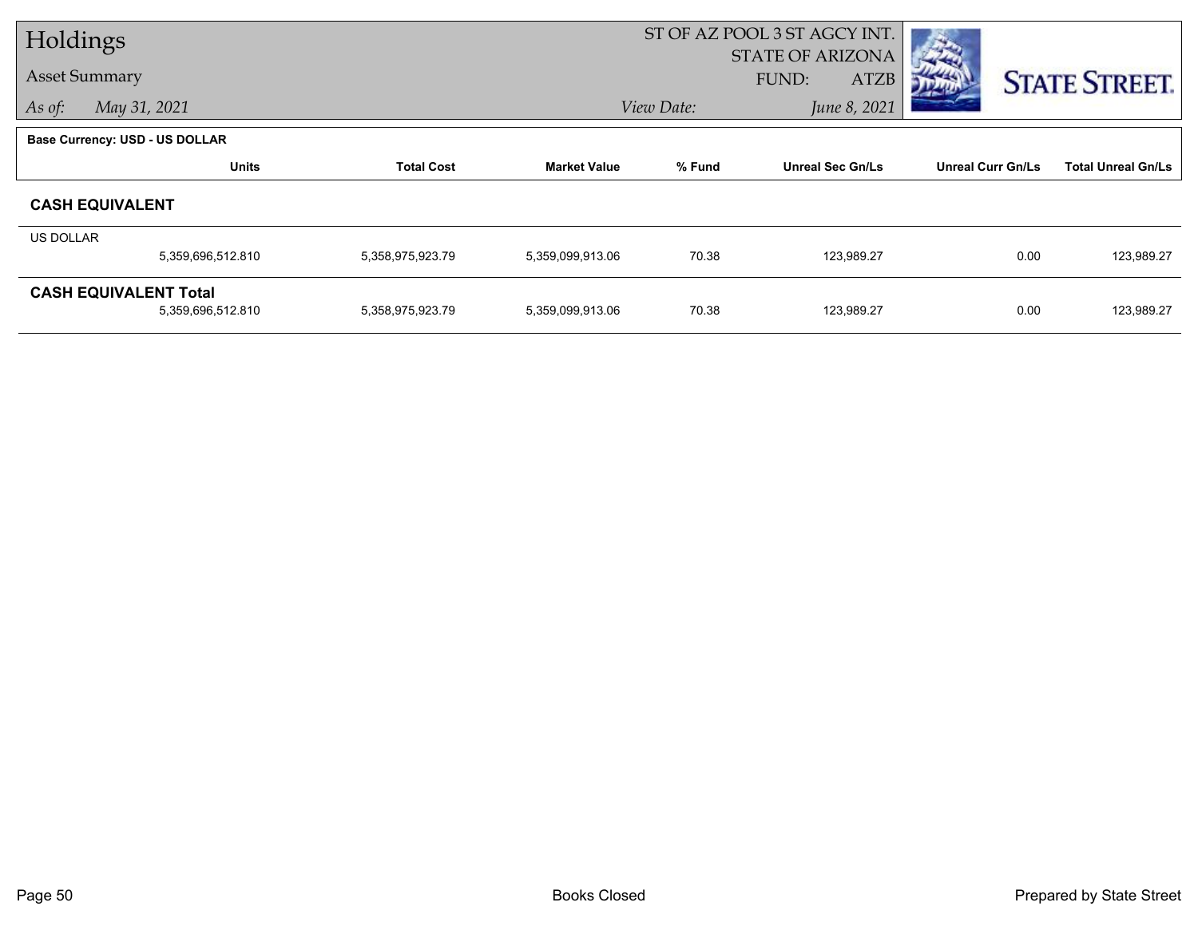# Holdings

## Asset Summary

*As of:* *May 31, 2021*

ST OF AZ POOL 3 ST AGCY INT.
STATE OF ARIZONA
FUND: ATZB
*View Date:* *June 8, 2021*

STATE STREET.

**Base Currency: USD - US DOLLAR**

| | Units | Total Cost | Market Value | % Fund | Unreal Sec Gn/Ls | Unreal Curr Gn/Ls | Total Unreal Gn/Ls |
|---|---|---|---|---|---|---|---|
| **CASH EQUIVALENT** | | | | | | | |
| US DOLLAR | 5,359,696,512.810 | 5,358,975,923.79 | 5,359,099,913.06 | 70.38 | 123,989.27 | 0.00 | 123,989.27 |
| **CASH EQUIVALENT Total** | 5,359,696,512.810 | 5,358,975,923.79 | 5,359,099,913.06 | 70.38 | 123,989.27 | 0.00 | 123,989.27 |

Books Closed

Prepared by State Street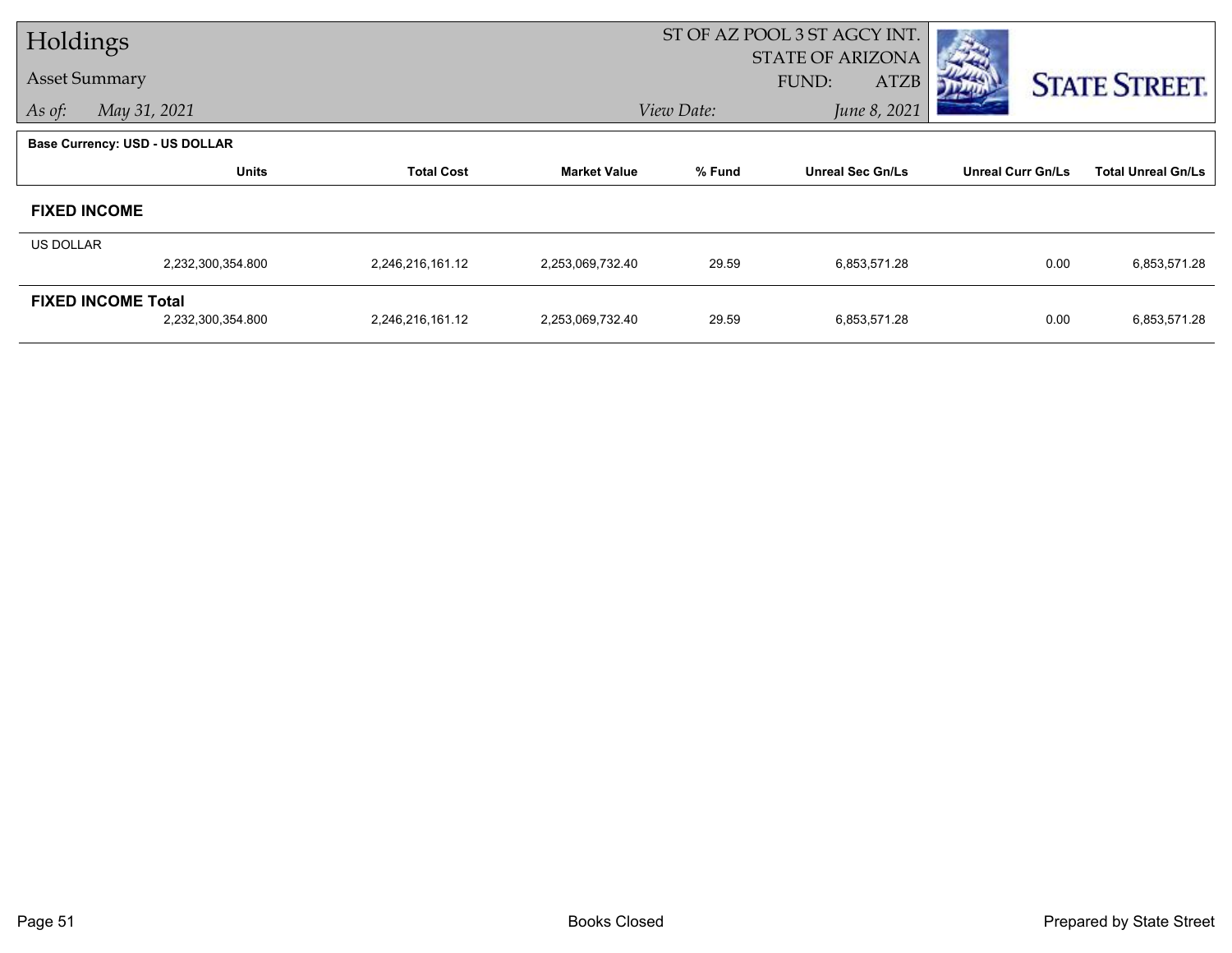# Holdings

## Asset Summary

*As of:* *May 31, 2021*

ST OF AZ POOL 3 ST AGCY INT.
STATE OF ARIZONA
FUND: ATZB
*View Date:* *June 8, 2021*

STATE STREET.

**Base Currency: USD - US DOLLAR**

| | Units | Total Cost | Market Value | % Fund | Unreal Sec Gn/Ls | Unreal Curr Gn/Ls | Total Unreal Gn/Ls |
|---|---|---|---|---|---|---|---|
| **FIXED INCOME** | | | | | | | |
| US DOLLAR | 2,232,300,354.800 | 2,246,216,161.12 | 2,253,069,732.40 | 29.59 | 6,853,571.28 | 0.00 | 6,853,571.28 |
| **FIXED INCOME Total** | 2,232,300,354.800 | 2,246,216,161.12 | 2,253,069,732.40 | 29.59 | 6,853,571.28 | 0.00 | 6,853,571.28 |

Books Closed

Prepared by State Street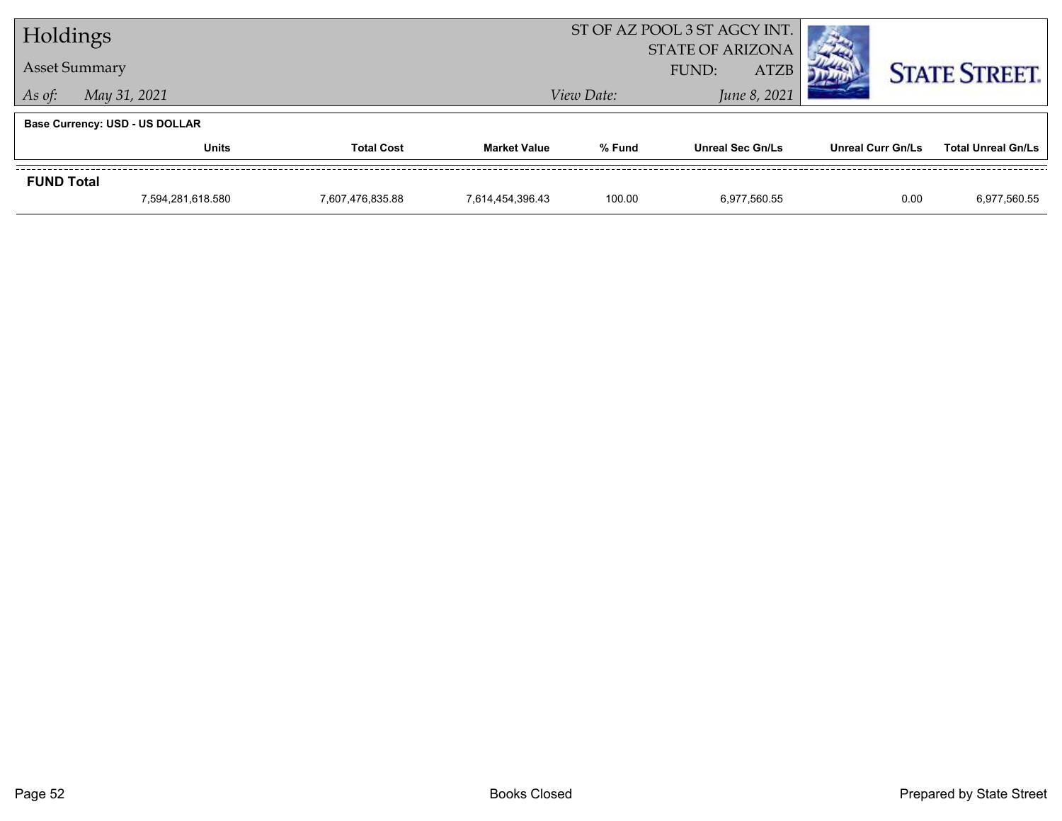# Holdings

Asset Summary

*As of:* *May 31, 2021*

ST OF AZ POOL 3 ST AGCY INT.
STATE OF ARIZONA
FUND: ATZB

*View Date:* *June 8, 2021*

STATE STREET.

**Base Currency: USD - US DOLLAR**

| | Units | Total Cost | Market Value | % Fund | Unreal Sec Gn/Ls | Unreal Curr Gn/Ls | Total Unreal Gn/Ls |
|---|---|---|---|---|---|---|---|
| **FUND Total** | 7,594,281,618.580 | 7,607,476,835.88 | 7,614,454,396.43 | 100.00 | 6,977,560.55 | 0.00 | 6,977,560.55 |

Books Closed

Prepared by State Street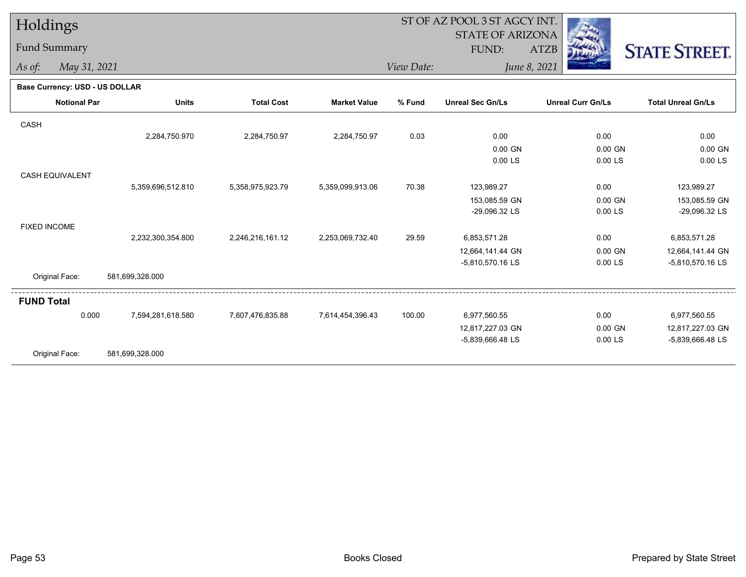# Holdings

Fund Summary

*As of:* *May 31, 2021*

ST OF AZ POOL 3 ST AGCY INT.
STATE OF ARIZONA
FUND: ATZB

*View Date:* *June 8, 2021*

STATE STREET.

**Base Currency: USD - US DOLLAR**

| Notional Par | Units | Total Cost | Market Value | % Fund | Unreal Sec Gn/Ls | Unreal Curr Gn/Ls | Total Unreal Gn/Ls |
|---|---|---|---|---|---|---|---|
| CASH | | | | | | | |
| | 2,284,750.970 | 2,284,750.97 | 2,284,750.97 | 0.03 | 0.00 | 0.00 | 0.00 |
| | | | | | 0.00 GN | 0.00 GN | 0.00 GN |
| | | | | | 0.00 LS | 0.00 LS | 0.00 LS |
| CASH EQUIVALENT | | | | | | | |
| | 5,359,696,512.810 | 5,358,975,923.79 | 5,359,099,913.06 | 70.38 | 123,989.27 | 0.00 | 123,989.27 |
| | | | | | 153,085.59 GN | 0.00 GN | 153,085.59 GN |
| | | | | | -29,096.32 LS | 0.00 LS | -29,096.32 LS |
| FIXED INCOME | | | | | | | |
| | 2,232,300,354.800 | 2,246,216,161.12 | 2,253,069,732.40 | 29.59 | 6,853,571.28 | 0.00 | 6,853,571.28 |
| | | | | | 12,664,141.44 GN | 0.00 GN | 12,664,141.44 GN |
| | | | | | -5,810,570.16 LS | 0.00 LS | -5,810,570.16 LS |
| Original Face: | 581,699,328.000 | | | | | | |
| **FUND Total** | | | | | | | |
| 0.000 | 7,594,281,618.580 | 7,607,476,835.88 | 7,614,454,396.43 | 100.00 | 6,977,560.55 | 0.00 | 6,977,560.55 |
| | | | | | 12,817,227.03 GN | 0.00 GN | 12,817,227.03 GN |
| | | | | | -5,839,666.48 LS | 0.00 LS | -5,839,666.48 LS |
| Original Face: | 581,699,328.000 | | | | | | |

Books Closed

Prepared by State Street